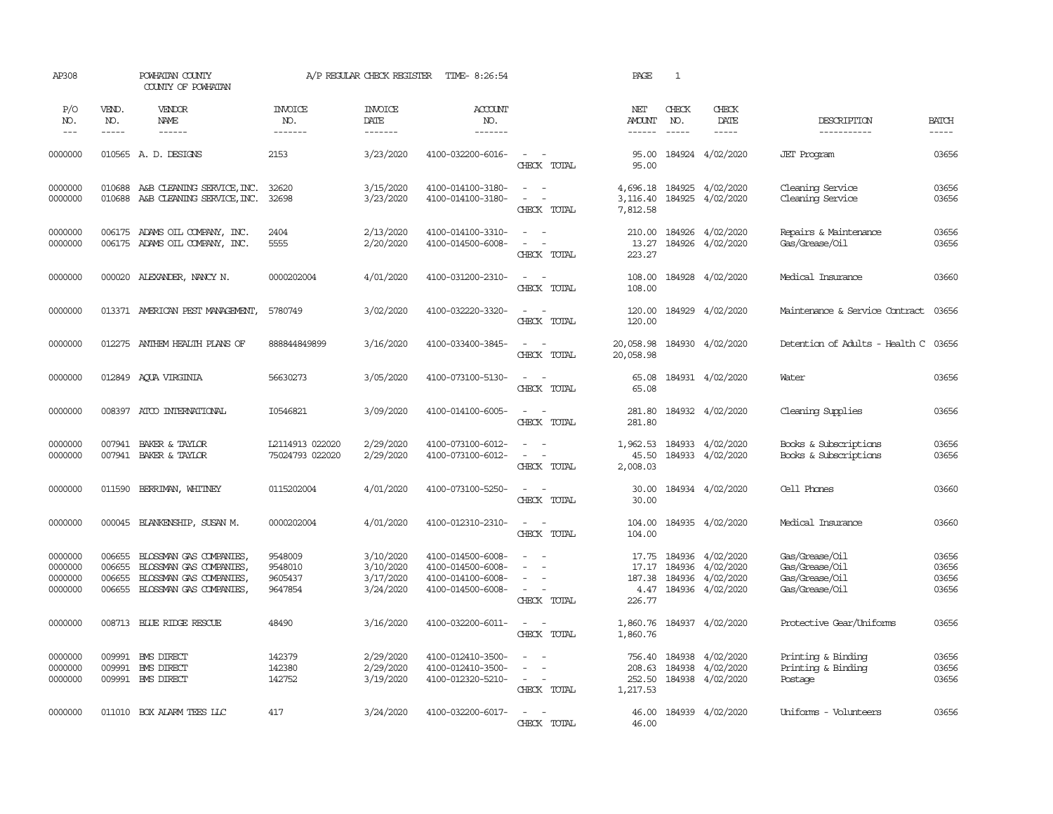AP308 POWHATAN COUNTY A/P REGULAR CHECK REGISTER TIME- 8:26:54 PAGE 1

COUNTY OF POWHATAN

| P/O NO. | VEND. NO. | VENDOR NAME | INVOICE NO. | INVOICE DATE | ACCOUNT NO. | | NET AMOUNT | CHECK NO. | CHECK DATE | DESCRIPTION | BATCH |
|---|---|---|---|---|---|---|---|---|---|---|---|
| --- | ----- | ------ | ------- | ------- | ------- | | ------ | ----- | ----- | ----------- | ----- |
| 0000000 | 010565 | A. D. DESIGNS | 2153 | 3/23/2020 | 4100-032200-6016- | - - | 95.00 | 184924 | 4/02/2020 | JET Program | 03656 |
| | | | | | | CHECK TOTAL | 95.00 | | | | |
| 0000000 | 010688 | A&B CLEANING SERVICE,INC. | 32620 | 3/15/2020 | 4100-014100-3180- | - - | 4,696.18 | 184925 | 4/02/2020 | Cleaning Service | 03656 |
| 0000000 | 010688 | A&B CLEANING SERVICE,INC. | 32698 | 3/23/2020 | 4100-014100-3180- | - - | 3,116.40 | 184925 | 4/02/2020 | Cleaning Service | 03656 |
| | | | | | | CHECK TOTAL | 7,812.58 | | | | |
| 0000000 | 006175 | ADAMS OIL COMPANY, INC. | 2404 | 2/13/2020 | 4100-014100-3310- | - - | 210.00 | 184926 | 4/02/2020 | Repairs & Maintenance | 03656 |
| 0000000 | 006175 | ADAMS OIL COMPANY, INC. | 5555 | 2/20/2020 | 4100-014500-6008- | - - | 13.27 | 184926 | 4/02/2020 | Gas/Grease/Oil | 03656 |
| | | | | | | CHECK TOTAL | 223.27 | | | | |
| 0000000 | 000020 | ALEXANDER, NANCY N. | 0000202004 | 4/01/2020 | 4100-031200-2310- | - - | 108.00 | 184928 | 4/02/2020 | Medical Insurance | 03660 |
| | | | | | | CHECK TOTAL | 108.00 | | | | |
| 0000000 | 013371 | AMERICAN PEST MANAGEMENT, | 5780749 | 3/02/2020 | 4100-032220-3320- | - - | 120.00 | 184929 | 4/02/2020 | Maintenance & Service Contract | 03656 |
| | | | | | | CHECK TOTAL | 120.00 | | | | |
| 0000000 | 012275 | ANTHEM HEALTH PLANS OF | 888844849899 | 3/16/2020 | 4100-033400-3845- | - - | 20,058.98 | 184930 | 4/02/2020 | Detention of Adults - Health C | 03656 |
| | | | | | | CHECK TOTAL | 20,058.98 | | | | |
| 0000000 | 012849 | AQUA VIRGINIA | 56630273 | 3/05/2020 | 4100-073100-5130- | - - | 65.08 | 184931 | 4/02/2020 | Water | 03656 |
| | | | | | | CHECK TOTAL | 65.08 | | | | |
| 0000000 | 008397 | ATCO INTERNATIONAL | I0546821 | 3/09/2020 | 4100-014100-6005- | - - | 281.80 | 184932 | 4/02/2020 | Cleaning Supplies | 03656 |
| | | | | | | CHECK TOTAL | 281.80 | | | | |
| 0000000 | 007941 | BAKER & TAYLOR | L2114913 022020 | 2/29/2020 | 4100-073100-6012- | - - | 1,962.53 | 184933 | 4/02/2020 | Books & Subscriptions | 03656 |
| 0000000 | 007941 | BAKER & TAYLOR | 75024793 022020 | 2/29/2020 | 4100-073100-6012- | - - | 45.50 | 184933 | 4/02/2020 | Books & Subscriptions | 03656 |
| | | | | | | CHECK TOTAL | 2,008.03 | | | | |
| 0000000 | 011590 | BERRIMAN, WHITNEY | 0115202004 | 4/01/2020 | 4100-073100-5250- | - - | 30.00 | 184934 | 4/02/2020 | Cell Phones | 03660 |
| | | | | | | CHECK TOTAL | 30.00 | | | | |
| 0000000 | 000045 | BLANKENSHIP, SUSAN M. | 0000202004 | 4/01/2020 | 4100-012310-2310- | - - | 104.00 | 184935 | 4/02/2020 | Medical Insurance | 03660 |
| | | | | | | CHECK TOTAL | 104.00 | | | | |
| 0000000 | 006655 | BLOSSMAN GAS COMPANIES, | 9548009 | 3/10/2020 | 4100-014500-6008- | - - | 17.75 | 184936 | 4/02/2020 | Gas/Grease/Oil | 03656 |
| 0000000 | 006655 | BLOSSMAN GAS COMPANIES, | 9548010 | 3/10/2020 | 4100-014500-6008- | - - | 17.17 | 184936 | 4/02/2020 | Gas/Grease/Oil | 03656 |
| 0000000 | 006655 | BLOSSMAN GAS COMPANIES, | 9605437 | 3/17/2020 | 4100-014100-6008- | - - | 187.38 | 184936 | 4/02/2020 | Gas/Grease/Oil | 03656 |
| 0000000 | 006655 | BLOSSMAN GAS COMPANIES, | 9647854 | 3/24/2020 | 4100-014500-6008- | - - | 4.47 | 184936 | 4/02/2020 | Gas/Grease/Oil | 03656 |
| | | | | | | CHECK TOTAL | 226.77 | | | | |
| 0000000 | 008713 | BLUE RIDGE RESCUE | 48490 | 3/16/2020 | 4100-032200-6011- | - - | 1,860.76 | 184937 | 4/02/2020 | Protective Gear/Uniforms | 03656 |
| | | | | | | CHECK TOTAL | 1,860.76 | | | | |
| 0000000 | 009991 | BMS DIRECT | 142379 | 2/29/2020 | 4100-012410-3500- | - - | 756.40 | 184938 | 4/02/2020 | Printing & Binding | 03656 |
| 0000000 | 009991 | BMS DIRECT | 142380 | 2/29/2020 | 4100-012410-3500- | - - | 208.63 | 184938 | 4/02/2020 | Printing & Binding | 03656 |
| 0000000 | 009991 | BMS DIRECT | 142752 | 3/19/2020 | 4100-012320-5210- | - - | 252.50 | 184938 | 4/02/2020 | Postage | 03656 |
| | | | | | | CHECK TOTAL | 1,217.53 | | | | |
| 0000000 | 011010 | BOX ALARM TEES LLC | 417 | 3/24/2020 | 4100-032200-6017- | - - | 46.00 | 184939 | 4/02/2020 | Uniforms - Volunteers | 03656 |
| | | | | | | CHECK TOTAL | 46.00 | | | | |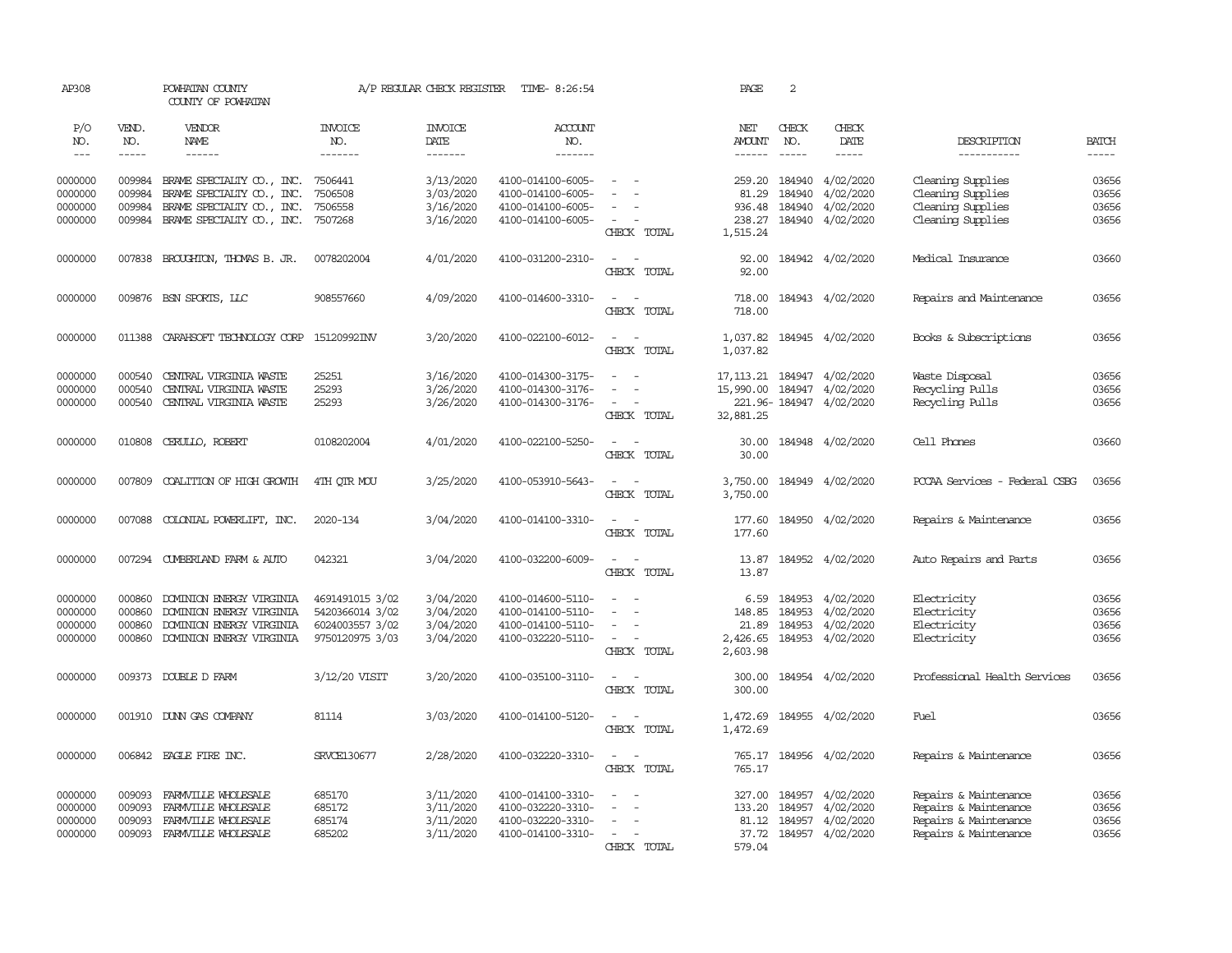AP308 POWHATAN COUNTY A/P REGULAR CHECK REGISTER TIME- 8:26:54 PAGE 2

COUNTY OF POWHATAN

| P/O NO. | VEND. NO. | VENDOR NAME | INVOICE NO. | INVOICE DATE | ACCOUNT NO. | | NET AMOUNT | CHECK NO. | CHECK DATE | DESCRIPTION | BATCH |
|---|---|---|---|---|---|---|---|---|---|---|---|
| 0000000 | 009984 | BRAME SPECIALTY CO., INC. | 7506441 | 3/13/2020 | 4100-014100-6005- | - - | 259.20 | 184940 | 4/02/2020 | Cleaning Supplies | 03656 |
| 0000000 | 009984 | BRAME SPECIALTY CO., INC. | 7506508 | 3/03/2020 | 4100-014100-6005- | - - | 81.29 | 184940 | 4/02/2020 | Cleaning Supplies | 03656 |
| 0000000 | 009984 | BRAME SPECIALTY CO., INC. | 7506558 | 3/16/2020 | 4100-014100-6005- | - - | 936.48 | 184940 | 4/02/2020 | Cleaning Supplies | 03656 |
| 0000000 | 009984 | BRAME SPECIALTY CO., INC. | 7507268 | 3/16/2020 | 4100-014100-6005- | - - | 238.27 | 184940 | 4/02/2020 | Cleaning Supplies | 03656 |
| | | | | | | CHECK TOTAL | 1,515.24 | | | | |
| 0000000 | 007838 | BROUGHTON, THOMAS B. JR. | 0078202004 | 4/01/2020 | 4100-031200-2310- | - - | 92.00 | 184942 | 4/02/2020 | Medical Insurance | 03660 |
| | | | | | | CHECK TOTAL | 92.00 | | | | |
| 0000000 | 009876 | BSN SPORTS, LLC | 908557660 | 4/09/2020 | 4100-014600-3310- | - - | 718.00 | 184943 | 4/02/2020 | Repairs and Maintenance | 03656 |
| | | | | | | CHECK TOTAL | 718.00 | | | | |
| 0000000 | 011388 | CARAHSOFT TECHNOLOGY CORP | 15120992INV | 3/20/2020 | 4100-022100-6012- | - - | 1,037.82 | 184945 | 4/02/2020 | Books & Subscriptions | 03656 |
| | | | | | | CHECK TOTAL | 1,037.82 | | | | |
| 0000000 | 000540 | CENTRAL VIRGINIA WASTE | 25251 | 3/16/2020 | 4100-014300-3175- | - - | 17,113.21 | 184947 | 4/02/2020 | Waste Disposal | 03656 |
| 0000000 | 000540 | CENTRAL VIRGINIA WASTE | 25293 | 3/26/2020 | 4100-014300-3176- | - - | 15,990.00 | 184947 | 4/02/2020 | Recycling Pulls | 03656 |
| 0000000 | 000540 | CENTRAL VIRGINIA WASTE | 25293 | 3/26/2020 | 4100-014300-3176- | - - | 221.96- | 184947 | 4/02/2020 | Recycling Pulls | 03656 |
| | | | | | | CHECK TOTAL | 32,881.25 | | | | |
| 0000000 | 010808 | CERULLO, ROBERT | 0108202004 | 4/01/2020 | 4100-022100-5250- | - - | 30.00 | 184948 | 4/02/2020 | Cell Phones | 03660 |
| | | | | | | CHECK TOTAL | 30.00 | | | | |
| 0000000 | 007809 | COALITION OF HIGH GROWTH | 4TH QTR MOU | 3/25/2020 | 4100-053910-5643- | - - | 3,750.00 | 184949 | 4/02/2020 | PCCAA Services - Federal CSBG | 03656 |
| | | | | | | CHECK TOTAL | 3,750.00 | | | | |
| 0000000 | 007088 | COLONIAL POWERLIFT, INC. | 2020-134 | 3/04/2020 | 4100-014100-3310- | - - | 177.60 | 184950 | 4/02/2020 | Repairs & Maintenance | 03656 |
| | | | | | | CHECK TOTAL | 177.60 | | | | |
| 0000000 | 007294 | CUMBERLAND FARM & AUTO | 042321 | 3/04/2020 | 4100-032200-6009- | - - | 13.87 | 184952 | 4/02/2020 | Auto Repairs and Parts | 03656 |
| | | | | | | CHECK TOTAL | 13.87 | | | | |
| 0000000 | 000860 | DOMINION ENERGY VIRGINIA | 4691491015 3/02 | 3/04/2020 | 4100-014600-5110- | - - | 6.59 | 184953 | 4/02/2020 | Electricity | 03656 |
| 0000000 | 000860 | DOMINION ENERGY VIRGINIA | 5420366014 3/02 | 3/04/2020 | 4100-014100-5110- | - - | 148.85 | 184953 | 4/02/2020 | Electricity | 03656 |
| 0000000 | 000860 | DOMINION ENERGY VIRGINIA | 6024003557 3/02 | 3/04/2020 | 4100-014100-5110- | - - | 21.89 | 184953 | 4/02/2020 | Electricity | 03656 |
| 0000000 | 000860 | DOMINION ENERGY VIRGINIA | 9750120975 3/03 | 3/04/2020 | 4100-032220-5110- | - - | 2,426.65 | 184953 | 4/02/2020 | Electricity | 03656 |
| | | | | | | CHECK TOTAL | 2,603.98 | | | | |
| 0000000 | 009373 | DOUBLE D FARM | 3/12/20 VISIT | 3/20/2020 | 4100-035100-3110- | - - | 300.00 | 184954 | 4/02/2020 | Professional Health Services | 03656 |
| | | | | | | CHECK TOTAL | 300.00 | | | | |
| 0000000 | 001910 | DUNN GAS COMPANY | 81114 | 3/03/2020 | 4100-014100-5120- | - - | 1,472.69 | 184955 | 4/02/2020 | Fuel | 03656 |
| | | | | | | CHECK TOTAL | 1,472.69 | | | | |
| 0000000 | 006842 | EAGLE FIRE INC. | SRVCE130677 | 2/28/2020 | 4100-032220-3310- | - - | 765.17 | 184956 | 4/02/2020 | Repairs & Maintenance | 03656 |
| | | | | | | CHECK TOTAL | 765.17 | | | | |
| 0000000 | 009093 | FARMVILLE WHOLESALE | 685170 | 3/11/2020 | 4100-014100-3310- | - - | 327.00 | 184957 | 4/02/2020 | Repairs & Maintenance | 03656 |
| 0000000 | 009093 | FARMVILLE WHOLESALE | 685172 | 3/11/2020 | 4100-032220-3310- | - - | 133.20 | 184957 | 4/02/2020 | Repairs & Maintenance | 03656 |
| 0000000 | 009093 | FARMVILLE WHOLESALE | 685174 | 3/11/2020 | 4100-032220-3310- | - - | 81.12 | 184957 | 4/02/2020 | Repairs & Maintenance | 03656 |
| 0000000 | 009093 | FARMVILLE WHOLESALE | 685202 | 3/11/2020 | 4100-014100-3310- | - - | 37.72 | 184957 | 4/02/2020 | Repairs & Maintenance | 03656 |
| | | | | | | CHECK TOTAL | 579.04 | | | | |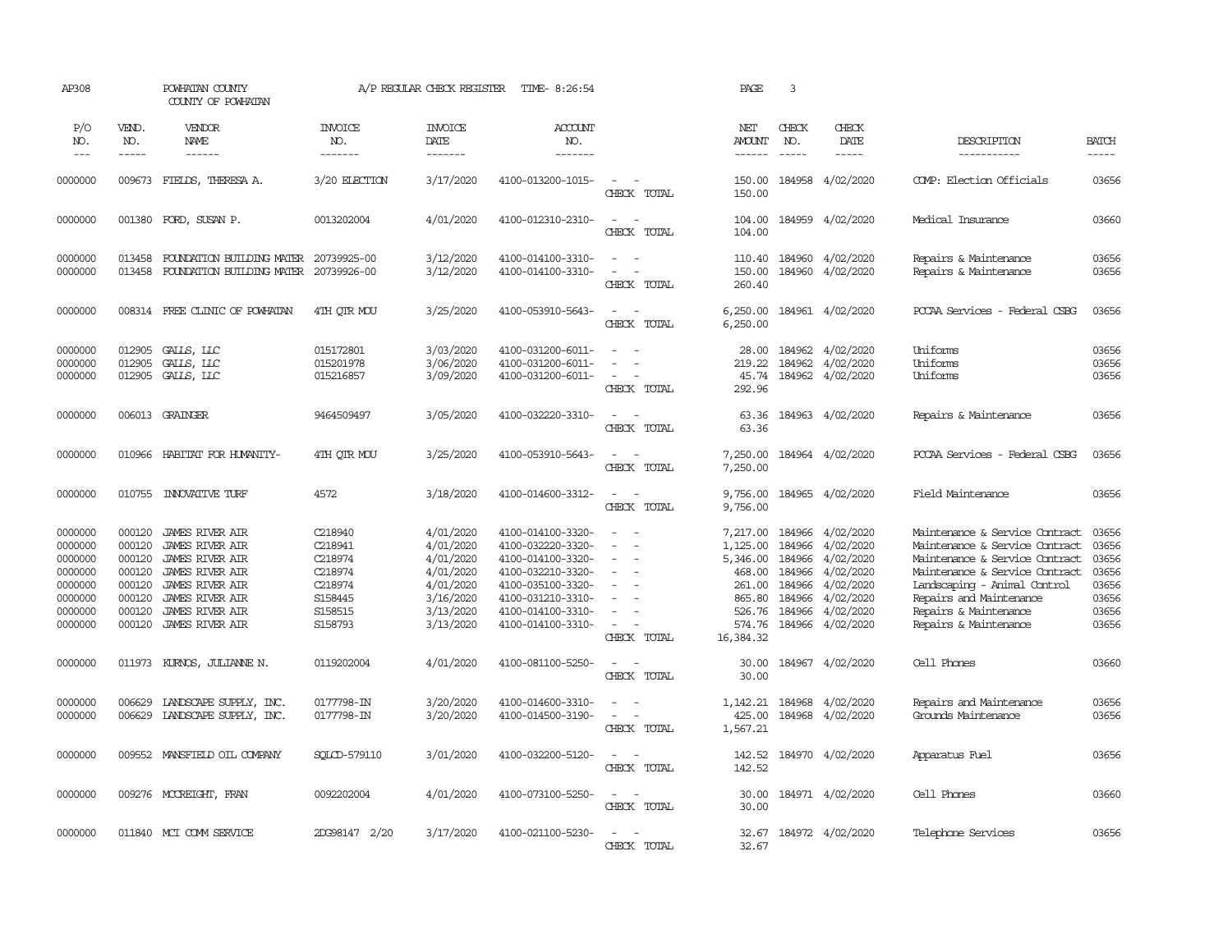AP308 POWHATAN COUNTY A/P REGULAR CHECK REGISTER TIME- 8:26:54 PAGE 3

COUNTY OF POWHATAN

| P/O NO. | VEND. NO. | VENDOR NAME | INVOICE NO. | INVOICE DATE | ACCOUNT NO. | | NET AMOUNT | CHECK NO. | CHECK DATE | DESCRIPTION | BATCH |
|---|---|---|---|---|---|---|---|---|---|---|---|
| 0000000 | 009673 | FIELDS, THERESA A. | 3/20 ELECTION | 3/17/2020 | 4100-013200-1015- | - - | 150.00 | 184958 | 4/02/2020 | COMP: Election Officials | 03656 |
| | | | | | | CHECK TOTAL | 150.00 | | | | |
| 0000000 | 001380 | FORD, SUSAN P. | 0013202004 | 4/01/2020 | 4100-012310-2310- | - - | 104.00 | 184959 | 4/02/2020 | Medical Insurance | 03660 |
| | | | | | | CHECK TOTAL | 104.00 | | | | |
| 0000000 | 013458 | FOUNDATION BUILDING MATER | 20739925-00 | 3/12/2020 | 4100-014100-3310- | - - | 110.40 | 184960 | 4/02/2020 | Repairs & Maintenance | 03656 |
| 0000000 | 013458 | FOUNDATION BUILDING MATER | 20739926-00 | 3/12/2020 | 4100-014100-3310- | - - | 150.00 | 184960 | 4/02/2020 | Repairs & Maintenance | 03656 |
| | | | | | | CHECK TOTAL | 260.40 | | | | |
| 0000000 | 008314 | FREE CLINIC OF POWHATAN | 4TH QTR MOU | 3/25/2020 | 4100-053910-5643- | - - | 6,250.00 | 184961 | 4/02/2020 | PCCAA Services - Federal CSBG | 03656 |
| | | | | | | CHECK TOTAL | 6,250.00 | | | | |
| 0000000 | 012905 | GALLS, LLC | 015172801 | 3/03/2020 | 4100-031200-6011- | - - | 28.00 | 184962 | 4/02/2020 | Uniforms | 03656 |
| 0000000 | 012905 | GALLS, LLC | 015201978 | 3/06/2020 | 4100-031200-6011- | - - | 219.22 | 184962 | 4/02/2020 | Uniforms | 03656 |
| 0000000 | 012905 | GALLS, LLC | 015216857 | 3/09/2020 | 4100-031200-6011- | - - | 45.74 | 184962 | 4/02/2020 | Uniforms | 03656 |
| | | | | | | CHECK TOTAL | 292.96 | | | | |
| 0000000 | 006013 | GRAINGER | 9464509497 | 3/05/2020 | 4100-032220-3310- | - - | 63.36 | 184963 | 4/02/2020 | Repairs & Maintenance | 03656 |
| | | | | | | CHECK TOTAL | 63.36 | | | | |
| 0000000 | 010966 | HABITAT FOR HUMANITY- | 4TH QTR MOU | 3/25/2020 | 4100-053910-5643- | - - | 7,250.00 | 184964 | 4/02/2020 | PCCAA Services - Federal CSBG | 03656 |
| | | | | | | CHECK TOTAL | 7,250.00 | | | | |
| 0000000 | 010755 | INNOVATIVE TURF | 4572 | 3/18/2020 | 4100-014600-3312- | - - | 9,756.00 | 184965 | 4/02/2020 | Field Maintenance | 03656 |
| | | | | | | CHECK TOTAL | 9,756.00 | | | | |
| 0000000 | 000120 | JAMES RIVER AIR | C218940 | 4/01/2020 | 4100-014100-3320- | - - | 7,217.00 | 184966 | 4/02/2020 | Maintenance & Service Contract | 03656 |
| 0000000 | 000120 | JAMES RIVER AIR | C218941 | 4/01/2020 | 4100-032220-3320- | - - | 1,125.00 | 184966 | 4/02/2020 | Maintenance & Service Contract | 03656 |
| 0000000 | 000120 | JAMES RIVER AIR | C218974 | 4/01/2020 | 4100-014100-3320- | - - | 5,346.00 | 184966 | 4/02/2020 | Maintenance & Service Contract | 03656 |
| 0000000 | 000120 | JAMES RIVER AIR | C218974 | 4/01/2020 | 4100-032210-3320- | - - | 468.00 | 184966 | 4/02/2020 | Maintenance & Service Contract | 03656 |
| 0000000 | 000120 | JAMES RIVER AIR | C218974 | 4/01/2020 | 4100-035100-3320- | - - | 261.00 | 184966 | 4/02/2020 | Landscaping - Animal Control | 03656 |
| 0000000 | 000120 | JAMES RIVER AIR | S158445 | 3/16/2020 | 4100-031210-3310- | - - | 865.80 | 184966 | 4/02/2020 | Repairs and Maintenance | 03656 |
| 0000000 | 000120 | JAMES RIVER AIR | S158515 | 3/13/2020 | 4100-014100-3310- | - - | 526.76 | 184966 | 4/02/2020 | Repairs & Maintenance | 03656 |
| 0000000 | 000120 | JAMES RIVER AIR | S158793 | 3/13/2020 | 4100-014100-3310- | - - | 574.76 | 184966 | 4/02/2020 | Repairs & Maintenance | 03656 |
| | | | | | | CHECK TOTAL | 16,384.32 | | | | |
| 0000000 | 011973 | KURNOS, JULIANNE N. | 0119202004 | 4/01/2020 | 4100-081100-5250- | - - | 30.00 | 184967 | 4/02/2020 | Cell Phones | 03660 |
| | | | | | | CHECK TOTAL | 30.00 | | | | |
| 0000000 | 006629 | LANDSCAPE SUPPLY, INC. | 0177798-IN | 3/20/2020 | 4100-014600-3310- | - - | 1,142.21 | 184968 | 4/02/2020 | Repairs and Maintenance | 03656 |
| 0000000 | 006629 | LANDSCAPE SUPPLY, INC. | 0177798-IN | 3/20/2020 | 4100-014500-3190- | - - | 425.00 | 184968 | 4/02/2020 | Grounds Maintenance | 03656 |
| | | | | | | CHECK TOTAL | 1,567.21 | | | | |
| 0000000 | 009552 | MANSFIELD OIL COMPANY | SQLCD-579110 | 3/01/2020 | 4100-032200-5120- | - - | 142.52 | 184970 | 4/02/2020 | Apparatus Fuel | 03656 |
| | | | | | | CHECK TOTAL | 142.52 | | | | |
| 0000000 | 009276 | MCCREIGHT, FRAN | 0092202004 | 4/01/2020 | 4100-073100-5250- | - - | 30.00 | 184971 | 4/02/2020 | Cell Phones | 03660 |
| | | | | | | CHECK TOTAL | 30.00 | | | | |
| 0000000 | 011840 | MCI COMM SERVICE | 2DG98147 2/20 | 3/17/2020 | 4100-021100-5230- | - - | 32.67 | 184972 | 4/02/2020 | Telephone Services | 03656 |
| | | | | | | CHECK TOTAL | 32.67 | | | | |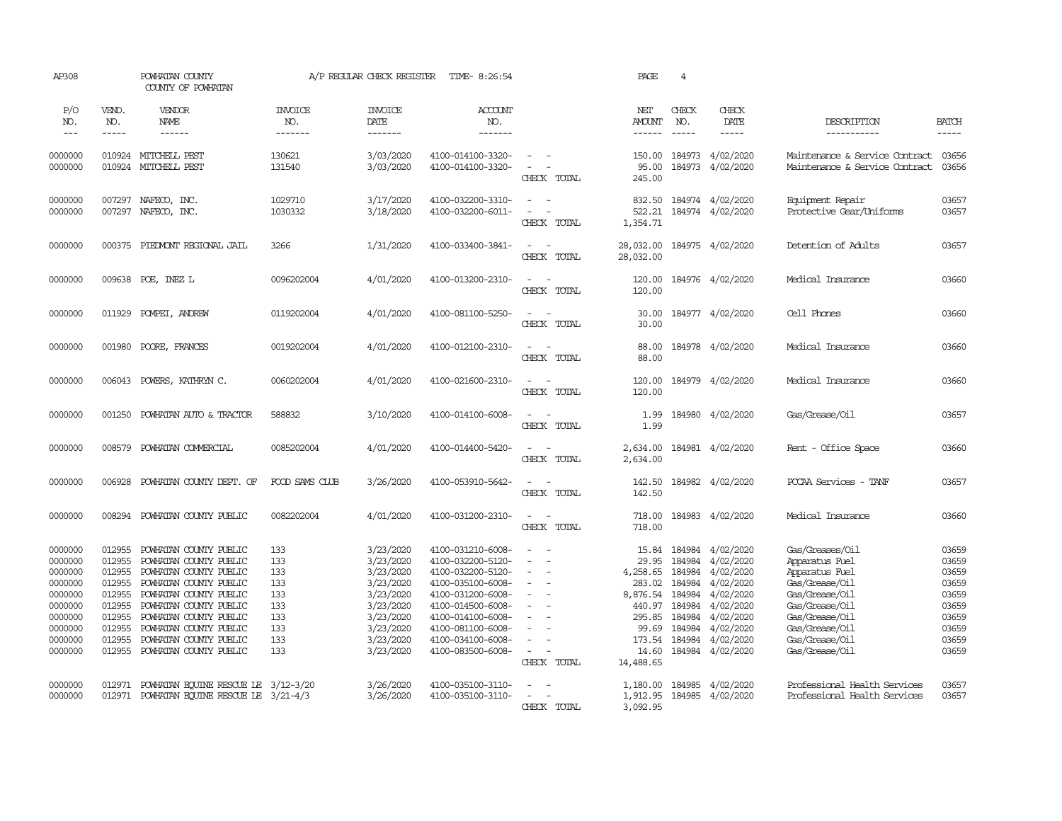AP308 POWHATAN COUNTY A/P REGULAR CHECK REGISTER TIME- 8:26:54 PAGE 4

COUNTY OF POWHATAN

| P/O NO. | VEND. NO. | VENDOR NAME | INVOICE NO. | INVOICE DATE | ACCOUNT NO. | | NET AMOUNT | CHECK NO. | CHECK DATE | DESCRIPTION | BATCH |
|---|---|---|---|---|---|---|---|---|---|---|---|
| 0000000 | 010924 | MITCHELL PEST | 130621 | 3/03/2020 | 4100-014100-3320- | - - | 150.00 | 184973 | 4/02/2020 | Maintenance & Service Contract | 03656 |
| 0000000 | 010924 | MITCHELL PEST | 131540 | 3/03/2020 | 4100-014100-3320- | - - | 95.00 | 184973 | 4/02/2020 | Maintenance & Service Contract | 03656 |
| | | | | | | CHECK TOTAL | 245.00 | | | | |
| 0000000 | 007297 | NAFECO, INC. | 1029710 | 3/17/2020 | 4100-032200-3310- | - - | 832.50 | 184974 | 4/02/2020 | Equipment Repair | 03657 |
| 0000000 | 007297 | NAFECO, INC. | 1030332 | 3/18/2020 | 4100-032200-6011- | - - | 522.21 | 184974 | 4/02/2020 | Protective Gear/Uniforms | 03657 |
| | | | | | | CHECK TOTAL | 1,354.71 | | | | |
| 0000000 | 000375 | PIEDMONT REGIONAL JAIL | 3266 | 1/31/2020 | 4100-033400-3841- | - - | 28,032.00 | 184975 | 4/02/2020 | Detention of Adults | 03657 |
| | | | | | | CHECK TOTAL | 28,032.00 | | | | |
| 0000000 | 009638 | POE, INEZ L | 0096202004 | 4/01/2020 | 4100-013200-2310- | - - | 120.00 | 184976 | 4/02/2020 | Medical Insurance | 03660 |
| | | | | | | CHECK TOTAL | 120.00 | | | | |
| 0000000 | 011929 | POMPEI, ANDREW | 0119202004 | 4/01/2020 | 4100-081100-5250- | - - | 30.00 | 184977 | 4/02/2020 | Cell Phones | 03660 |
| | | | | | | CHECK TOTAL | 30.00 | | | | |
| 0000000 | 001980 | POORE, FRANCES | 0019202004 | 4/01/2020 | 4100-012100-2310- | - - | 88.00 | 184978 | 4/02/2020 | Medical Insurance | 03660 |
| | | | | | | CHECK TOTAL | 88.00 | | | | |
| 0000000 | 006043 | POWERS, KATHRYN C. | 0060202004 | 4/01/2020 | 4100-021600-2310- | - - | 120.00 | 184979 | 4/02/2020 | Medical Insurance | 03660 |
| | | | | | | CHECK TOTAL | 120.00 | | | | |
| 0000000 | 001250 | POWHATAN AUTO & TRACTOR | 588832 | 3/10/2020 | 4100-014100-6008- | - - | 1.99 | 184980 | 4/02/2020 | Gas/Grease/Oil | 03657 |
| | | | | | | CHECK TOTAL | 1.99 | | | | |
| 0000000 | 008579 | POWHATAN COMMERCIAL | 0085202004 | 4/01/2020 | 4100-014400-5420- | - - | 2,634.00 | 184981 | 4/02/2020 | Rent - Office Space | 03660 |
| | | | | | | CHECK TOTAL | 2,634.00 | | | | |
| 0000000 | 006928 | POWHATAN COUNTY DEPT. OF | FOOD SAMS CLUB | 3/26/2020 | 4100-053910-5642- | - - | 142.50 | 184982 | 4/02/2020 | PCCAA Services - TANF | 03657 |
| | | | | | | CHECK TOTAL | 142.50 | | | | |
| 0000000 | 008294 | POWHATAN COUNTY PUBLIC | 0082202004 | 4/01/2020 | 4100-031200-2310- | - - | 718.00 | 184983 | 4/02/2020 | Medical Insurance | 03660 |
| | | | | | | CHECK TOTAL | 718.00 | | | | |
| 0000000 | 012955 | POWHATAN COUNTY PUBLIC | 133 | 3/23/2020 | 4100-031210-6008- | - - | 15.84 | 184984 | 4/02/2020 | Gas/Greases/Oil | 03659 |
| 0000000 | 012955 | POWHATAN COUNTY PUBLIC | 133 | 3/23/2020 | 4100-032200-5120- | - - | 29.95 | 184984 | 4/02/2020 | Apparatus Fuel | 03659 |
| 0000000 | 012955 | POWHATAN COUNTY PUBLIC | 133 | 3/23/2020 | 4100-032200-5120- | - - | 4,258.65 | 184984 | 4/02/2020 | Apparatus Fuel | 03659 |
| 0000000 | 012955 | POWHATAN COUNTY PUBLIC | 133 | 3/23/2020 | 4100-035100-6008- | - - | 283.02 | 184984 | 4/02/2020 | Gas/Grease/Oil | 03659 |
| 0000000 | 012955 | POWHATAN COUNTY PUBLIC | 133 | 3/23/2020 | 4100-031200-6008- | - - | 8,876.54 | 184984 | 4/02/2020 | Gas/Grease/Oil | 03659 |
| 0000000 | 012955 | POWHATAN COUNTY PUBLIC | 133 | 3/23/2020 | 4100-014500-6008- | - - | 440.97 | 184984 | 4/02/2020 | Gas/Grease/Oil | 03659 |
| 0000000 | 012955 | POWHATAN COUNTY PUBLIC | 133 | 3/23/2020 | 4100-014100-6008- | - - | 295.85 | 184984 | 4/02/2020 | Gas/Grease/Oil | 03659 |
| 0000000 | 012955 | POWHATAN COUNTY PUBLIC | 133 | 3/23/2020 | 4100-081100-6008- | - - | 99.69 | 184984 | 4/02/2020 | Gas/Grease/Oil | 03659 |
| 0000000 | 012955 | POWHATAN COUNTY PUBLIC | 133 | 3/23/2020 | 4100-034100-6008- | - - | 173.54 | 184984 | 4/02/2020 | Gas/Grease/Oil | 03659 |
| 0000000 | 012955 | POWHATAN COUNTY PUBLIC | 133 | 3/23/2020 | 4100-083500-6008- | - - | 14.60 | 184984 | 4/02/2020 | Gas/Grease/Oil | 03659 |
| | | | | | | CHECK TOTAL | 14,488.65 | | | | |
| 0000000 | 012971 | POWHATAN EQUINE RESCUE LE | 3/12-3/20 | 3/26/2020 | 4100-035100-3110- | - - | 1,180.00 | 184985 | 4/02/2020 | Professional Health Services | 03657 |
| 0000000 | 012971 | POWHATAN EQUINE RESCUE LE | 3/21-4/3 | 3/26/2020 | 4100-035100-3110- | - - | 1,912.95 | 184985 | 4/02/2020 | Professional Health Services | 03657 |
| | | | | | | CHECK TOTAL | 3,092.95 | | | | |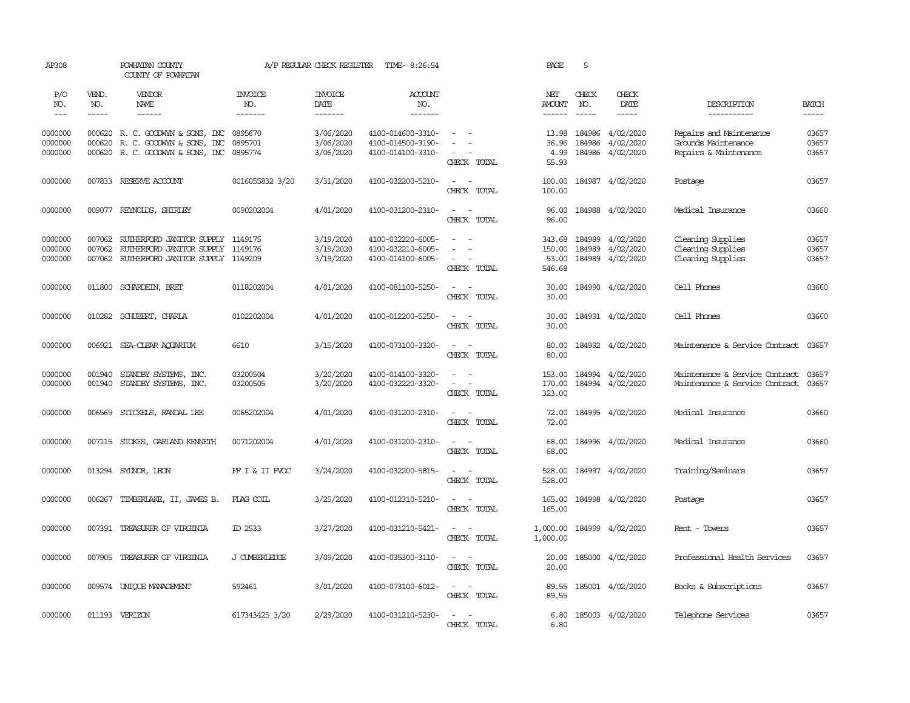AP308 POWHATAN COUNTY A/P REGULAR CHECK REGISTER TIME- 8:26:54 PAGE 5
COUNTY OF POWHATAN

| P/O NO. | VEND. NO. | VENDOR NAME | INVOICE NO. | INVOICE DATE | ACCOUNT NO. | | NET AMOUNT | CHECK NO. | CHECK DATE | DESCRIPTION | BATCH |
|---|---|---|---|---|---|---|---|---|---|---|---|
| 0000000 | 000620 | R. C. GOODWYN & SONS, INC | 0895670 | 3/06/2020 | 4100-014600-3310- | - - | 13.98 | 184986 | 4/02/2020 | Repairs and Maintenance | 03657 |
| 0000000 | 000620 | R. C. GOODWYN & SONS, INC | 0895701 | 3/06/2020 | 4100-014500-3190- | - - | 36.96 | 184986 | 4/02/2020 | Grounds Maintenance | 03657 |
| 0000000 | 000620 | R. C. GOODWYN & SONS, INC | 0895774 | 3/06/2020 | 4100-014100-3310- | - - | 4.99 | 184986 | 4/02/2020 | Repairs & Maintenance | 03657 |
| | | | | | | CHECK TOTAL | 55.93 | | | | |
| 0000000 | 007833 | RESERVE ACCOUNT | 0016055832 3/20 | 3/31/2020 | 4100-032200-5210- | - - | 100.00 | 184987 | 4/02/2020 | Postage | 03657 |
| | | | | | | CHECK TOTAL | 100.00 | | | | |
| 0000000 | 009077 | REYNOLDS, SHIRLEY | 0090202004 | 4/01/2020 | 4100-031200-2310- | - - | 96.00 | 184988 | 4/02/2020 | Medical Insurance | 03660 |
| | | | | | | CHECK TOTAL | 96.00 | | | | |
| 0000000 | 007062 | RUTHERFORD JANITOR SUPPLY | 1149175 | 3/19/2020 | 4100-032220-6005- | - - | 343.68 | 184989 | 4/02/2020 | Cleaning Supplies | 03657 |
| 0000000 | 007062 | RUTHERFORD JANITOR SUPPLY | 1149176 | 3/19/2020 | 4100-032210-6005- | - - | 150.00 | 184989 | 4/02/2020 | Cleaning Supplies | 03657 |
| 0000000 | 007062 | RUTHERFORD JANITOR SUPPLY | 1149209 | 3/19/2020 | 4100-014100-6005- | - - | 53.00 | 184989 | 4/02/2020 | Cleaning Supplies | 03657 |
| | | | | | | CHECK TOTAL | 546.68 | | | | |
| 0000000 | 011800 | SCHARDEIN, BRET | 0118202004 | 4/01/2020 | 4100-081100-5250- | - - | 30.00 | 184990 | 4/02/2020 | Cell Phones | 03660 |
| | | | | | | CHECK TOTAL | 30.00 | | | | |
| 0000000 | 010282 | SCHUBERT, CHARLA | 0102202004 | 4/01/2020 | 4100-012200-5250- | - - | 30.00 | 184991 | 4/02/2020 | Cell Phones | 03660 |
| | | | | | | CHECK TOTAL | 30.00 | | | | |
| 0000000 | 006921 | SEA-CLEAR AQUARIUM | 6610 | 3/15/2020 | 4100-073100-3320- | - - | 80.00 | 184992 | 4/02/2020 | Maintenance & Service Contract | 03657 |
| | | | | | | CHECK TOTAL | 80.00 | | | | |
| 0000000 | 001940 | STANDBY SYSTEMS, INC. | 03200504 | 3/20/2020 | 4100-014100-3320- | - - | 153.00 | 184994 | 4/02/2020 | Maintenance & Service Contract | 03657 |
| 0000000 | 001940 | STANDBY SYSTEMS, INC. | 03200505 | 3/20/2020 | 4100-032220-3320- | - - | 170.00 | 184994 | 4/02/2020 | Maintenance & Service Contract | 03657 |
| | | | | | | CHECK TOTAL | 323.00 | | | | |
| 0000000 | 006569 | STICKELS, RANDAL LEE | 0065202004 | 4/01/2020 | 4100-031200-2310- | - - | 72.00 | 184995 | 4/02/2020 | Medical Insurance | 03660 |
| | | | | | | CHECK TOTAL | 72.00 | | | | |
| 0000000 | 007115 | STOKES, GARLAND KENNETH | 0071202004 | 4/01/2020 | 4100-031200-2310- | - - | 68.00 | 184996 | 4/02/2020 | Medical Insurance | 03660 |
| | | | | | | CHECK TOTAL | 68.00 | | | | |
| 0000000 | 013294 | SYDNOR, LEON | FF I & II FVOC | 3/24/2020 | 4100-032200-5815- | - - | 528.00 | 184997 | 4/02/2020 | Training/Seminars | 03657 |
| | | | | | | CHECK TOTAL | 528.00 | | | | |
| 0000000 | 006267 | TIMBERLAKE, II, JAMES B. | FLAG COIL | 3/25/2020 | 4100-012310-5210- | - - | 165.00 | 184998 | 4/02/2020 | Postage | 03657 |
| | | | | | | CHECK TOTAL | 165.00 | | | | |
| 0000000 | 007391 | TREASURER OF VIRGINIA | ID 2533 | 3/27/2020 | 4100-031210-5421- | - - | 1,000.00 | 184999 | 4/02/2020 | Rent - Towers | 03657 |
| | | | | | | CHECK TOTAL | 1,000.00 | | | | |
| 0000000 | 007905 | TREASURER OF VIRGINIA | J CUMBERLEDGE | 3/09/2020 | 4100-035300-3110- | - - | 20.00 | 185000 | 4/02/2020 | Professional Health Services | 03657 |
| | | | | | | CHECK TOTAL | 20.00 | | | | |
| 0000000 | 009574 | UNIQUE MANAGEMENT | 592461 | 3/01/2020 | 4100-073100-6012- | - - | 89.55 | 185001 | 4/02/2020 | Books & Subscriptions | 03657 |
| | | | | | | CHECK TOTAL | 89.55 | | | | |
| 0000000 | 011193 | VERIZON | 617343425 3/20 | 2/29/2020 | 4100-031210-5230- | - - | 6.80 | 185003 | 4/02/2020 | Telephone Services | 03657 |
| | | | | | | CHECK TOTAL | 6.80 | | | | |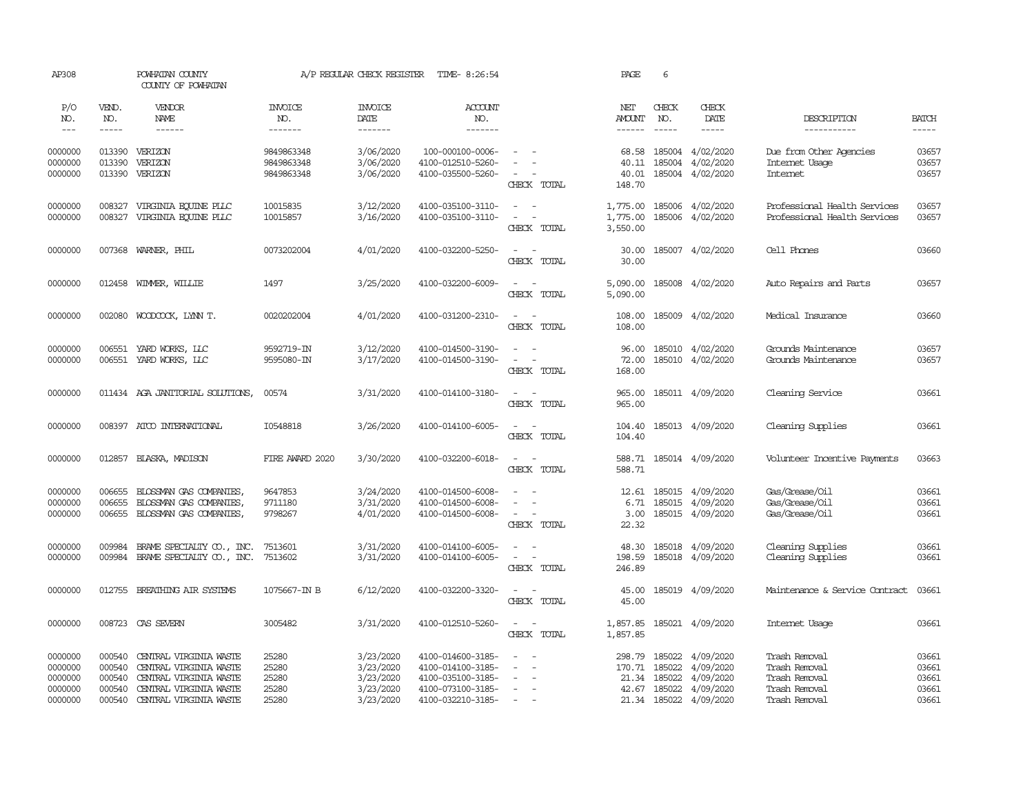AP308 POWHATAN COUNTY COUNTY OF POWHATAN A/P REGULAR CHECK REGISTER TIME- 8:26:54 PAGE 6

| P/O NO. | VEND. NO. | VENDOR NAME | INVOICE NO. | INVOICE DATE | ACCOUNT NO. | | NET AMOUNT | CHECK NO. | CHECK DATE | DESCRIPTION | BATCH |
|---|---|---|---|---|---|---|---|---|---|---|---|
| 0000000 | 013390 | VERIZON | 9849863348 | 3/06/2020 | 100-000100-0006- | - - | 68.58 | 185004 | 4/02/2020 | Due from Other Agencies | 03657 |
| 0000000 | 013390 | VERIZON | 9849863348 | 3/06/2020 | 4100-012510-5260- | - - | 40.11 | 185004 | 4/02/2020 | Internet Usage | 03657 |
| 0000000 | 013390 | VERIZON | 9849863348 | 3/06/2020 | 4100-035500-5260- | - - | 40.01 | 185004 | 4/02/2020 | Internet | 03657 |
| | | | | | | CHECK TOTAL | 148.70 | | | | |
| 0000000 | 008327 | VIRGINIA EQUINE PLLC | 10015835 | 3/12/2020 | 4100-035100-3110- | - - | 1,775.00 | 185006 | 4/02/2020 | Professional Health Services | 03657 |
| 0000000 | 008327 | VIRGINIA EQUINE PLLC | 10015857 | 3/16/2020 | 4100-035100-3110- | - - | 1,775.00 | 185006 | 4/02/2020 | Professional Health Services | 03657 |
| | | | | | | CHECK TOTAL | 3,550.00 | | | | |
| 0000000 | 007368 | WARNER, PHIL | 0073202004 | 4/01/2020 | 4100-032200-5250- | - - | 30.00 | 185007 | 4/02/2020 | Cell Phones | 03660 |
| | | | | | | CHECK TOTAL | 30.00 | | | | |
| 0000000 | 012458 | WIMMER, WILLIE | 1497 | 3/25/2020 | 4100-032200-6009- | - - | 5,090.00 | 185008 | 4/02/2020 | Auto Repairs and Parts | 03657 |
| | | | | | | CHECK TOTAL | 5,090.00 | | | | |
| 0000000 | 002080 | WOODCOCK, LYNN T. | 0020202004 | 4/01/2020 | 4100-031200-2310- | - - | 108.00 | 185009 | 4/02/2020 | Medical Insurance | 03660 |
| | | | | | | CHECK TOTAL | 108.00 | | | | |
| 0000000 | 006551 | YARD WORKS, LLC | 9592719-IN | 3/12/2020 | 4100-014500-3190- | - - | 96.00 | 185010 | 4/02/2020 | Grounds Maintenance | 03657 |
| 0000000 | 006551 | YARD WORKS, LLC | 9595080-IN | 3/17/2020 | 4100-014500-3190- | - - | 72.00 | 185010 | 4/02/2020 | Grounds Maintenance | 03657 |
| | | | | | | CHECK TOTAL | 168.00 | | | | |
| 0000000 | 011434 | AGA JANITORIAL SOLUTIONS, | 00574 | 3/31/2020 | 4100-014100-3180- | - - | 965.00 | 185011 | 4/09/2020 | Cleaning Service | 03661 |
| | | | | | | CHECK TOTAL | 965.00 | | | | |
| 0000000 | 008397 | ATCO INTERNATIONAL | I0548818 | 3/26/2020 | 4100-014100-6005- | - - | 104.40 | 185013 | 4/09/2020 | Cleaning Supplies | 03661 |
| | | | | | | CHECK TOTAL | 104.40 | | | | |
| 0000000 | 012857 | BLASKA, MADISON | FIRE AWARD 2020 | 3/30/2020 | 4100-032200-6018- | - - | 588.71 | 185014 | 4/09/2020 | Volunteer Incentive Payments | 03663 |
| | | | | | | CHECK TOTAL | 588.71 | | | | |
| 0000000 | 006655 | BLOSSMAN GAS COMPANIES, | 9647853 | 3/24/2020 | 4100-014500-6008- | - - | 12.61 | 185015 | 4/09/2020 | Gas/Grease/Oil | 03661 |
| 0000000 | 006655 | BLOSSMAN GAS COMPANIES, | 9711180 | 3/31/2020 | 4100-014500-6008- | - - | 6.71 | 185015 | 4/09/2020 | Gas/Grease/Oil | 03661 |
| 0000000 | 006655 | BLOSSMAN GAS COMPANIES, | 9798267 | 4/01/2020 | 4100-014500-6008- | - - | 3.00 | 185015 | 4/09/2020 | Gas/Grease/Oil | 03661 |
| | | | | | | CHECK TOTAL | 22.32 | | | | |
| 0000000 | 009984 | BRAME SPECIALTY CO., INC. | 7513601 | 3/31/2020 | 4100-014100-6005- | - - | 48.30 | 185018 | 4/09/2020 | Cleaning Supplies | 03661 |
| 0000000 | 009984 | BRAME SPECIALTY CO., INC. | 7513602 | 3/31/2020 | 4100-014100-6005- | - - | 198.59 | 185018 | 4/09/2020 | Cleaning Supplies | 03661 |
| | | | | | | CHECK TOTAL | 246.89 | | | | |
| 0000000 | 012755 | BREATHING AIR SYSTEMS | 1075667-IN B | 6/12/2020 | 4100-032200-3320- | - - | 45.00 | 185019 | 4/09/2020 | Maintenance & Service Contract | 03661 |
| | | | | | | CHECK TOTAL | 45.00 | | | | |
| 0000000 | 008723 | CAS SEVERN | 3005482 | 3/31/2020 | 4100-012510-5260- | - - | 1,857.85 | 185021 | 4/09/2020 | Internet Usage | 03661 |
| | | | | | | CHECK TOTAL | 1,857.85 | | | | |
| 0000000 | 000540 | CENTRAL VIRGINIA WASTE | 25280 | 3/23/2020 | 4100-014600-3185- | - - | 298.79 | 185022 | 4/09/2020 | Trash Removal | 03661 |
| 0000000 | 000540 | CENTRAL VIRGINIA WASTE | 25280 | 3/23/2020 | 4100-014100-3185- | - - | 170.71 | 185022 | 4/09/2020 | Trash Removal | 03661 |
| 0000000 | 000540 | CENTRAL VIRGINIA WASTE | 25280 | 3/23/2020 | 4100-035100-3185- | - - | 21.34 | 185022 | 4/09/2020 | Trash Removal | 03661 |
| 0000000 | 000540 | CENTRAL VIRGINIA WASTE | 25280 | 3/23/2020 | 4100-073100-3185- | - - | 42.67 | 185022 | 4/09/2020 | Trash Removal | 03661 |
| 0000000 | 000540 | CENTRAL VIRGINIA WASTE | 25280 | 3/23/2020 | 4100-032210-3185- | - - | 21.34 | 185022 | 4/09/2020 | Trash Removal | 03661 |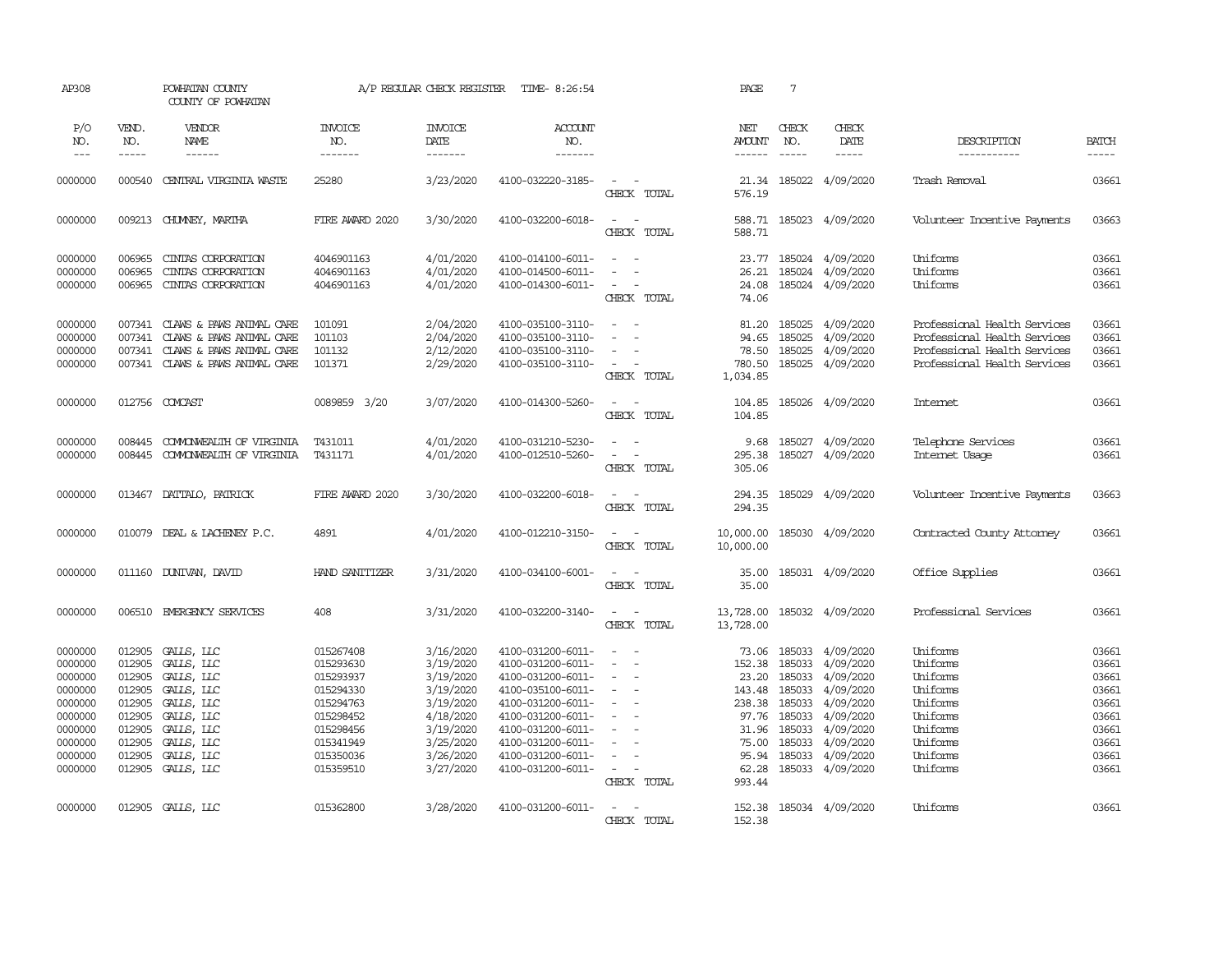AP308 POWHATAN COUNTY A/P REGULAR CHECK REGISTER TIME- 8:26:54 PAGE 7

COUNTY OF POWHATAN

| P/O NO. | VEND. NO. | VENDOR NAME | INVOICE NO. | INVOICE DATE | ACCOUNT NO. | | NET AMOUNT | CHECK NO. | CHECK DATE | DESCRIPTION | BATCH |
|---|---|---|---|---|---|---|---|---|---|---|---|
| 0000000 | 000540 | CENTRAL VIRGINIA WASTE | 25280 | 3/23/2020 | 4100-032220-3185- | - - | 21.34 | 185022 | 4/09/2020 | Trash Removal | 03661 |
| | | | | | | CHECK TOTAL | 576.19 | | | | |
| 0000000 | 009213 | CHUMNEY, MARTHA | FIRE AWARD 2020 | 3/30/2020 | 4100-032200-6018- | - - | 588.71 | 185023 | 4/09/2020 | Volunteer Incentive Payments | 03663 |
| | | | | | | CHECK TOTAL | 588.71 | | | | |
| 0000000 | 006965 | CINTAS CORPORATION | 4046901163 | 4/01/2020 | 4100-014100-6011- | - - | 23.77 | 185024 | 4/09/2020 | Uniforms | 03661 |
| 0000000 | 006965 | CINTAS CORPORATION | 4046901163 | 4/01/2020 | 4100-014500-6011- | - - | 26.21 | 185024 | 4/09/2020 | Uniforms | 03661 |
| 0000000 | 006965 | CINTAS CORPORATION | 4046901163 | 4/01/2020 | 4100-014300-6011- | - - | 24.08 | 185024 | 4/09/2020 | Uniforms | 03661 |
| | | | | | | CHECK TOTAL | 74.06 | | | | |
| 0000000 | 007341 | CLAWS & PAWS ANIMAL CARE | 101091 | 2/04/2020 | 4100-035100-3110- | - - | 81.20 | 185025 | 4/09/2020 | Professional Health Services | 03661 |
| 0000000 | 007341 | CLAWS & PAWS ANIMAL CARE | 101103 | 2/04/2020 | 4100-035100-3110- | - - | 94.65 | 185025 | 4/09/2020 | Professional Health Services | 03661 |
| 0000000 | 007341 | CLAWS & PAWS ANIMAL CARE | 101132 | 2/12/2020 | 4100-035100-3110- | - - | 78.50 | 185025 | 4/09/2020 | Professional Health Services | 03661 |
| 0000000 | 007341 | CLAWS & PAWS ANIMAL CARE | 101371 | 2/29/2020 | 4100-035100-3110- | - - | 780.50 | 185025 | 4/09/2020 | Professional Health Services | 03661 |
| | | | | | | CHECK TOTAL | 1,034.85 | | | | |
| 0000000 | 012756 | COMCAST | 0089859 3/20 | 3/07/2020 | 4100-014300-5260- | - - | 104.85 | 185026 | 4/09/2020 | Internet | 03661 |
| | | | | | | CHECK TOTAL | 104.85 | | | | |
| 0000000 | 008445 | COMMONWEALTH OF VIRGINIA | T431011 | 4/01/2020 | 4100-031210-5230- | - - | 9.68 | 185027 | 4/09/2020 | Telephone Services | 03661 |
| 0000000 | 008445 | COMMONWEALTH OF VIRGINIA | T431171 | 4/01/2020 | 4100-012510-5260- | - - | 295.38 | 185027 | 4/09/2020 | Internet Usage | 03661 |
| | | | | | | CHECK TOTAL | 305.06 | | | | |
| 0000000 | 013467 | DATTALO, PATRICK | FIRE AWARD 2020 | 3/30/2020 | 4100-032200-6018- | - - | 294.35 | 185029 | 4/09/2020 | Volunteer Incentive Payments | 03663 |
| | | | | | | CHECK TOTAL | 294.35 | | | | |
| 0000000 | 010079 | DEAL & LACHENEY P.C. | 4891 | 4/01/2020 | 4100-012210-3150- | - - | 10,000.00 | 185030 | 4/09/2020 | Contracted County Attorney | 03661 |
| | | | | | | CHECK TOTAL | 10,000.00 | | | | |
| 0000000 | 011160 | DUNIVAN, DAVID | HAND SANITIZER | 3/31/2020 | 4100-034100-6001- | - - | 35.00 | 185031 | 4/09/2020 | Office Supplies | 03661 |
| | | | | | | CHECK TOTAL | 35.00 | | | | |
| 0000000 | 006510 | EMERGENCY SERVICES | 408 | 3/31/2020 | 4100-032200-3140- | - - | 13,728.00 | 185032 | 4/09/2020 | Professional Services | 03661 |
| | | | | | | CHECK TOTAL | 13,728.00 | | | | |
| 0000000 | 012905 | GALLS, LLC | 015267408 | 3/16/2020 | 4100-031200-6011- | - - | 73.06 | 185033 | 4/09/2020 | Uniforms | 03661 |
| 0000000 | 012905 | GALLS, LLC | 015293630 | 3/19/2020 | 4100-031200-6011- | - - | 152.38 | 185033 | 4/09/2020 | Uniforms | 03661 |
| 0000000 | 012905 | GALLS, LLC | 015293937 | 3/19/2020 | 4100-031200-6011- | - - | 23.20 | 185033 | 4/09/2020 | Uniforms | 03661 |
| 0000000 | 012905 | GALLS, LLC | 015294330 | 3/19/2020 | 4100-035100-6011- | - - | 143.48 | 185033 | 4/09/2020 | Uniforms | 03661 |
| 0000000 | 012905 | GALLS, LLC | 015294763 | 3/19/2020 | 4100-031200-6011- | - - | 238.38 | 185033 | 4/09/2020 | Uniforms | 03661 |
| 0000000 | 012905 | GALLS, LLC | 015298452 | 4/18/2020 | 4100-031200-6011- | - - | 97.76 | 185033 | 4/09/2020 | Uniforms | 03661 |
| 0000000 | 012905 | GALLS, LLC | 015298456 | 3/19/2020 | 4100-031200-6011- | - - | 31.96 | 185033 | 4/09/2020 | Uniforms | 03661 |
| 0000000 | 012905 | GALLS, LLC | 015341949 | 3/25/2020 | 4100-031200-6011- | - - | 75.00 | 185033 | 4/09/2020 | Uniforms | 03661 |
| 0000000 | 012905 | GALLS, LLC | 015350036 | 3/26/2020 | 4100-031200-6011- | - - | 95.94 | 185033 | 4/09/2020 | Uniforms | 03661 |
| 0000000 | 012905 | GALLS, LLC | 015359510 | 3/27/2020 | 4100-031200-6011- | - - | 62.28 | 185033 | 4/09/2020 | Uniforms | 03661 |
| | | | | | | CHECK TOTAL | 993.44 | | | | |
| 0000000 | 012905 | GALLS, LLC | 015362800 | 3/28/2020 | 4100-031200-6011- | - - | 152.38 | 185034 | 4/09/2020 | Uniforms | 03661 |
| | | | | | | CHECK TOTAL | 152.38 | | | | |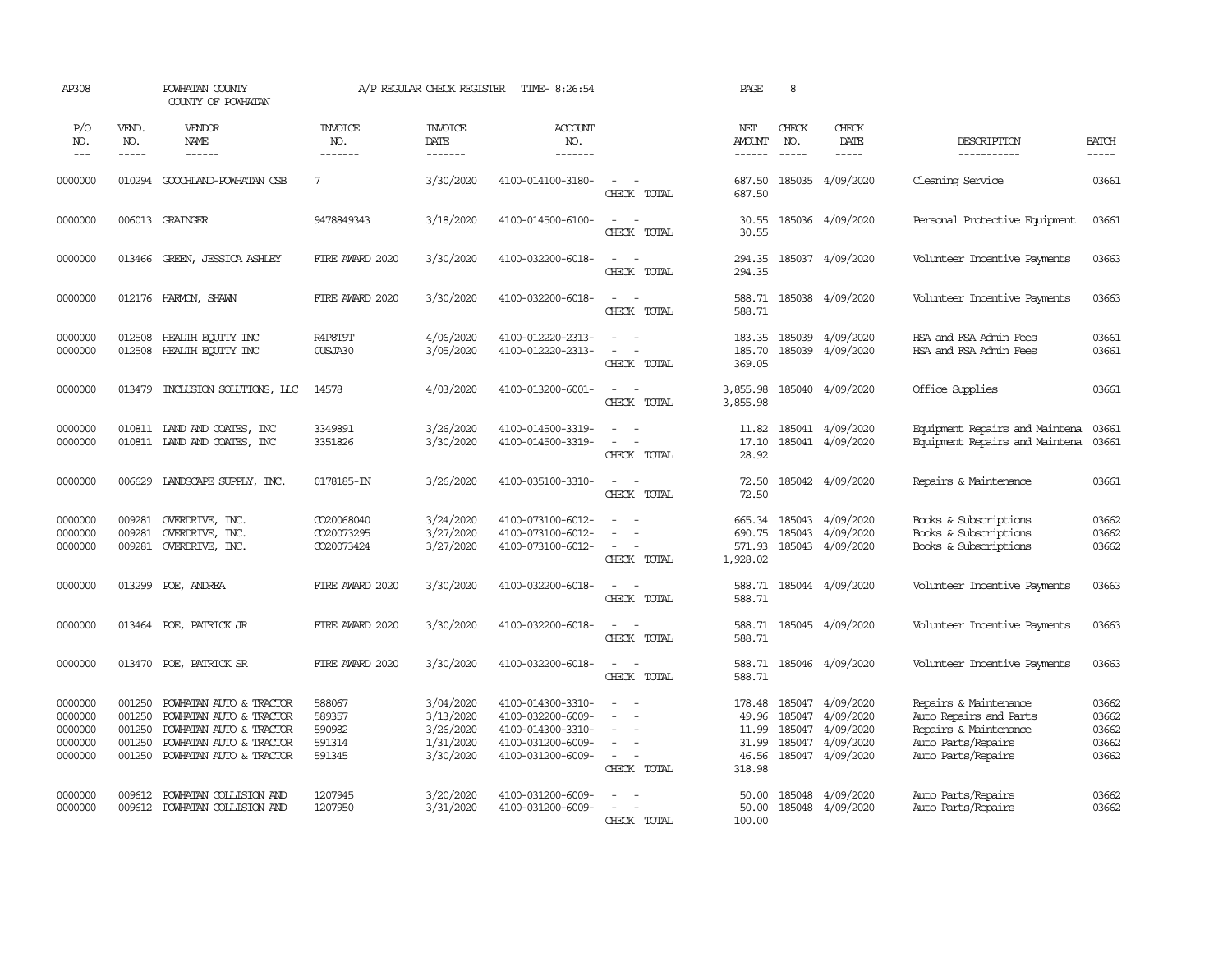AP308 POWHATAN COUNTY A/P REGULAR CHECK REGISTER TIME- 8:26:54 PAGE 8
COUNTY OF POWHATAN

| P/O NO. | VEND. NO. | VENDOR NAME | INVOICE NO. | INVOICE DATE | ACCOUNT NO. | | NET AMOUNT | CHECK NO. | CHECK DATE | DESCRIPTION | BATCH |
|---|---|---|---|---|---|---|---|---|---|---|---|
| 0000000 | 010294 | GOOCHLAND-POWHATAN CSB | 7 | 3/30/2020 | 4100-014100-3180- | - - | 687.50 | 185035 | 4/09/2020 | Cleaning Service | 03661 |
| | | | | | | CHECK TOTAL | 687.50 | | | | |
| 0000000 | 006013 | GRAINGER | 9478849343 | 3/18/2020 | 4100-014500-6100- | - - | 30.55 | 185036 | 4/09/2020 | Personal Protective Equipment | 03661 |
| | | | | | | CHECK TOTAL | 30.55 | | | | |
| 0000000 | 013466 | GREEN, JESSICA ASHLEY | FIRE AWARD 2020 | 3/30/2020 | 4100-032200-6018- | - - | 294.35 | 185037 | 4/09/2020 | Volunteer Incentive Payments | 03663 |
| | | | | | | CHECK TOTAL | 294.35 | | | | |
| 0000000 | 012176 | HARMON, SHAWN | FIRE AWARD 2020 | 3/30/2020 | 4100-032200-6018- | - - | 588.71 | 185038 | 4/09/2020 | Volunteer Incentive Payments | 03663 |
| | | | | | | CHECK TOTAL | 588.71 | | | | |
| 0000000 | 012508 | HEALTH EQUITY INC | R4P8T9T | 4/06/2020 | 4100-012220-2313- | - - | 183.35 | 185039 | 4/09/2020 | HSA and FSA Admin Fees | 03661 |
| 0000000 | 012508 | HEALTH EQUITY INC | 0USJA30 | 3/05/2020 | 4100-012220-2313- | - - | 185.70 | 185039 | 4/09/2020 | HSA and FSA Admin Fees | 03661 |
| | | | | | | CHECK TOTAL | 369.05 | | | | |
| 0000000 | 013479 | INCLUSION SOLUTIONS, LLC | 14578 | 4/03/2020 | 4100-013200-6001- | - - | 3,855.98 | 185040 | 4/09/2020 | Office Supplies | 03661 |
| | | | | | | CHECK TOTAL | 3,855.98 | | | | |
| 0000000 | 010811 | LAND AND COATES, INC | 3349891 | 3/26/2020 | 4100-014500-3319- | - - | 11.82 | 185041 | 4/09/2020 | Equipment Repairs and Maintena | 03661 |
| 0000000 | 010811 | LAND AND COATES, INC | 3351826 | 3/30/2020 | 4100-014500-3319- | - - | 17.10 | 185041 | 4/09/2020 | Equipment Repairs and Maintena | 03661 |
| | | | | | | CHECK TOTAL | 28.92 | | | | |
| 0000000 | 006629 | LANDSCAPE SUPPLY, INC. | 0178185-IN | 3/26/2020 | 4100-035100-3310- | - - | 72.50 | 185042 | 4/09/2020 | Repairs & Maintenance | 03661 |
| | | | | | | CHECK TOTAL | 72.50 | | | | |
| 0000000 | 009281 | OVERDRIVE, INC. | CO20068040 | 3/24/2020 | 4100-073100-6012- | - - | 665.34 | 185043 | 4/09/2020 | Books & Subscriptions | 03662 |
| 0000000 | 009281 | OVERDRIVE, INC. | CO20073295 | 3/27/2020 | 4100-073100-6012- | - - | 690.75 | 185043 | 4/09/2020 | Books & Subscriptions | 03662 |
| 0000000 | 009281 | OVERDRIVE, INC. | CO20073424 | 3/27/2020 | 4100-073100-6012- | - - | 571.93 | 185043 | 4/09/2020 | Books & Subscriptions | 03662 |
| | | | | | | CHECK TOTAL | 1,928.02 | | | | |
| 0000000 | 013299 | POE, ANDREA | FIRE AWARD 2020 | 3/30/2020 | 4100-032200-6018- | - - | 588.71 | 185044 | 4/09/2020 | Volunteer Incentive Payments | 03663 |
| | | | | | | CHECK TOTAL | 588.71 | | | | |
| 0000000 | 013464 | POE, PATRICK JR | FIRE AWARD 2020 | 3/30/2020 | 4100-032200-6018- | - - | 588.71 | 185045 | 4/09/2020 | Volunteer Incentive Payments | 03663 |
| | | | | | | CHECK TOTAL | 588.71 | | | | |
| 0000000 | 013470 | POE, PATRICK SR | FIRE AWARD 2020 | 3/30/2020 | 4100-032200-6018- | - - | 588.71 | 185046 | 4/09/2020 | Volunteer Incentive Payments | 03663 |
| | | | | | | CHECK TOTAL | 588.71 | | | | |
| 0000000 | 001250 | POWHATAN AUTO & TRACTOR | 588067 | 3/04/2020 | 4100-014300-3310- | - - | 178.48 | 185047 | 4/09/2020 | Repairs & Maintenance | 03662 |
| 0000000 | 001250 | POWHATAN AUTO & TRACTOR | 589357 | 3/13/2020 | 4100-032200-6009- | - - | 49.96 | 185047 | 4/09/2020 | Auto Repairs and Parts | 03662 |
| 0000000 | 001250 | POWHATAN AUTO & TRACTOR | 590982 | 3/26/2020 | 4100-014300-3310- | - - | 11.99 | 185047 | 4/09/2020 | Repairs & Maintenance | 03662 |
| 0000000 | 001250 | POWHATAN AUTO & TRACTOR | 591314 | 1/31/2020 | 4100-031200-6009- | - - | 31.99 | 185047 | 4/09/2020 | Auto Parts/Repairs | 03662 |
| 0000000 | 001250 | POWHATAN AUTO & TRACTOR | 591345 | 3/30/2020 | 4100-031200-6009- | - - | 46.56 | 185047 | 4/09/2020 | Auto Parts/Repairs | 03662 |
| | | | | | | CHECK TOTAL | 318.98 | | | | |
| 0000000 | 009612 | POWHATAN COLLISION AND | 1207945 | 3/20/2020 | 4100-031200-6009- | - - | 50.00 | 185048 | 4/09/2020 | Auto Parts/Repairs | 03662 |
| 0000000 | 009612 | POWHATAN COLLISION AND | 1207950 | 3/31/2020 | 4100-031200-6009- | - - | 50.00 | 185048 | 4/09/2020 | Auto Parts/Repairs | 03662 |
| | | | | | | CHECK TOTAL | 100.00 | | | | |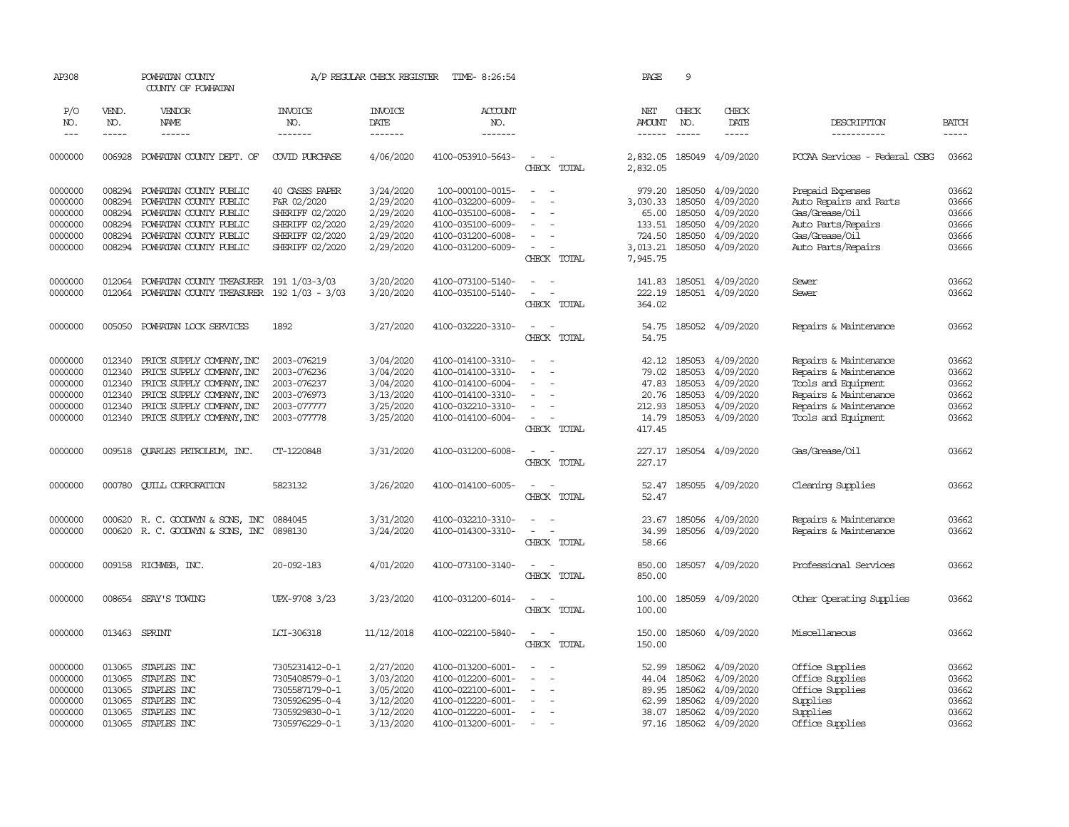AP308 POWHATAN COUNTY A/P REGULAR CHECK REGISTER TIME- 8:26:54 PAGE 9

COUNTY OF POWHATAN

| P/O NO. | VEND. NO. | VENDOR NAME | INVOICE NO. | INVOICE DATE | ACCOUNT NO. | | NET AMOUNT | CHECK NO. | CHECK DATE | DESCRIPTION | BATCH |
|---|---|---|---|---|---|---|---|---|---|---|---|
| 0000000 | 006928 | POWHATAN COUNTY DEPT. OF | COVID PURCHASE | 4/06/2020 | 4100-053910-5643- | - - | 2,832.05 | 185049 | 4/09/2020 | PCCAA Services - Federal CSBG | 03662 |
| | | | | | | CHECK TOTAL | 2,832.05 | | | | |
| 0000000 | 008294 | POWHATAN COUNTY PUBLIC | 40 CASES PAPER | 3/24/2020 | 100-000100-0015- | - - | 979.20 | 185050 | 4/09/2020 | Prepaid Expenses | 03662 |
| 0000000 | 008294 | POWHATAN COUNTY PUBLIC | F&R 02/2020 | 2/29/2020 | 4100-032200-6009- | - - | 3,030.33 | 185050 | 4/09/2020 | Auto Repairs and Parts | 03666 |
| 0000000 | 008294 | POWHATAN COUNTY PUBLIC | SHERIFF 02/2020 | 2/29/2020 | 4100-035100-6008- | - - | 65.00 | 185050 | 4/09/2020 | Gas/Grease/Oil | 03666 |
| 0000000 | 008294 | POWHATAN COUNTY PUBLIC | SHERIFF 02/2020 | 2/29/2020 | 4100-035100-6009- | - - | 133.51 | 185050 | 4/09/2020 | Auto Parts/Repairs | 03666 |
| 0000000 | 008294 | POWHATAN COUNTY PUBLIC | SHERIFF 02/2020 | 2/29/2020 | 4100-031200-6008- | - - | 724.50 | 185050 | 4/09/2020 | Gas/Grease/Oil | 03666 |
| 0000000 | 008294 | POWHATAN COUNTY PUBLIC | SHERIFF 02/2020 | 2/29/2020 | 4100-031200-6009- | - - | 3,013.21 | 185050 | 4/09/2020 | Auto Parts/Repairs | 03666 |
| | | | | | | CHECK TOTAL | 7,945.75 | | | | |
| 0000000 | 012064 | POWHATAN COUNTY TREASURER | 191 1/03-3/03 | 3/20/2020 | 4100-073100-5140- | - - | 141.83 | 185051 | 4/09/2020 | Sewer | 03662 |
| 0000000 | 012064 | POWHATAN COUNTY TREASURER | 192 1/03 - 3/03 | 3/20/2020 | 4100-035100-5140- | - - | 222.19 | 185051 | 4/09/2020 | Sewer | 03662 |
| | | | | | | CHECK TOTAL | 364.02 | | | | |
| 0000000 | 005050 | POWHATAN LOCK SERVICES | 1892 | 3/27/2020 | 4100-032220-3310- | - - | 54.75 | 185052 | 4/09/2020 | Repairs & Maintenance | 03662 |
| | | | | | | CHECK TOTAL | 54.75 | | | | |
| 0000000 | 012340 | PRICE SUPPLY COMPANY, INC | 2003-076219 | 3/04/2020 | 4100-014100-3310- | - - | 42.12 | 185053 | 4/09/2020 | Repairs & Maintenance | 03662 |
| 0000000 | 012340 | PRICE SUPPLY COMPANY, INC | 2003-076236 | 3/04/2020 | 4100-014100-3310- | - - | 79.02 | 185053 | 4/09/2020 | Repairs & Maintenance | 03662 |
| 0000000 | 012340 | PRICE SUPPLY COMPANY, INC | 2003-076237 | 3/04/2020 | 4100-014100-6004- | - - | 47.83 | 185053 | 4/09/2020 | Tools and Equipment | 03662 |
| 0000000 | 012340 | PRICE SUPPLY COMPANY, INC | 2003-076973 | 3/13/2020 | 4100-014100-3310- | - - | 20.76 | 185053 | 4/09/2020 | Repairs & Maintenance | 03662 |
| 0000000 | 012340 | PRICE SUPPLY COMPANY, INC | 2003-077777 | 3/25/2020 | 4100-032210-3310- | - - | 212.93 | 185053 | 4/09/2020 | Repairs & Maintenance | 03662 |
| 0000000 | 012340 | PRICE SUPPLY COMPANY, INC | 2003-077778 | 3/25/2020 | 4100-014100-6004- | - - | 14.79 | 185053 | 4/09/2020 | Tools and Equipment | 03662 |
| | | | | | | CHECK TOTAL | 417.45 | | | | |
| 0000000 | 009518 | QUARLES PETROLEUM, INC. | CT-1220848 | 3/31/2020 | 4100-031200-6008- | - - | 227.17 | 185054 | 4/09/2020 | Gas/Grease/Oil | 03662 |
| | | | | | | CHECK TOTAL | 227.17 | | | | |
| 0000000 | 000780 | QUILL CORPORATION | 5823132 | 3/26/2020 | 4100-014100-6005- | - - | 52.47 | 185055 | 4/09/2020 | Cleaning Supplies | 03662 |
| | | | | | | CHECK TOTAL | 52.47 | | | | |
| 0000000 | 000620 | R. C. GOODWYN & SONS, INC | 0884045 | 3/31/2020 | 4100-032210-3310- | - - | 23.67 | 185056 | 4/09/2020 | Repairs & Maintenance | 03662 |
| 0000000 | 000620 | R. C. GOODWYN & SONS, INC | 0898130 | 3/24/2020 | 4100-014300-3310- | - - | 34.99 | 185056 | 4/09/2020 | Repairs & Maintenance | 03662 |
| | | | | | | CHECK TOTAL | 58.66 | | | | |
| 0000000 | 009158 | RICHWEB, INC. | 20-092-183 | 4/01/2020 | 4100-073100-3140- | - - | 850.00 | 185057 | 4/09/2020 | Professional Services | 03662 |
| | | | | | | CHECK TOTAL | 850.00 | | | | |
| 0000000 | 008654 | SEAY'S TOWING | UPX-9708 3/23 | 3/23/2020 | 4100-031200-6014- | - - | 100.00 | 185059 | 4/09/2020 | Other Operating Supplies | 03662 |
| | | | | | | CHECK TOTAL | 100.00 | | | | |
| 0000000 | 013463 | SPRINT | LCI-306318 | 11/12/2018 | 4100-022100-5840- | - - | 150.00 | 185060 | 4/09/2020 | Miscellaneous | 03662 |
| | | | | | | CHECK TOTAL | 150.00 | | | | |
| 0000000 | 013065 | STAPLES INC | 7305231412-0-1 | 2/27/2020 | 4100-013200-6001- | - - | 52.99 | 185062 | 4/09/2020 | Office Supplies | 03662 |
| 0000000 | 013065 | STAPLES INC | 7305408579-0-1 | 3/03/2020 | 4100-012200-6001- | - - | 44.04 | 185062 | 4/09/2020 | Office Supplies | 03662 |
| 0000000 | 013065 | STAPLES INC | 7305587179-0-1 | 3/05/2020 | 4100-022100-6001- | - - | 89.95 | 185062 | 4/09/2020 | Office Supplies | 03662 |
| 0000000 | 013065 | STAPLES INC | 7305926295-0-4 | 3/12/2020 | 4100-012220-6001- | - - | 62.99 | 185062 | 4/09/2020 | Supplies | 03662 |
| 0000000 | 013065 | STAPLES INC | 7305929830-0-1 | 3/12/2020 | 4100-012220-6001- | - - | 38.07 | 185062 | 4/09/2020 | Supplies | 03662 |
| 0000000 | 013065 | STAPLES INC | 7305976229-0-1 | 3/13/2020 | 4100-013200-6001- | - - | 97.16 | 185062 | 4/09/2020 | Office Supplies | 03662 |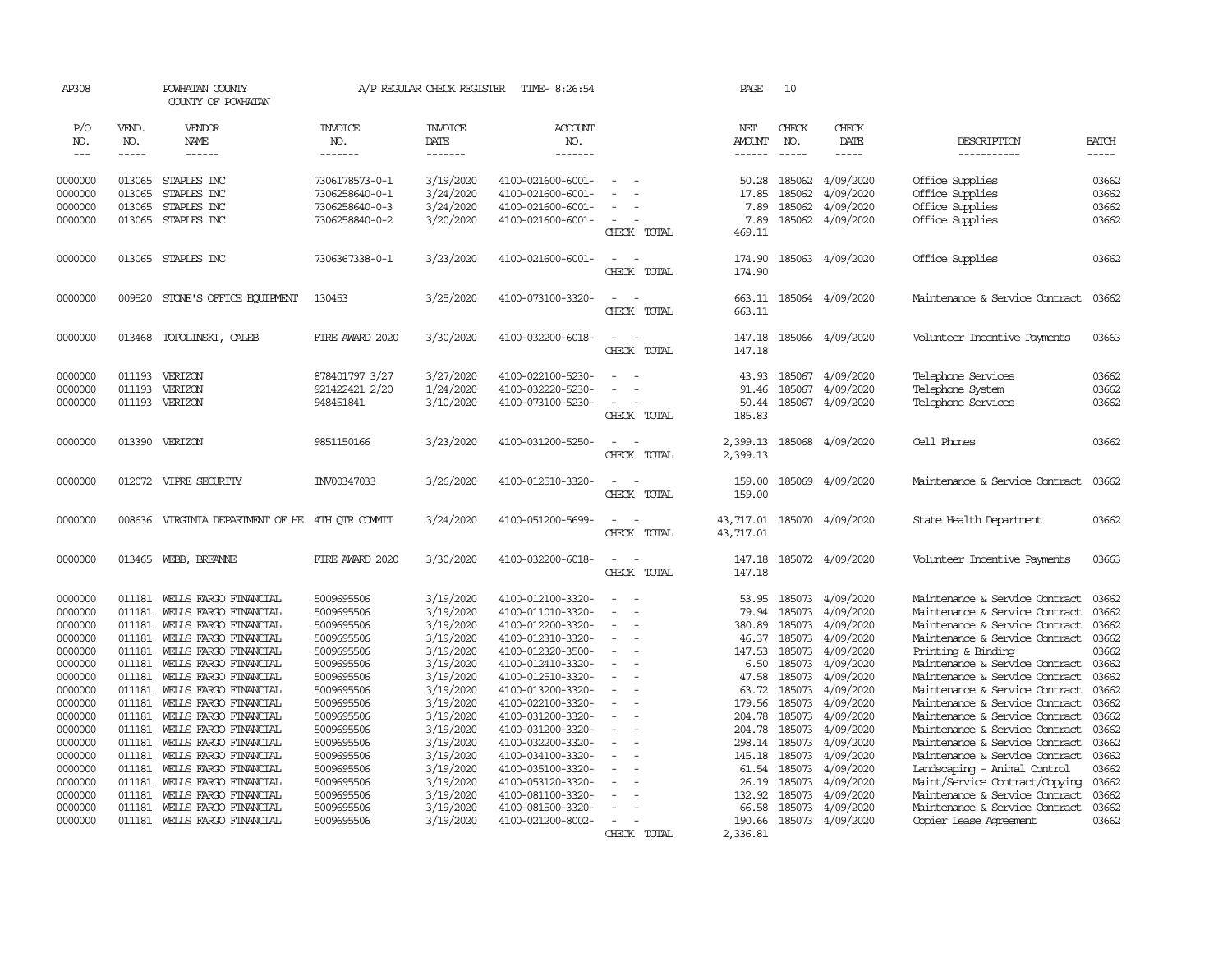AP308 POWHATAN COUNTY A/P REGULAR CHECK REGISTER TIME- 8:26:54 PAGE 10

COUNTY OF POWHATAN

| P/O NO. | VEND. NO. | VENDOR NAME | INVOICE NO. | INVOICE DATE | ACCOUNT NO. | | NET AMOUNT | CHECK NO. | CHECK DATE | DESCRIPTION | BATCH |
|---|---|---|---|---|---|---|---|---|---|---|---|
| 0000000 | 013065 | STAPLES INC | 7306178573-0-1 | 3/19/2020 | 4100-021600-6001- | - - | 50.28 | 185062 | 4/09/2020 | Office Supplies | 03662 |
| 0000000 | 013065 | STAPLES INC | 7306258640-0-1 | 3/24/2020 | 4100-021600-6001- | - - | 17.85 | 185062 | 4/09/2020 | Office Supplies | 03662 |
| 0000000 | 013065 | STAPLES INC | 7306258640-0-3 | 3/24/2020 | 4100-021600-6001- | - - | 7.89 | 185062 | 4/09/2020 | Office Supplies | 03662 |
| 0000000 | 013065 | STAPLES INC | 7306258840-0-2 | 3/20/2020 | 4100-021600-6001- | - - | 7.89 | 185062 | 4/09/2020 | Office Supplies | 03662 |
| | | | | | | CHECK TOTAL | 469.11 | | | | |
| 0000000 | 013065 | STAPLES INC | 7306367338-0-1 | 3/23/2020 | 4100-021600-6001- | - - | 174.90 | 185063 | 4/09/2020 | Office Supplies | 03662 |
| | | | | | | CHECK TOTAL | 174.90 | | | | |
| 0000000 | 009520 | STONE'S OFFICE EQUIPMENT | 130453 | 3/25/2020 | 4100-073100-3320- | - - | 663.11 | 185064 | 4/09/2020 | Maintenance & Service Contract | 03662 |
| | | | | | | CHECK TOTAL | 663.11 | | | | |
| 0000000 | 013468 | TOPOLINSKI, CALEB | FIRE AWARD 2020 | 3/30/2020 | 4100-032200-6018- | - - | 147.18 | 185066 | 4/09/2020 | Volunteer Incentive Payments | 03663 |
| | | | | | | CHECK TOTAL | 147.18 | | | | |
| 0000000 | 011193 | VERIZON | 878401797 3/27 | 3/27/2020 | 4100-022100-5230- | - - | 43.93 | 185067 | 4/09/2020 | Telephone Services | 03662 |
| 0000000 | 011193 | VERIZON | 921422421 2/20 | 1/24/2020 | 4100-032220-5230- | - - | 91.46 | 185067 | 4/09/2020 | Telephone System | 03662 |
| 0000000 | 011193 | VERIZON | 948451841 | 3/10/2020 | 4100-073100-5230- | - - | 50.44 | 185067 | 4/09/2020 | Telephone Services | 03662 |
| | | | | | | CHECK TOTAL | 185.83 | | | | |
| 0000000 | 013390 | VERIZON | 9851150166 | 3/23/2020 | 4100-031200-5250- | - - | 2,399.13 | 185068 | 4/09/2020 | Cell Phones | 03662 |
| | | | | | | CHECK TOTAL | 2,399.13 | | | | |
| 0000000 | 012072 | VIPRE SECURITY | INV00347033 | 3/26/2020 | 4100-012510-3320- | - - | 159.00 | 185069 | 4/09/2020 | Maintenance & Service Contract | 03662 |
| | | | | | | CHECK TOTAL | 159.00 | | | | |
| 0000000 | 008636 | VIRGINIA DEPARTMENT OF HE | 4TH QTR COMMIT | 3/24/2020 | 4100-051200-5699- | - - | 43,717.01 | 185070 | 4/09/2020 | State Health Department | 03662 |
| | | | | | | CHECK TOTAL | 43,717.01 | | | | |
| 0000000 | 013465 | WEBB, BREANNE | FIRE AWARD 2020 | 3/30/2020 | 4100-032200-6018- | - - | 147.18 | 185072 | 4/09/2020 | Volunteer Incentive Payments | 03663 |
| | | | | | | CHECK TOTAL | 147.18 | | | | |
| 0000000 | 011181 | WELLS FARGO FINANCIAL | 5009695506 | 3/19/2020 | 4100-012100-3320- | - - | 53.95 | 185073 | 4/09/2020 | Maintenance & Service Contract | 03662 |
| 0000000 | 011181 | WELLS FARGO FINANCIAL | 5009695506 | 3/19/2020 | 4100-011010-3320- | - - | 79.94 | 185073 | 4/09/2020 | Maintenance & Service Contract | 03662 |
| 0000000 | 011181 | WELLS FARGO FINANCIAL | 5009695506 | 3/19/2020 | 4100-012200-3320- | - - | 380.89 | 185073 | 4/09/2020 | Maintenance & Service Contract | 03662 |
| 0000000 | 011181 | WELLS FARGO FINANCIAL | 5009695506 | 3/19/2020 | 4100-012310-3320- | - - | 46.37 | 185073 | 4/09/2020 | Maintenance & Service Contract | 03662 |
| 0000000 | 011181 | WELLS FARGO FINANCIAL | 5009695506 | 3/19/2020 | 4100-012320-3500- | - - | 147.53 | 185073 | 4/09/2020 | Printing & Binding | 03662 |
| 0000000 | 011181 | WELLS FARGO FINANCIAL | 5009695506 | 3/19/2020 | 4100-012410-3320- | - - | 6.50 | 185073 | 4/09/2020 | Maintenance & Service Contract | 03662 |
| 0000000 | 011181 | WELLS FARGO FINANCIAL | 5009695506 | 3/19/2020 | 4100-012510-3320- | - - | 47.58 | 185073 | 4/09/2020 | Maintenance & Service Contract | 03662 |
| 0000000 | 011181 | WELLS FARGO FINANCIAL | 5009695506 | 3/19/2020 | 4100-013200-3320- | - - | 63.72 | 185073 | 4/09/2020 | Maintenance & Service Contract | 03662 |
| 0000000 | 011181 | WELLS FARGO FINANCIAL | 5009695506 | 3/19/2020 | 4100-022100-3320- | - - | 179.56 | 185073 | 4/09/2020 | Maintenance & Service Contract | 03662 |
| 0000000 | 011181 | WELLS FARGO FINANCIAL | 5009695506 | 3/19/2020 | 4100-031200-3320- | - - | 204.78 | 185073 | 4/09/2020 | Maintenance & Service Contract | 03662 |
| 0000000 | 011181 | WELLS FARGO FINANCIAL | 5009695506 | 3/19/2020 | 4100-031200-3320- | - - | 204.78 | 185073 | 4/09/2020 | Maintenance & Service Contract | 03662 |
| 0000000 | 011181 | WELLS FARGO FINANCIAL | 5009695506 | 3/19/2020 | 4100-032200-3320- | - - | 298.14 | 185073 | 4/09/2020 | Maintenance & Service Contract | 03662 |
| 0000000 | 011181 | WELLS FARGO FINANCIAL | 5009695506 | 3/19/2020 | 4100-034100-3320- | - - | 145.18 | 185073 | 4/09/2020 | Maintenance & Service Contract | 03662 |
| 0000000 | 011181 | WELLS FARGO FINANCIAL | 5009695506 | 3/19/2020 | 4100-035100-3320- | - - | 61.54 | 185073 | 4/09/2020 | Landscaping - Animal Control | 03662 |
| 0000000 | 011181 | WELLS FARGO FINANCIAL | 5009695506 | 3/19/2020 | 4100-053120-3320- | - - | 26.19 | 185073 | 4/09/2020 | Maint/Service Contract/Copying | 03662 |
| 0000000 | 011181 | WELLS FARGO FINANCIAL | 5009695506 | 3/19/2020 | 4100-081100-3320- | - - | 132.92 | 185073 | 4/09/2020 | Maintenance & Service Contract | 03662 |
| 0000000 | 011181 | WELLS FARGO FINANCIAL | 5009695506 | 3/19/2020 | 4100-081500-3320- | - - | 66.58 | 185073 | 4/09/2020 | Maintenance & Service Contract | 03662 |
| 0000000 | 011181 | WELLS FARGO FINANCIAL | 5009695506 | 3/19/2020 | 4100-021200-8002- | - - | 190.66 | 185073 | 4/09/2020 | Copier Lease Agreement | 03662 |
| | | | | | | CHECK TOTAL | 2,336.81 | | | | |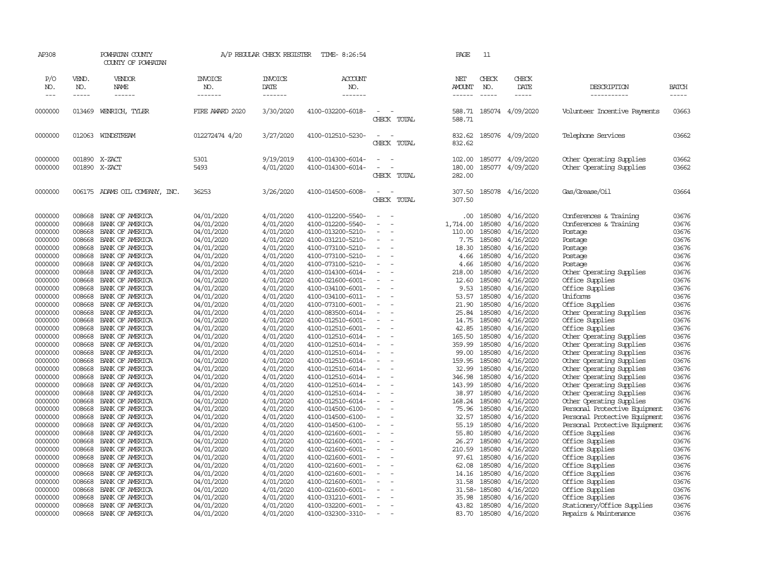AP308 POWHATAN COUNTY A/P REGULAR CHECK REGISTER TIME- 8:26:54 PAGE 11

COUNTY OF POWHATAN

| P/O NO. | VEND. NO. | VENDOR NAME | INVOICE NO. | INVOICE DATE | ACCOUNT NO. | | NET AMOUNT | CHECK NO. | CHECK DATE | DESCRIPTION | BATCH |
|---|---|---|---|---|---|---|---|---|---|---|---|
| 0000000 | 013469 | WENRICH, TYLER | FIRE AWARD 2020 | 3/30/2020 | 4100-032200-6018- | - - | 588.71 | 185074 | 4/09/2020 | Volunteer Incentive Payments | 03663 |
| | | | | | | CHECK TOTAL | 588.71 | | | | |
| 0000000 | 012063 | WINDSTREAM | 012272474 4/20 | 3/27/2020 | 4100-012510-5230- | - - | 832.62 | 185076 | 4/09/2020 | Telephone Services | 03662 |
| | | | | | | CHECK TOTAL | 832.62 | | | | |
| 0000000 | 001890 | X-ZACT | 5301 | 9/19/2019 | 4100-014300-6014- | - - | 102.00 | 185077 | 4/09/2020 | Other Operating Supplies | 03662 |
| 0000000 | 001890 | X-ZACT | 5493 | 4/01/2020 | 4100-014300-6014- | - - | 180.00 | 185077 | 4/09/2020 | Other Operating Supplies | 03662 |
| | | | | | | CHECK TOTAL | 282.00 | | | | |
| 0000000 | 006175 | ADAMS OIL COMPANY, INC. | 36253 | 3/26/2020 | 4100-014500-6008- | - - | 307.50 | 185078 | 4/16/2020 | Gas/Grease/Oil | 03664 |
| | | | | | | CHECK TOTAL | 307.50 | | | | |
| 0000000 | 008668 | BANK OF AMERICA | 04/01/2020 | 4/01/2020 | 4100-012200-5540- | - - | .00 | 185080 | 4/16/2020 | Conferences & Training | 03676 |
| 0000000 | 008668 | BANK OF AMERICA | 04/01/2020 | 4/01/2020 | 4100-012200-5540- | - - | 1,714.00 | 185080 | 4/16/2020 | Conferences & Training | 03676 |
| 0000000 | 008668 | BANK OF AMERICA | 04/01/2020 | 4/01/2020 | 4100-013200-5210- | - - | 110.00 | 185080 | 4/16/2020 | Postage | 03676 |
| 0000000 | 008668 | BANK OF AMERICA | 04/01/2020 | 4/01/2020 | 4100-031210-5210- | - - | 7.75 | 185080 | 4/16/2020 | Postage | 03676 |
| 0000000 | 008668 | BANK OF AMERICA | 04/01/2020 | 4/01/2020 | 4100-073100-5210- | - - | 18.30 | 185080 | 4/16/2020 | Postage | 03676 |
| 0000000 | 008668 | BANK OF AMERICA | 04/01/2020 | 4/01/2020 | 4100-073100-5210- | - - | 4.66 | 185080 | 4/16/2020 | Postage | 03676 |
| 0000000 | 008668 | BANK OF AMERICA | 04/01/2020 | 4/01/2020 | 4100-073100-5210- | - - | 4.66 | 185080 | 4/16/2020 | Postage | 03676 |
| 0000000 | 008668 | BANK OF AMERICA | 04/01/2020 | 4/01/2020 | 4100-014300-6014- | - - | 218.00 | 185080 | 4/16/2020 | Other Operating Supplies | 03676 |
| 0000000 | 008668 | BANK OF AMERICA | 04/01/2020 | 4/01/2020 | 4100-021600-6001- | - - | 12.60 | 185080 | 4/16/2020 | Office Supplies | 03676 |
| 0000000 | 008668 | BANK OF AMERICA | 04/01/2020 | 4/01/2020 | 4100-034100-6001- | - - | 9.53 | 185080 | 4/16/2020 | Office Supplies | 03676 |
| 0000000 | 008668 | BANK OF AMERICA | 04/01/2020 | 4/01/2020 | 4100-034100-6011- | - - | 53.57 | 185080 | 4/16/2020 | Uniforms | 03676 |
| 0000000 | 008668 | BANK OF AMERICA | 04/01/2020 | 4/01/2020 | 4100-073100-6001- | - - | 21.90 | 185080 | 4/16/2020 | Office Supplies | 03676 |
| 0000000 | 008668 | BANK OF AMERICA | 04/01/2020 | 4/01/2020 | 4100-083500-6014- | - - | 25.84 | 185080 | 4/16/2020 | Other Operating Supplies | 03676 |
| 0000000 | 008668 | BANK OF AMERICA | 04/01/2020 | 4/01/2020 | 4100-012510-6001- | - - | 14.75 | 185080 | 4/16/2020 | Office Supplies | 03676 |
| 0000000 | 008668 | BANK OF AMERICA | 04/01/2020 | 4/01/2020 | 4100-012510-6001- | - - | 42.85 | 185080 | 4/16/2020 | Office Supplies | 03676 |
| 0000000 | 008668 | BANK OF AMERICA | 04/01/2020 | 4/01/2020 | 4100-012510-6014- | - - | 165.50 | 185080 | 4/16/2020 | Other Operating Supplies | 03676 |
| 0000000 | 008668 | BANK OF AMERICA | 04/01/2020 | 4/01/2020 | 4100-012510-6014- | - - | 359.99 | 185080 | 4/16/2020 | Other Operating Supplies | 03676 |
| 0000000 | 008668 | BANK OF AMERICA | 04/01/2020 | 4/01/2020 | 4100-012510-6014- | - - | 99.00 | 185080 | 4/16/2020 | Other Operating Supplies | 03676 |
| 0000000 | 008668 | BANK OF AMERICA | 04/01/2020 | 4/01/2020 | 4100-012510-6014- | - - | 159.95 | 185080 | 4/16/2020 | Other Operating Supplies | 03676 |
| 0000000 | 008668 | BANK OF AMERICA | 04/01/2020 | 4/01/2020 | 4100-012510-6014- | - - | 32.99 | 185080 | 4/16/2020 | Other Operating Supplies | 03676 |
| 0000000 | 008668 | BANK OF AMERICA | 04/01/2020 | 4/01/2020 | 4100-012510-6014- | - - | 346.98 | 185080 | 4/16/2020 | Other Operating Supplies | 03676 |
| 0000000 | 008668 | BANK OF AMERICA | 04/01/2020 | 4/01/2020 | 4100-012510-6014- | - - | 143.99 | 185080 | 4/16/2020 | Other Operating Supplies | 03676 |
| 0000000 | 008668 | BANK OF AMERICA | 04/01/2020 | 4/01/2020 | 4100-012510-6014- | - - | 38.97 | 185080 | 4/16/2020 | Other Operating Supplies | 03676 |
| 0000000 | 008668 | BANK OF AMERICA | 04/01/2020 | 4/01/2020 | 4100-012510-6014- | - - | 168.24 | 185080 | 4/16/2020 | Other Operating Supplies | 03676 |
| 0000000 | 008668 | BANK OF AMERICA | 04/01/2020 | 4/01/2020 | 4100-014500-6100- | - - | 75.96 | 185080 | 4/16/2020 | Personal Protective Equipment | 03676 |
| 0000000 | 008668 | BANK OF AMERICA | 04/01/2020 | 4/01/2020 | 4100-014500-6100- | - - | 32.57 | 185080 | 4/16/2020 | Personal Protective Equipment | 03676 |
| 0000000 | 008668 | BANK OF AMERICA | 04/01/2020 | 4/01/2020 | 4100-014500-6100- | - - | 55.19 | 185080 | 4/16/2020 | Personal Protective Equipment | 03676 |
| 0000000 | 008668 | BANK OF AMERICA | 04/01/2020 | 4/01/2020 | 4100-021600-6001- | - - | 55.80 | 185080 | 4/16/2020 | Office Supplies | 03676 |
| 0000000 | 008668 | BANK OF AMERICA | 04/01/2020 | 4/01/2020 | 4100-021600-6001- | - - | 26.27 | 185080 | 4/16/2020 | Office Supplies | 03676 |
| 0000000 | 008668 | BANK OF AMERICA | 04/01/2020 | 4/01/2020 | 4100-021600-6001- | - - | 210.59 | 185080 | 4/16/2020 | Office Supplies | 03676 |
| 0000000 | 008668 | BANK OF AMERICA | 04/01/2020 | 4/01/2020 | 4100-021600-6001- | - - | 97.61 | 185080 | 4/16/2020 | Office Supplies | 03676 |
| 0000000 | 008668 | BANK OF AMERICA | 04/01/2020 | 4/01/2020 | 4100-021600-6001- | - - | 62.08 | 185080 | 4/16/2020 | Office Supplies | 03676 |
| 0000000 | 008668 | BANK OF AMERICA | 04/01/2020 | 4/01/2020 | 4100-021600-6001- | - - | 14.16 | 185080 | 4/16/2020 | Office Supplies | 03676 |
| 0000000 | 008668 | BANK OF AMERICA | 04/01/2020 | 4/01/2020 | 4100-021600-6001- | - - | 31.58 | 185080 | 4/16/2020 | Office Supplies | 03676 |
| 0000000 | 008668 | BANK OF AMERICA | 04/01/2020 | 4/01/2020 | 4100-021600-6001- | - - | 31.58- | 185080 | 4/16/2020 | Office Supplies | 03676 |
| 0000000 | 008668 | BANK OF AMERICA | 04/01/2020 | 4/01/2020 | 4100-031210-6001- | - - | 35.98 | 185080 | 4/16/2020 | Office Supplies | 03676 |
| 0000000 | 008668 | BANK OF AMERICA | 04/01/2020 | 4/01/2020 | 4100-032200-6001- | - - | 43.82 | 185080 | 4/16/2020 | Stationery/Office Supplies | 03676 |
| 0000000 | 008668 | BANK OF AMERICA | 04/01/2020 | 4/01/2020 | 4100-032300-3310- | - - | 83.70 | 185080 | 4/16/2020 | Repairs & Maintenance | 03676 |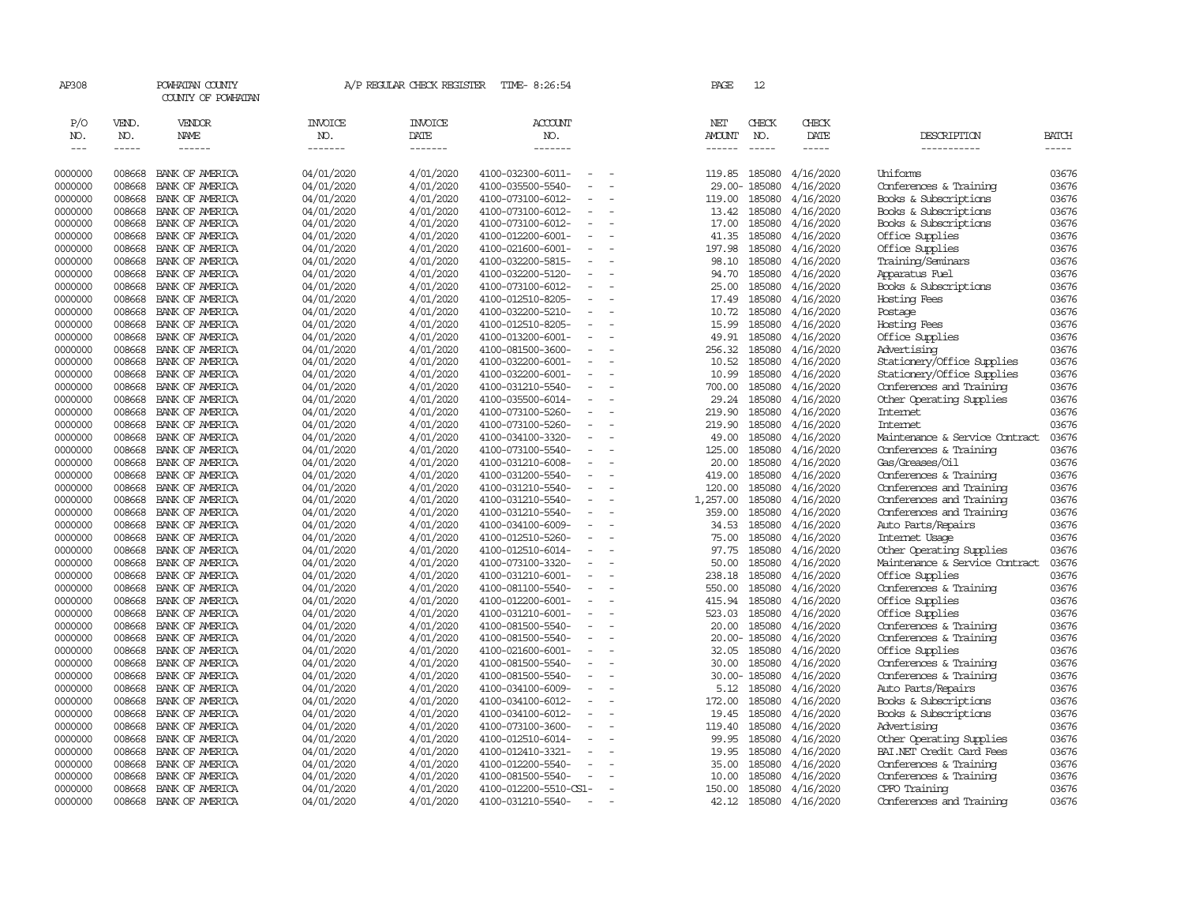AP308 POWHATAN COUNTY A/P REGULAR CHECK REGISTER TIME- 8:26:54 PAGE 12

COUNTY OF POWHATAN

| P/O NO. | VEND. NO. | VENDOR NAME | INVOICE NO. | INVOICE DATE | ACCOUNT NO. | NET AMOUNT | CHECK NO. | CHECK DATE | DESCRIPTION | BATCH |
|---|---|---|---|---|---|---|---|---|---|---|
| 0000000 | 008668 | BANK OF AMERICA | 04/01/2020 | 4/01/2020 | 4100-032300-6011- - - | 119.85 | 185080 | 4/16/2020 | Uniforms | 03676 |
| 0000000 | 008668 | BANK OF AMERICA | 04/01/2020 | 4/01/2020 | 4100-035500-5540- - - | 29.00- | 185080 | 4/16/2020 | Conferences & Training | 03676 |
| 0000000 | 008668 | BANK OF AMERICA | 04/01/2020 | 4/01/2020 | 4100-073100-6012- - - | 119.00 | 185080 | 4/16/2020 | Books & Subscriptions | 03676 |
| 0000000 | 008668 | BANK OF AMERICA | 04/01/2020 | 4/01/2020 | 4100-073100-6012- - - | 13.42 | 185080 | 4/16/2020 | Books & Subscriptions | 03676 |
| 0000000 | 008668 | BANK OF AMERICA | 04/01/2020 | 4/01/2020 | 4100-073100-6012- - - | 17.00 | 185080 | 4/16/2020 | Books & Subscriptions | 03676 |
| 0000000 | 008668 | BANK OF AMERICA | 04/01/2020 | 4/01/2020 | 4100-012200-6001- - - | 41.35 | 185080 | 4/16/2020 | Office Supplies | 03676 |
| 0000000 | 008668 | BANK OF AMERICA | 04/01/2020 | 4/01/2020 | 4100-021600-6001- - - | 197.98 | 185080 | 4/16/2020 | Office Supplies | 03676 |
| 0000000 | 008668 | BANK OF AMERICA | 04/01/2020 | 4/01/2020 | 4100-032200-5815- - - | 98.10 | 185080 | 4/16/2020 | Training/Seminars | 03676 |
| 0000000 | 008668 | BANK OF AMERICA | 04/01/2020 | 4/01/2020 | 4100-032200-5120- - - | 94.70 | 185080 | 4/16/2020 | Apparatus Fuel | 03676 |
| 0000000 | 008668 | BANK OF AMERICA | 04/01/2020 | 4/01/2020 | 4100-073100-6012- - - | 25.00 | 185080 | 4/16/2020 | Books & Subscriptions | 03676 |
| 0000000 | 008668 | BANK OF AMERICA | 04/01/2020 | 4/01/2020 | 4100-012510-8205- - - | 17.49 | 185080 | 4/16/2020 | Hosting Fees | 03676 |
| 0000000 | 008668 | BANK OF AMERICA | 04/01/2020 | 4/01/2020 | 4100-032200-5210- - - | 10.72 | 185080 | 4/16/2020 | Postage | 03676 |
| 0000000 | 008668 | BANK OF AMERICA | 04/01/2020 | 4/01/2020 | 4100-012510-8205- - - | 15.99 | 185080 | 4/16/2020 | Hosting Fees | 03676 |
| 0000000 | 008668 | BANK OF AMERICA | 04/01/2020 | 4/01/2020 | 4100-013200-6001- - - | 49.91 | 185080 | 4/16/2020 | Office Supplies | 03676 |
| 0000000 | 008668 | BANK OF AMERICA | 04/01/2020 | 4/01/2020 | 4100-081500-3600- - - | 256.32 | 185080 | 4/16/2020 | Advertising | 03676 |
| 0000000 | 008668 | BANK OF AMERICA | 04/01/2020 | 4/01/2020 | 4100-032200-6001- - - | 10.52 | 185080 | 4/16/2020 | Stationery/Office Supplies | 03676 |
| 0000000 | 008668 | BANK OF AMERICA | 04/01/2020 | 4/01/2020 | 4100-032200-6001- - - | 10.99 | 185080 | 4/16/2020 | Stationery/Office Supplies | 03676 |
| 0000000 | 008668 | BANK OF AMERICA | 04/01/2020 | 4/01/2020 | 4100-031210-5540- - - | 700.00 | 185080 | 4/16/2020 | Conferences and Training | 03676 |
| 0000000 | 008668 | BANK OF AMERICA | 04/01/2020 | 4/01/2020 | 4100-035500-6014- - - | 29.24 | 185080 | 4/16/2020 | Other Operating Supplies | 03676 |
| 0000000 | 008668 | BANK OF AMERICA | 04/01/2020 | 4/01/2020 | 4100-073100-5260- - - | 219.90 | 185080 | 4/16/2020 | Internet | 03676 |
| 0000000 | 008668 | BANK OF AMERICA | 04/01/2020 | 4/01/2020 | 4100-073100-5260- - - | 219.90 | 185080 | 4/16/2020 | Internet | 03676 |
| 0000000 | 008668 | BANK OF AMERICA | 04/01/2020 | 4/01/2020 | 4100-034100-3320- - - | 49.00 | 185080 | 4/16/2020 | Maintenance & Service Contract | 03676 |
| 0000000 | 008668 | BANK OF AMERICA | 04/01/2020 | 4/01/2020 | 4100-073100-5540- - - | 125.00 | 185080 | 4/16/2020 | Conferences & Training | 03676 |
| 0000000 | 008668 | BANK OF AMERICA | 04/01/2020 | 4/01/2020 | 4100-031210-6008- - - | 20.00 | 185080 | 4/16/2020 | Gas/Greases/Oil | 03676 |
| 0000000 | 008668 | BANK OF AMERICA | 04/01/2020 | 4/01/2020 | 4100-031200-5540- - - | 419.00 | 185080 | 4/16/2020 | Conferences & Training | 03676 |
| 0000000 | 008668 | BANK OF AMERICA | 04/01/2020 | 4/01/2020 | 4100-031210-5540- - - | 120.00 | 185080 | 4/16/2020 | Conferences and Training | 03676 |
| 0000000 | 008668 | BANK OF AMERICA | 04/01/2020 | 4/01/2020 | 4100-031210-5540- - - | 1,257.00 | 185080 | 4/16/2020 | Conferences and Training | 03676 |
| 0000000 | 008668 | BANK OF AMERICA | 04/01/2020 | 4/01/2020 | 4100-031210-5540- - - | 359.00 | 185080 | 4/16/2020 | Conferences and Training | 03676 |
| 0000000 | 008668 | BANK OF AMERICA | 04/01/2020 | 4/01/2020 | 4100-034100-6009- - - | 34.53 | 185080 | 4/16/2020 | Auto Parts/Repairs | 03676 |
| 0000000 | 008668 | BANK OF AMERICA | 04/01/2020 | 4/01/2020 | 4100-012510-5260- - - | 75.00 | 185080 | 4/16/2020 | Internet Usage | 03676 |
| 0000000 | 008668 | BANK OF AMERICA | 04/01/2020 | 4/01/2020 | 4100-012510-6014- - - | 97.75 | 185080 | 4/16/2020 | Other Operating Supplies | 03676 |
| 0000000 | 008668 | BANK OF AMERICA | 04/01/2020 | 4/01/2020 | 4100-073100-3320- - - | 50.00 | 185080 | 4/16/2020 | Maintenance & Service Contract | 03676 |
| 0000000 | 008668 | BANK OF AMERICA | 04/01/2020 | 4/01/2020 | 4100-031210-6001- - - | 238.18 | 185080 | 4/16/2020 | Office Supplies | 03676 |
| 0000000 | 008668 | BANK OF AMERICA | 04/01/2020 | 4/01/2020 | 4100-081100-5540- - - | 550.00 | 185080 | 4/16/2020 | Conferences & Training | 03676 |
| 0000000 | 008668 | BANK OF AMERICA | 04/01/2020 | 4/01/2020 | 4100-012200-6001- - - | 415.94 | 185080 | 4/16/2020 | Office Supplies | 03676 |
| 0000000 | 008668 | BANK OF AMERICA | 04/01/2020 | 4/01/2020 | 4100-031210-6001- - - | 523.03 | 185080 | 4/16/2020 | Office Supplies | 03676 |
| 0000000 | 008668 | BANK OF AMERICA | 04/01/2020 | 4/01/2020 | 4100-081500-5540- - - | 20.00 | 185080 | 4/16/2020 | Conferences & Training | 03676 |
| 0000000 | 008668 | BANK OF AMERICA | 04/01/2020 | 4/01/2020 | 4100-081500-5540- - - | 20.00- | 185080 | 4/16/2020 | Conferences & Training | 03676 |
| 0000000 | 008668 | BANK OF AMERICA | 04/01/2020 | 4/01/2020 | 4100-021600-6001- - - | 32.05 | 185080 | 4/16/2020 | Office Supplies | 03676 |
| 0000000 | 008668 | BANK OF AMERICA | 04/01/2020 | 4/01/2020 | 4100-081500-5540- - - | 30.00 | 185080 | 4/16/2020 | Conferences & Training | 03676 |
| 0000000 | 008668 | BANK OF AMERICA | 04/01/2020 | 4/01/2020 | 4100-081500-5540- - - | 30.00- | 185080 | 4/16/2020 | Conferences & Training | 03676 |
| 0000000 | 008668 | BANK OF AMERICA | 04/01/2020 | 4/01/2020 | 4100-034100-6009- - - | 5.12 | 185080 | 4/16/2020 | Auto Parts/Repairs | 03676 |
| 0000000 | 008668 | BANK OF AMERICA | 04/01/2020 | 4/01/2020 | 4100-034100-6012- - - | 172.00 | 185080 | 4/16/2020 | Books & Subscriptions | 03676 |
| 0000000 | 008668 | BANK OF AMERICA | 04/01/2020 | 4/01/2020 | 4100-034100-6012- - - | 19.45 | 185080 | 4/16/2020 | Books & Subscriptions | 03676 |
| 0000000 | 008668 | BANK OF AMERICA | 04/01/2020 | 4/01/2020 | 4100-073100-3600- - - | 119.40 | 185080 | 4/16/2020 | Advertising | 03676 |
| 0000000 | 008668 | BANK OF AMERICA | 04/01/2020 | 4/01/2020 | 4100-012510-6014- - - | 99.95 | 185080 | 4/16/2020 | Other Operating Supplies | 03676 |
| 0000000 | 008668 | BANK OF AMERICA | 04/01/2020 | 4/01/2020 | 4100-012410-3321- - - | 19.95 | 185080 | 4/16/2020 | BAI.NET Credit Card Fees | 03676 |
| 0000000 | 008668 | BANK OF AMERICA | 04/01/2020 | 4/01/2020 | 4100-012200-5540- - - | 35.00 | 185080 | 4/16/2020 | Conferences & Training | 03676 |
| 0000000 | 008668 | BANK OF AMERICA | 04/01/2020 | 4/01/2020 | 4100-081500-5540- - - | 10.00 | 185080 | 4/16/2020 | Conferences & Training | 03676 |
| 0000000 | 008668 | BANK OF AMERICA | 04/01/2020 | 4/01/2020 | 4100-012200-5510-CS1- - | 150.00 | 185080 | 4/16/2020 | CPFO Training | 03676 |
| 0000000 | 008668 | BANK OF AMERICA | 04/01/2020 | 4/01/2020 | 4100-031210-5540- - - | 42.12 | 185080 | 4/16/2020 | Conferences and Training | 03676 |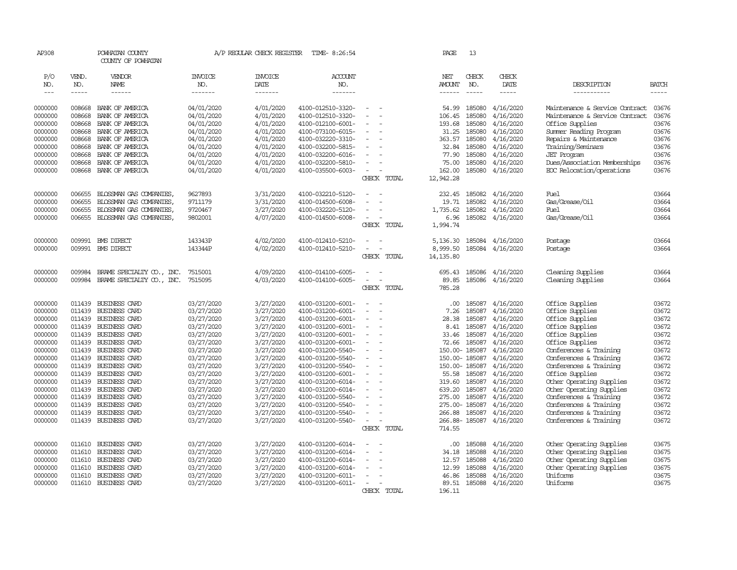AP308 POWHATAN COUNTY A/P REGULAR CHECK REGISTER TIME- 8:26:54

COUNTY OF POWHATAN

| P/O NO. | VEND. NO. | VENDOR NAME | INVOICE NO. | INVOICE DATE | ACCOUNT NO. | | NET AMOUNT | CHECK NO. | CHECK DATE | DESCRIPTION | BATCH |
|---|---|---|---|---|---|---|---|---|---|---|---|
| 0000000 | 008668 | BANK OF AMERICA | 04/01/2020 | 4/01/2020 | 4100-012510-3320- | - - | 54.99 | 185080 | 4/16/2020 | Maintenance & Service Contract | 03676 |
| 0000000 | 008668 | BANK OF AMERICA | 04/01/2020 | 4/01/2020 | 4100-012510-3320- | - - | 106.45 | 185080 | 4/16/2020 | Maintenance & Service Contract | 03676 |
| 0000000 | 008668 | BANK OF AMERICA | 04/01/2020 | 4/01/2020 | 4100-012100-6001- | - - | 193.68 | 185080 | 4/16/2020 | Office Supplies | 03676 |
| 0000000 | 008668 | BANK OF AMERICA | 04/01/2020 | 4/01/2020 | 4100-073100-6015- | - - | 31.25 | 185080 | 4/16/2020 | Summer Reading Program | 03676 |
| 0000000 | 008668 | BANK OF AMERICA | 04/01/2020 | 4/01/2020 | 4100-032220-3310- | - - | 363.57 | 185080 | 4/16/2020 | Repairs & Maintenance | 03676 |
| 0000000 | 008668 | BANK OF AMERICA | 04/01/2020 | 4/01/2020 | 4100-032200-5815- | - - | 32.84 | 185080 | 4/16/2020 | Training/Seminars | 03676 |
| 0000000 | 008668 | BANK OF AMERICA | 04/01/2020 | 4/01/2020 | 4100-032200-6016- | - - | 77.90 | 185080 | 4/16/2020 | JET Program | 03676 |
| 0000000 | 008668 | BANK OF AMERICA | 04/01/2020 | 4/01/2020 | 4100-032200-5810- | - - | 75.00 | 185080 | 4/16/2020 | Dues/Association Memberships | 03676 |
| 0000000 | 008668 | BANK OF AMERICA | 04/01/2020 | 4/01/2020 | 4100-035500-6003- | - - | 162.00 | 185080 | 4/16/2020 | EOC Relocation/operations | 03676 |
| | | | | | | CHECK TOTAL | 12,942.28 | | | | |
| 0000000 | 006655 | BLOSSMAN GAS COMPANIES, | 9627893 | 3/31/2020 | 4100-032210-5120- | - - | 232.45 | 185082 | 4/16/2020 | Fuel | 03664 |
| 0000000 | 006655 | BLOSSMAN GAS COMPANIES, | 9711179 | 3/31/2020 | 4100-014500-6008- | - - | 19.71 | 185082 | 4/16/2020 | Gas/Grease/Oil | 03664 |
| 0000000 | 006655 | BLOSSMAN GAS COMPANIES, | 9720467 | 3/27/2020 | 4100-032220-5120- | - - | 1,735.62 | 185082 | 4/16/2020 | Fuel | 03664 |
| 0000000 | 006655 | BLOSSMAN GAS COMPANIES, | 9802001 | 4/07/2020 | 4100-014500-6008- | - - | 6.96 | 185082 | 4/16/2020 | Gas/Grease/Oil | 03664 |
| | | | | | | CHECK TOTAL | 1,994.74 | | | | |
| 0000000 | 009991 | BMS DIRECT | 143343P | 4/02/2020 | 4100-012410-5210- | - - | 5,136.30 | 185084 | 4/16/2020 | Postage | 03664 |
| 0000000 | 009991 | BMS DIRECT | 143344P | 4/02/2020 | 4100-012410-5210- | - - | 8,999.50 | 185084 | 4/16/2020 | Postage | 03664 |
| | | | | | | CHECK TOTAL | 14,135.80 | | | | |
| 0000000 | 009984 | BRAME SPECIALTY CO., INC. | 7515001 | 4/09/2020 | 4100-014100-6005- | - - | 695.43 | 185086 | 4/16/2020 | Cleaning Supplies | 03664 |
| 0000000 | 009984 | BRAME SPECIALTY CO., INC. | 7515095 | 4/03/2020 | 4100-014100-6005- | - - | 89.85 | 185086 | 4/16/2020 | Cleaning Supplies | 03664 |
| | | | | | | CHECK TOTAL | 785.28 | | | | |
| 0000000 | 011439 | BUSINESS CARD | 03/27/2020 | 3/27/2020 | 4100-031200-6001- | - - | .00 | 185087 | 4/16/2020 | Office Supplies | 03672 |
| 0000000 | 011439 | BUSINESS CARD | 03/27/2020 | 3/27/2020 | 4100-031200-6001- | - - | 7.26 | 185087 | 4/16/2020 | Office Supplies | 03672 |
| 0000000 | 011439 | BUSINESS CARD | 03/27/2020 | 3/27/2020 | 4100-031200-6001- | - - | 28.38 | 185087 | 4/16/2020 | Office Supplies | 03672 |
| 0000000 | 011439 | BUSINESS CARD | 03/27/2020 | 3/27/2020 | 4100-031200-6001- | - - | 8.41 | 185087 | 4/16/2020 | Office Supplies | 03672 |
| 0000000 | 011439 | BUSINESS CARD | 03/27/2020 | 3/27/2020 | 4100-031200-6001- | - - | 33.46 | 185087 | 4/16/2020 | Office Supplies | 03672 |
| 0000000 | 011439 | BUSINESS CARD | 03/27/2020 | 3/27/2020 | 4100-031200-6001- | - - | 72.66 | 185087 | 4/16/2020 | Office Supplies | 03672 |
| 0000000 | 011439 | BUSINESS CARD | 03/27/2020 | 3/27/2020 | 4100-031200-5540- | - - | 150.00- | 185087 | 4/16/2020 | Conferences & Training | 03672 |
| 0000000 | 011439 | BUSINESS CARD | 03/27/2020 | 3/27/2020 | 4100-031200-5540- | - - | 150.00- | 185087 | 4/16/2020 | Conferences & Training | 03672 |
| 0000000 | 011439 | BUSINESS CARD | 03/27/2020 | 3/27/2020 | 4100-031200-5540- | - - | 150.00- | 185087 | 4/16/2020 | Conferences & Training | 03672 |
| 0000000 | 011439 | BUSINESS CARD | 03/27/2020 | 3/27/2020 | 4100-031200-6001- | - - | 55.58 | 185087 | 4/16/2020 | Office Supplies | 03672 |
| 0000000 | 011439 | BUSINESS CARD | 03/27/2020 | 3/27/2020 | 4100-031200-6014- | - - | 319.60 | 185087 | 4/16/2020 | Other Operating Supplies | 03672 |
| 0000000 | 011439 | BUSINESS CARD | 03/27/2020 | 3/27/2020 | 4100-031200-6014- | - - | 639.20 | 185087 | 4/16/2020 | Other Operating Supplies | 03672 |
| 0000000 | 011439 | BUSINESS CARD | 03/27/2020 | 3/27/2020 | 4100-031200-5540- | - - | 275.00 | 185087 | 4/16/2020 | Conferences & Training | 03672 |
| 0000000 | 011439 | BUSINESS CARD | 03/27/2020 | 3/27/2020 | 4100-031200-5540- | - - | 275.00- | 185087 | 4/16/2020 | Conferences & Training | 03672 |
| 0000000 | 011439 | BUSINESS CARD | 03/27/2020 | 3/27/2020 | 4100-031200-5540- | - - | 266.88 | 185087 | 4/16/2020 | Conferences & Training | 03672 |
| 0000000 | 011439 | BUSINESS CARD | 03/27/2020 | 3/27/2020 | 4100-031200-5540- | - - | 266.88- | 185087 | 4/16/2020 | Conferences & Training | 03672 |
| | | | | | | CHECK TOTAL | 714.55 | | | | |
| 0000000 | 011610 | BUSINESS CARD | 03/27/2020 | 3/27/2020 | 4100-031200-6014- | - - | .00 | 185088 | 4/16/2020 | Other Operating Supplies | 03675 |
| 0000000 | 011610 | BUSINESS CARD | 03/27/2020 | 3/27/2020 | 4100-031200-6014- | - - | 34.18 | 185088 | 4/16/2020 | Other Operating Supplies | 03675 |
| 0000000 | 011610 | BUSINESS CARD | 03/27/2020 | 3/27/2020 | 4100-031200-6014- | - - | 12.57 | 185088 | 4/16/2020 | Other Operating Supplies | 03675 |
| 0000000 | 011610 | BUSINESS CARD | 03/27/2020 | 3/27/2020 | 4100-031200-6014- | - - | 12.99 | 185088 | 4/16/2020 | Other Operating Supplies | 03675 |
| 0000000 | 011610 | BUSINESS CARD | 03/27/2020 | 3/27/2020 | 4100-031200-6011- | - - | 46.86 | 185088 | 4/16/2020 | Uniforms | 03675 |
| 0000000 | 011610 | BUSINESS CARD | 03/27/2020 | 3/27/2020 | 4100-031200-6011- | - - | 89.51 | 185088 | 4/16/2020 | Uniforms | 03675 |
| | | | | | | CHECK TOTAL | 196.11 | | | | |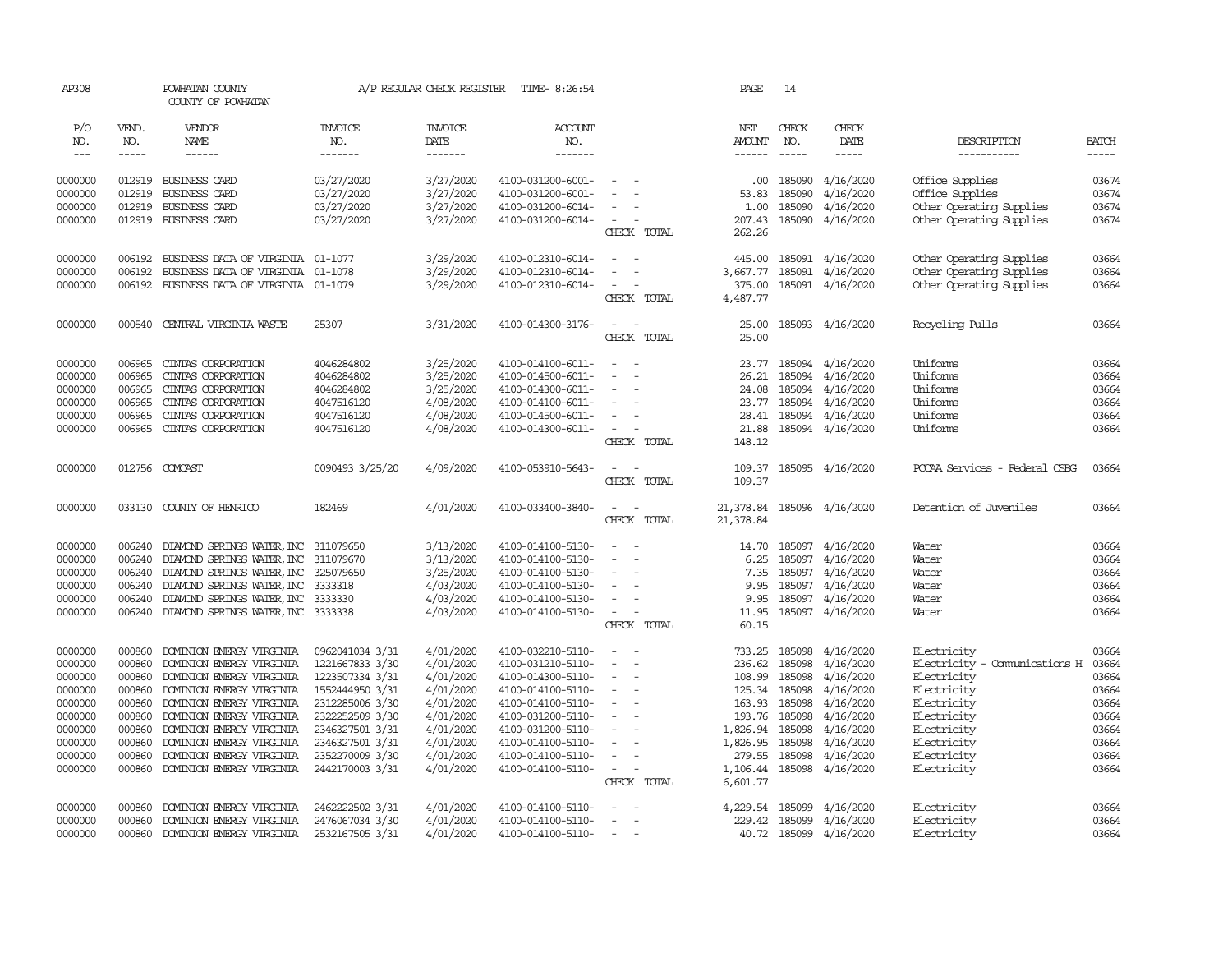AP308 POWHATAN COUNTY A/P REGULAR CHECK REGISTER TIME- 8:26:54 PAGE 14
COUNTY OF POWHATAN

| P/O NO. | VEND. NO. | VENDOR NAME | INVOICE NO. | INVOICE DATE | ACCOUNT NO. | | NET AMOUNT | CHECK NO. | CHECK DATE | DESCRIPTION | BATCH |
|---|---|---|---|---|---|---|---|---|---|---|---|
| 0000000 | 012919 | BUSINESS CARD | 03/27/2020 | 3/27/2020 | 4100-031200-6001- | - - | .00 | 185090 | 4/16/2020 | Office Supplies | 03674 |
| 0000000 | 012919 | BUSINESS CARD | 03/27/2020 | 3/27/2020 | 4100-031200-6001- | - - | 53.83 | 185090 | 4/16/2020 | Office Supplies | 03674 |
| 0000000 | 012919 | BUSINESS CARD | 03/27/2020 | 3/27/2020 | 4100-031200-6014- | - - | 1.00 | 185090 | 4/16/2020 | Other Operating Supplies | 03674 |
| 0000000 | 012919 | BUSINESS CARD | 03/27/2020 | 3/27/2020 | 4100-031200-6014- | - - | 207.43 | 185090 | 4/16/2020 | Other Operating Supplies | 03674 |
| | | | | | | CHECK TOTAL | 262.26 | | | | |
| 0000000 | 006192 | BUSINESS DATA OF VIRGINIA | 01-1077 | 3/29/2020 | 4100-012310-6014- | - - | 445.00 | 185091 | 4/16/2020 | Other Operating Supplies | 03664 |
| 0000000 | 006192 | BUSINESS DATA OF VIRGINIA | 01-1078 | 3/29/2020 | 4100-012310-6014- | - - | 3,667.77 | 185091 | 4/16/2020 | Other Operating Supplies | 03664 |
| 0000000 | 006192 | BUSINESS DATA OF VIRGINIA | 01-1079 | 3/29/2020 | 4100-012310-6014- | - - | 375.00 | 185091 | 4/16/2020 | Other Operating Supplies | 03664 |
| | | | | | | CHECK TOTAL | 4,487.77 | | | | |
| 0000000 | 000540 | CENTRAL VIRGINIA WASTE | 25307 | 3/31/2020 | 4100-014300-3176- | - - | 25.00 | 185093 | 4/16/2020 | Recycling Pulls | 03664 |
| | | | | | | CHECK TOTAL | 25.00 | | | | |
| 0000000 | 006965 | CINTAS CORPORATION | 4046284802 | 3/25/2020 | 4100-014100-6011- | - - | 23.77 | 185094 | 4/16/2020 | Uniforms | 03664 |
| 0000000 | 006965 | CINTAS CORPORATION | 4046284802 | 3/25/2020 | 4100-014500-6011- | - - | 26.21 | 185094 | 4/16/2020 | Uniforms | 03664 |
| 0000000 | 006965 | CINTAS CORPORATION | 4046284802 | 3/25/2020 | 4100-014300-6011- | - - | 24.08 | 185094 | 4/16/2020 | Uniforms | 03664 |
| 0000000 | 006965 | CINTAS CORPORATION | 4047516120 | 4/08/2020 | 4100-014100-6011- | - - | 23.77 | 185094 | 4/16/2020 | Uniforms | 03664 |
| 0000000 | 006965 | CINTAS CORPORATION | 4047516120 | 4/08/2020 | 4100-014500-6011- | - - | 28.41 | 185094 | 4/16/2020 | Uniforms | 03664 |
| 0000000 | 006965 | CINTAS CORPORATION | 4047516120 | 4/08/2020 | 4100-014300-6011- | - - | 21.88 | 185094 | 4/16/2020 | Uniforms | 03664 |
| | | | | | | CHECK TOTAL | 148.12 | | | | |
| 0000000 | 012756 | COMCAST | 0090493 3/25/20 | 4/09/2020 | 4100-053910-5643- | - - | 109.37 | 185095 | 4/16/2020 | PCCAA Services - Federal CSBG | 03664 |
| | | | | | | CHECK TOTAL | 109.37 | | | | |
| 0000000 | 033130 | COUNTY OF HENRICO | 182469 | 4/01/2020 | 4100-033400-3840- | - - | 21,378.84 | 185096 | 4/16/2020 | Detention of Juveniles | 03664 |
| | | | | | | CHECK TOTAL | 21,378.84 | | | | |
| 0000000 | 006240 | DIAMOND SPRINGS WATER,INC | 311079650 | 3/13/2020 | 4100-014100-5130- | - - | 14.70 | 185097 | 4/16/2020 | Water | 03664 |
| 0000000 | 006240 | DIAMOND SPRINGS WATER,INC | 311079670 | 3/13/2020 | 4100-014100-5130- | - - | 6.25 | 185097 | 4/16/2020 | Water | 03664 |
| 0000000 | 006240 | DIAMOND SPRINGS WATER,INC | 325079650 | 3/25/2020 | 4100-014100-5130- | - - | 7.35 | 185097 | 4/16/2020 | Water | 03664 |
| 0000000 | 006240 | DIAMOND SPRINGS WATER,INC | 3333318 | 4/03/2020 | 4100-014100-5130- | - - | 9.95 | 185097 | 4/16/2020 | Water | 03664 |
| 0000000 | 006240 | DIAMOND SPRINGS WATER,INC | 3333330 | 4/03/2020 | 4100-014100-5130- | - - | 9.95 | 185097 | 4/16/2020 | Water | 03664 |
| 0000000 | 006240 | DIAMOND SPRINGS WATER,INC | 3333338 | 4/03/2020 | 4100-014100-5130- | - - | 11.95 | 185097 | 4/16/2020 | Water | 03664 |
| | | | | | | CHECK TOTAL | 60.15 | | | | |
| 0000000 | 000860 | DOMINION ENERGY VIRGINIA | 0962041034 3/31 | 4/01/2020 | 4100-032210-5110- | - - | 733.25 | 185098 | 4/16/2020 | Electricity | 03664 |
| 0000000 | 000860 | DOMINION ENERGY VIRGINIA | 1221667833 3/30 | 4/01/2020 | 4100-031210-5110- | - - | 236.62 | 185098 | 4/16/2020 | Electricity - Communications H | 03664 |
| 0000000 | 000860 | DOMINION ENERGY VIRGINIA | 1223507334 3/31 | 4/01/2020 | 4100-014300-5110- | - - | 108.99 | 185098 | 4/16/2020 | Electricity | 03664 |
| 0000000 | 000860 | DOMINION ENERGY VIRGINIA | 1552444950 3/31 | 4/01/2020 | 4100-014100-5110- | - - | 125.34 | 185098 | 4/16/2020 | Electricity | 03664 |
| 0000000 | 000860 | DOMINION ENERGY VIRGINIA | 2312285006 3/30 | 4/01/2020 | 4100-014100-5110- | - - | 163.93 | 185098 | 4/16/2020 | Electricity | 03664 |
| 0000000 | 000860 | DOMINION ENERGY VIRGINIA | 2322252509 3/30 | 4/01/2020 | 4100-031200-5110- | - - | 193.76 | 185098 | 4/16/2020 | Electricity | 03664 |
| 0000000 | 000860 | DOMINION ENERGY VIRGINIA | 2346327501 3/31 | 4/01/2020 | 4100-031200-5110- | - - | 1,826.94 | 185098 | 4/16/2020 | Electricity | 03664 |
| 0000000 | 000860 | DOMINION ENERGY VIRGINIA | 2346327501 3/31 | 4/01/2020 | 4100-014100-5110- | - - | 1,826.95 | 185098 | 4/16/2020 | Electricity | 03664 |
| 0000000 | 000860 | DOMINION ENERGY VIRGINIA | 2352270009 3/30 | 4/01/2020 | 4100-014100-5110- | - - | 279.55 | 185098 | 4/16/2020 | Electricity | 03664 |
| 0000000 | 000860 | DOMINION ENERGY VIRGINIA | 2442170003 3/31 | 4/01/2020 | 4100-014100-5110- | - - | 1,106.44 | 185098 | 4/16/2020 | Electricity | 03664 |
| | | | | | | CHECK TOTAL | 6,601.77 | | | | |
| 0000000 | 000860 | DOMINION ENERGY VIRGINIA | 2462222502 3/31 | 4/01/2020 | 4100-014100-5110- | - - | 4,229.54 | 185099 | 4/16/2020 | Electricity | 03664 |
| 0000000 | 000860 | DOMINION ENERGY VIRGINIA | 2476067034 3/30 | 4/01/2020 | 4100-014100-5110- | - - | 229.42 | 185099 | 4/16/2020 | Electricity | 03664 |
| 0000000 | 000860 | DOMINION ENERGY VIRGINIA | 2532167505 3/31 | 4/01/2020 | 4100-014100-5110- | - - | 40.72 | 185099 | 4/16/2020 | Electricity | 03664 |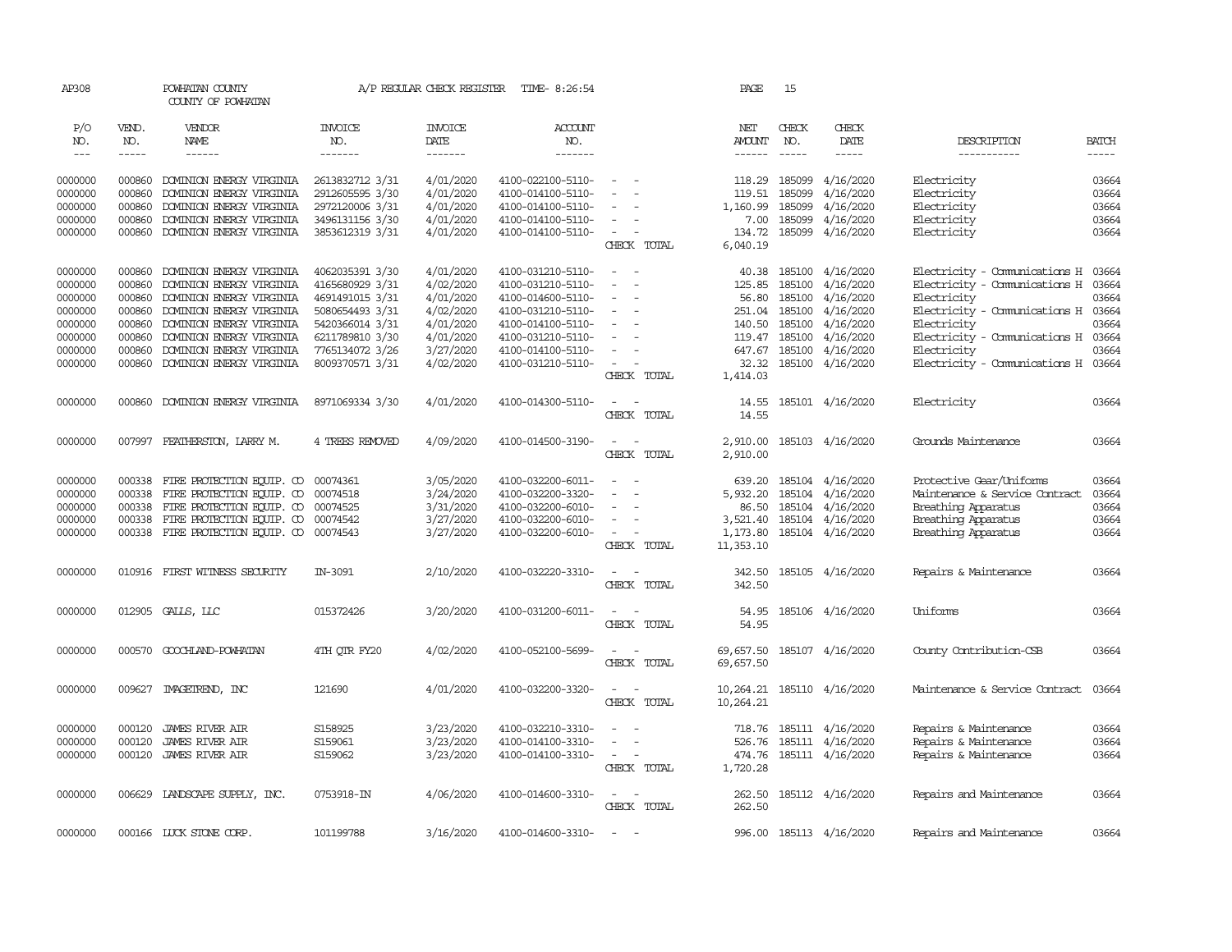AP308 POWHATAN COUNTY A/P REGULAR CHECK REGISTER TIME- 8:26:54

COUNTY OF POWHATAN

| P/O NO. | VEND. NO. | VENDOR NAME | INVOICE NO. | INVOICE DATE | ACCOUNT NO. | | NET AMOUNT | CHECK NO. | CHECK DATE | DESCRIPTION | BATCH |
|---|---|---|---|---|---|---|---|---|---|---|---|
| --- | ----- | ------ | ------- | ------- | ------- | | ------ | ----- | ----- | ----------- | ----- |
| 0000000 | 000860 | DOMINION ENERGY VIRGINIA | 2613832712 3/31 | 4/01/2020 | 4100-022100-5110- | - - | 118.29 | 185099 | 4/16/2020 | Electricity | 03664 |
| 0000000 | 000860 | DOMINION ENERGY VIRGINIA | 2912605595 3/30 | 4/01/2020 | 4100-014100-5110- | - - | 119.51 | 185099 | 4/16/2020 | Electricity | 03664 |
| 0000000 | 000860 | DOMINION ENERGY VIRGINIA | 2972120006 3/31 | 4/01/2020 | 4100-014100-5110- | - - | 1,160.99 | 185099 | 4/16/2020 | Electricity | 03664 |
| 0000000 | 000860 | DOMINION ENERGY VIRGINIA | 3496131156 3/30 | 4/01/2020 | 4100-014100-5110- | - - | 7.00 | 185099 | 4/16/2020 | Electricity | 03664 |
| 0000000 | 000860 | DOMINION ENERGY VIRGINIA | 3853612319 3/31 | 4/01/2020 | 4100-014100-5110- | - - | 134.72 | 185099 | 4/16/2020 | Electricity | 03664 |
| | | | | | | CHECK TOTAL | 6,040.19 | | | | |
| 0000000 | 000860 | DOMINION ENERGY VIRGINIA | 4062035391 3/30 | 4/01/2020 | 4100-031210-5110- | - - | 40.38 | 185100 | 4/16/2020 | Electricity - Communications H | 03664 |
| 0000000 | 000860 | DOMINION ENERGY VIRGINIA | 4165680929 3/31 | 4/02/2020 | 4100-031210-5110- | - - | 125.85 | 185100 | 4/16/2020 | Electricity - Communications H | 03664 |
| 0000000 | 000860 | DOMINION ENERGY VIRGINIA | 4691491015 3/31 | 4/01/2020 | 4100-014600-5110- | - - | 56.80 | 185100 | 4/16/2020 | Electricity | 03664 |
| 0000000 | 000860 | DOMINION ENERGY VIRGINIA | 5080654493 3/31 | 4/02/2020 | 4100-031210-5110- | - - | 251.04 | 185100 | 4/16/2020 | Electricity - Communications H | 03664 |
| 0000000 | 000860 | DOMINION ENERGY VIRGINIA | 5420366014 3/31 | 4/01/2020 | 4100-014100-5110- | - - | 140.50 | 185100 | 4/16/2020 | Electricity | 03664 |
| 0000000 | 000860 | DOMINION ENERGY VIRGINIA | 6211789810 3/30 | 4/01/2020 | 4100-031210-5110- | - - | 119.47 | 185100 | 4/16/2020 | Electricity - Communications H | 03664 |
| 0000000 | 000860 | DOMINION ENERGY VIRGINIA | 7765134072 3/26 | 3/27/2020 | 4100-014100-5110- | - - | 647.67 | 185100 | 4/16/2020 | Electricity | 03664 |
| 0000000 | 000860 | DOMINION ENERGY VIRGINIA | 8009370571 3/31 | 4/02/2020 | 4100-031210-5110- | - - | 32.32 | 185100 | 4/16/2020 | Electricity - Communications H | 03664 |
| | | | | | | CHECK TOTAL | 1,414.03 | | | | |
| 0000000 | 000860 | DOMINION ENERGY VIRGINIA | 8971069334 3/30 | 4/01/2020 | 4100-014300-5110- | - - | 14.55 | 185101 | 4/16/2020 | Electricity | 03664 |
| | | | | | | CHECK TOTAL | 14.55 | | | | |
| 0000000 | 007997 | FEATHERSTON, LARRY M. | 4 TREES REMOVED | 4/09/2020 | 4100-014500-3190- | - - | 2,910.00 | 185103 | 4/16/2020 | Grounds Maintenance | 03664 |
| | | | | | | CHECK TOTAL | 2,910.00 | | | | |
| 0000000 | 000338 | FIRE PROTECTION EQUIP. CO | 00074361 | 3/05/2020 | 4100-032200-6011- | - - | 639.20 | 185104 | 4/16/2020 | Protective Gear/Uniforms | 03664 |
| 0000000 | 000338 | FIRE PROTECTION EQUIP. CO | 00074518 | 3/24/2020 | 4100-032200-3320- | - - | 5,932.20 | 185104 | 4/16/2020 | Maintenance & Service Contract | 03664 |
| 0000000 | 000338 | FIRE PROTECTION EQUIP. CO | 00074525 | 3/31/2020 | 4100-032200-6010- | - - | 86.50 | 185104 | 4/16/2020 | Breathing Apparatus | 03664 |
| 0000000 | 000338 | FIRE PROTECTION EQUIP. CO | 00074542 | 3/27/2020 | 4100-032200-6010- | - - | 3,521.40 | 185104 | 4/16/2020 | Breathing Apparatus | 03664 |
| 0000000 | 000338 | FIRE PROTECTION EQUIP. CO | 00074543 | 3/27/2020 | 4100-032200-6010- | - - | 1,173.80 | 185104 | 4/16/2020 | Breathing Apparatus | 03664 |
| | | | | | | CHECK TOTAL | 11,353.10 | | | | |
| 0000000 | 010916 | FIRST WITNESS SECURITY | IN-3091 | 2/10/2020 | 4100-032220-3310- | - - | 342.50 | 185105 | 4/16/2020 | Repairs & Maintenance | 03664 |
| | | | | | | CHECK TOTAL | 342.50 | | | | |
| 0000000 | 012905 | GALLS, LLC | 015372426 | 3/20/2020 | 4100-031200-6011- | - - | 54.95 | 185106 | 4/16/2020 | Uniforms | 03664 |
| | | | | | | CHECK TOTAL | 54.95 | | | | |
| 0000000 | 000570 | GOOCHLAND-POWHATAN | 4TH QTR FY20 | 4/02/2020 | 4100-052100-5699- | - - | 69,657.50 | 185107 | 4/16/2020 | County Contribution-CSB | 03664 |
| | | | | | | CHECK TOTAL | 69,657.50 | | | | |
| 0000000 | 009627 | IMAGETREND, INC | 121690 | 4/01/2020 | 4100-032200-3320- | - - | 10,264.21 | 185110 | 4/16/2020 | Maintenance & Service Contract | 03664 |
| | | | | | | CHECK TOTAL | 10,264.21 | | | | |
| 0000000 | 000120 | JAMES RIVER AIR | S158925 | 3/23/2020 | 4100-032210-3310- | - - | 718.76 | 185111 | 4/16/2020 | Repairs & Maintenance | 03664 |
| 0000000 | 000120 | JAMES RIVER AIR | S159061 | 3/23/2020 | 4100-014100-3310- | - - | 526.76 | 185111 | 4/16/2020 | Repairs & Maintenance | 03664 |
| 0000000 | 000120 | JAMES RIVER AIR | S159062 | 3/23/2020 | 4100-014100-3310- | - - | 474.76 | 185111 | 4/16/2020 | Repairs & Maintenance | 03664 |
| | | | | | | CHECK TOTAL | 1,720.28 | | | | |
| 0000000 | 006629 | LANDSCAPE SUPPLY, INC. | 0753918-IN | 4/06/2020 | 4100-014600-3310- | - - | 262.50 | 185112 | 4/16/2020 | Repairs and Maintenance | 03664 |
| | | | | | | CHECK TOTAL | 262.50 | | | | |
| 0000000 | 000166 | LUCK STONE CORP. | 101199788 | 3/16/2020 | 4100-014600-3310- | - - | 996.00 | 185113 | 4/16/2020 | Repairs and Maintenance | 03664 |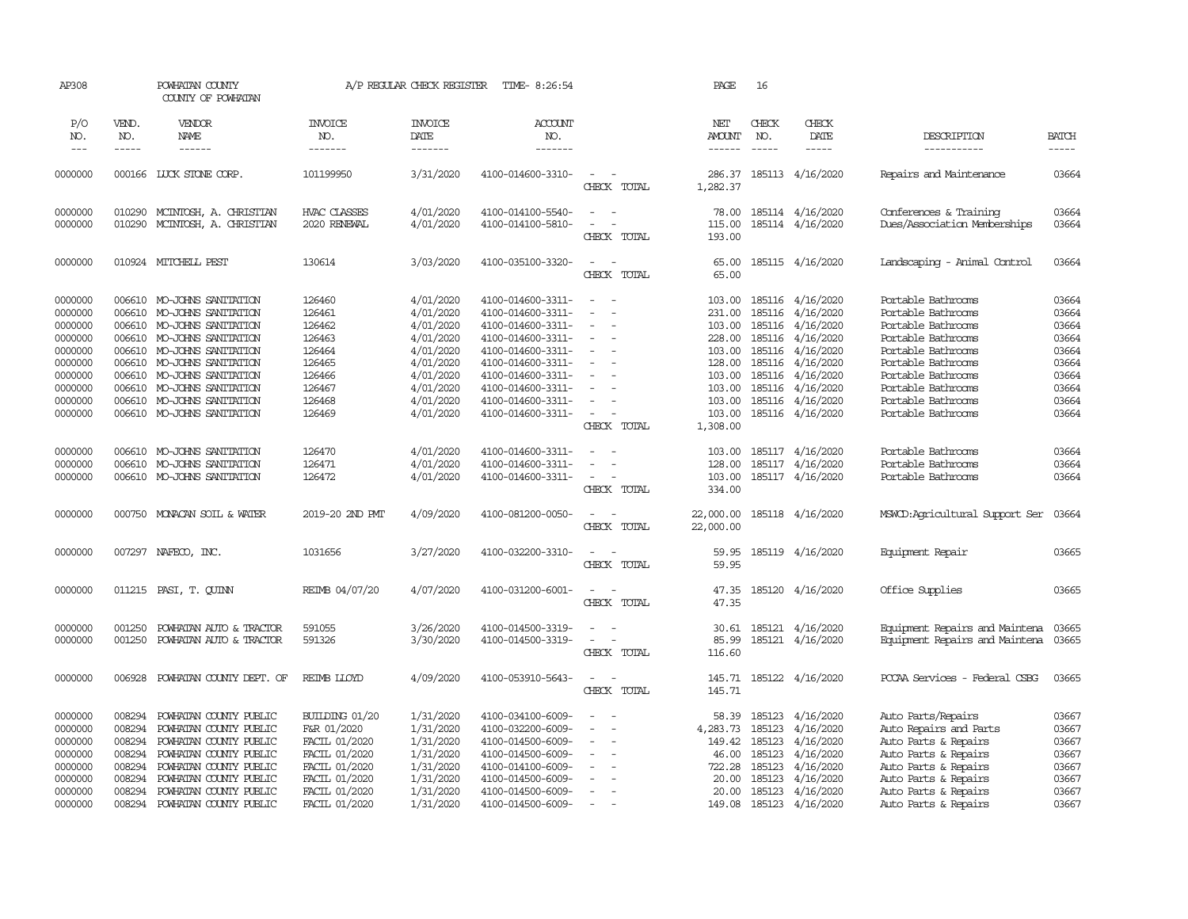AP308 POWHATAN COUNTY A/P REGULAR CHECK REGISTER TIME- 8:26:54 PAGE 16

COUNTY OF POWHATAN

| P/O NO. | VEND. NO. | VENDOR NAME | INVOICE NO. | INVOICE DATE | ACCOUNT NO. | | NET AMOUNT | CHECK NO. | CHECK DATE | DESCRIPTION | BATCH |
|---|---|---|---|---|---|---|---|---|---|---|---|
| 0000000 | 000166 | LUCK STONE CORP. | 101199950 | 3/31/2020 | 4100-014600-3310- | - - | 286.37 | 185113 | 4/16/2020 | Repairs and Maintenance | 03664 |
| | | | | | | CHECK TOTAL | 1,282.37 | | | | |
| 0000000 | 010290 | MCINTOSH, A. CHRISTIAN | HVAC CLASSES | 4/01/2020 | 4100-014100-5540- | - - | 78.00 | 185114 | 4/16/2020 | Conferences & Training | 03664 |
| 0000000 | 010290 | MCINTOSH, A. CHRISTIAN | 2020 RENEWAL | 4/01/2020 | 4100-014100-5810- | - - | 115.00 | 185114 | 4/16/2020 | Dues/Association Memberships | 03664 |
| | | | | | | CHECK TOTAL | 193.00 | | | | |
| 0000000 | 010924 | MITCHELL PEST | 130614 | 3/03/2020 | 4100-035100-3320- | - - | 65.00 | 185115 | 4/16/2020 | Landscaping - Animal Control | 03664 |
| | | | | | | CHECK TOTAL | 65.00 | | | | |
| 0000000 | 006610 | MO-JOHNS SANITATION | 126460 | 4/01/2020 | 4100-014600-3311- | - - | 103.00 | 185116 | 4/16/2020 | Portable Bathrooms | 03664 |
| 0000000 | 006610 | MO-JOHNS SANITATION | 126461 | 4/01/2020 | 4100-014600-3311- | - - | 231.00 | 185116 | 4/16/2020 | Portable Bathrooms | 03664 |
| 0000000 | 006610 | MO-JOHNS SANITATION | 126462 | 4/01/2020 | 4100-014600-3311- | - - | 103.00 | 185116 | 4/16/2020 | Portable Bathrooms | 03664 |
| 0000000 | 006610 | MO-JOHNS SANITATION | 126463 | 4/01/2020 | 4100-014600-3311- | - - | 228.00 | 185116 | 4/16/2020 | Portable Bathrooms | 03664 |
| 0000000 | 006610 | MO-JOHNS SANITATION | 126464 | 4/01/2020 | 4100-014600-3311- | - - | 103.00 | 185116 | 4/16/2020 | Portable Bathrooms | 03664 |
| 0000000 | 006610 | MO-JOHNS SANITATION | 126465 | 4/01/2020 | 4100-014600-3311- | - - | 128.00 | 185116 | 4/16/2020 | Portable Bathrooms | 03664 |
| 0000000 | 006610 | MO-JOHNS SANITATION | 126466 | 4/01/2020 | 4100-014600-3311- | - - | 103.00 | 185116 | 4/16/2020 | Portable Bathrooms | 03664 |
| 0000000 | 006610 | MO-JOHNS SANITATION | 126467 | 4/01/2020 | 4100-014600-3311- | - - | 103.00 | 185116 | 4/16/2020 | Portable Bathrooms | 03664 |
| 0000000 | 006610 | MO-JOHNS SANITATION | 126468 | 4/01/2020 | 4100-014600-3311- | - - | 103.00 | 185116 | 4/16/2020 | Portable Bathrooms | 03664 |
| 0000000 | 006610 | MO-JOHNS SANITATION | 126469 | 4/01/2020 | 4100-014600-3311- | - - | 103.00 | 185116 | 4/16/2020 | Portable Bathrooms | 03664 |
| | | | | | | CHECK TOTAL | 1,308.00 | | | | |
| 0000000 | 006610 | MO-JOHNS SANITATION | 126470 | 4/01/2020 | 4100-014600-3311- | - - | 103.00 | 185117 | 4/16/2020 | Portable Bathrooms | 03664 |
| 0000000 | 006610 | MO-JOHNS SANITATION | 126471 | 4/01/2020 | 4100-014600-3311- | - - | 128.00 | 185117 | 4/16/2020 | Portable Bathrooms | 03664 |
| 0000000 | 006610 | MO-JOHNS SANITATION | 126472 | 4/01/2020 | 4100-014600-3311- | - - | 103.00 | 185117 | 4/16/2020 | Portable Bathrooms | 03664 |
| | | | | | | CHECK TOTAL | 334.00 | | | | |
| 0000000 | 000750 | MONACAN SOIL & WATER | 2019-20 2ND PMT | 4/09/2020 | 4100-081200-0050- | - - | 22,000.00 | 185118 | 4/16/2020 | MSWCD:Agricultural Support Ser | 03664 |
| | | | | | | CHECK TOTAL | 22,000.00 | | | | |
| 0000000 | 007297 | NAFECO, INC. | 1031656 | 3/27/2020 | 4100-032200-3310- | - - | 59.95 | 185119 | 4/16/2020 | Equipment Repair | 03665 |
| | | | | | | CHECK TOTAL | 59.95 | | | | |
| 0000000 | 011215 | PASI, T. QUINN | REIMB 04/07/20 | 4/07/2020 | 4100-031200-6001- | - - | 47.35 | 185120 | 4/16/2020 | Office Supplies | 03665 |
| | | | | | | CHECK TOTAL | 47.35 | | | | |
| 0000000 | 001250 | POWHATAN AUTO & TRACTOR | 591055 | 3/26/2020 | 4100-014500-3319- | - - | 30.61 | 185121 | 4/16/2020 | Equipment Repairs and Maintena | 03665 |
| 0000000 | 001250 | POWHATAN AUTO & TRACTOR | 591326 | 3/30/2020 | 4100-014500-3319- | - - | 85.99 | 185121 | 4/16/2020 | Equipment Repairs and Maintena | 03665 |
| | | | | | | CHECK TOTAL | 116.60 | | | | |
| 0000000 | 006928 | POWHATAN COUNTY DEPT. OF | REIMB LLOYD | 4/09/2020 | 4100-053910-5643- | - - | 145.71 | 185122 | 4/16/2020 | PCCAA Services - Federal CSBG | 03665 |
| | | | | | | CHECK TOTAL | 145.71 | | | | |
| 0000000 | 008294 | POWHATAN COUNTY PUBLIC | BUILDING 01/20 | 1/31/2020 | 4100-034100-6009- | - - | 58.39 | 185123 | 4/16/2020 | Auto Parts/Repairs | 03667 |
| 0000000 | 008294 | POWHATAN COUNTY PUBLIC | F&R 01/2020 | 1/31/2020 | 4100-032200-6009- | - - | 4,283.73 | 185123 | 4/16/2020 | Auto Repairs and Parts | 03667 |
| 0000000 | 008294 | POWHATAN COUNTY PUBLIC | FACIL 01/2020 | 1/31/2020 | 4100-014500-6009- | - - | 149.42 | 185123 | 4/16/2020 | Auto Parts & Repairs | 03667 |
| 0000000 | 008294 | POWHATAN COUNTY PUBLIC | FACIL 01/2020 | 1/31/2020 | 4100-014500-6009- | - - | 46.00 | 185123 | 4/16/2020 | Auto Parts & Repairs | 03667 |
| 0000000 | 008294 | POWHATAN COUNTY PUBLIC | FACIL 01/2020 | 1/31/2020 | 4100-014100-6009- | - - | 722.28 | 185123 | 4/16/2020 | Auto Parts & Repairs | 03667 |
| 0000000 | 008294 | POWHATAN COUNTY PUBLIC | FACIL 01/2020 | 1/31/2020 | 4100-014500-6009- | - - | 20.00 | 185123 | 4/16/2020 | Auto Parts & Repairs | 03667 |
| 0000000 | 008294 | POWHATAN COUNTY PUBLIC | FACIL 01/2020 | 1/31/2020 | 4100-014500-6009- | - - | 20.00 | 185123 | 4/16/2020 | Auto Parts & Repairs | 03667 |
| 0000000 | 008294 | POWHATAN COUNTY PUBLIC | FACIL 01/2020 | 1/31/2020 | 4100-014500-6009- | - - | 149.08 | 185123 | 4/16/2020 | Auto Parts & Repairs | 03667 |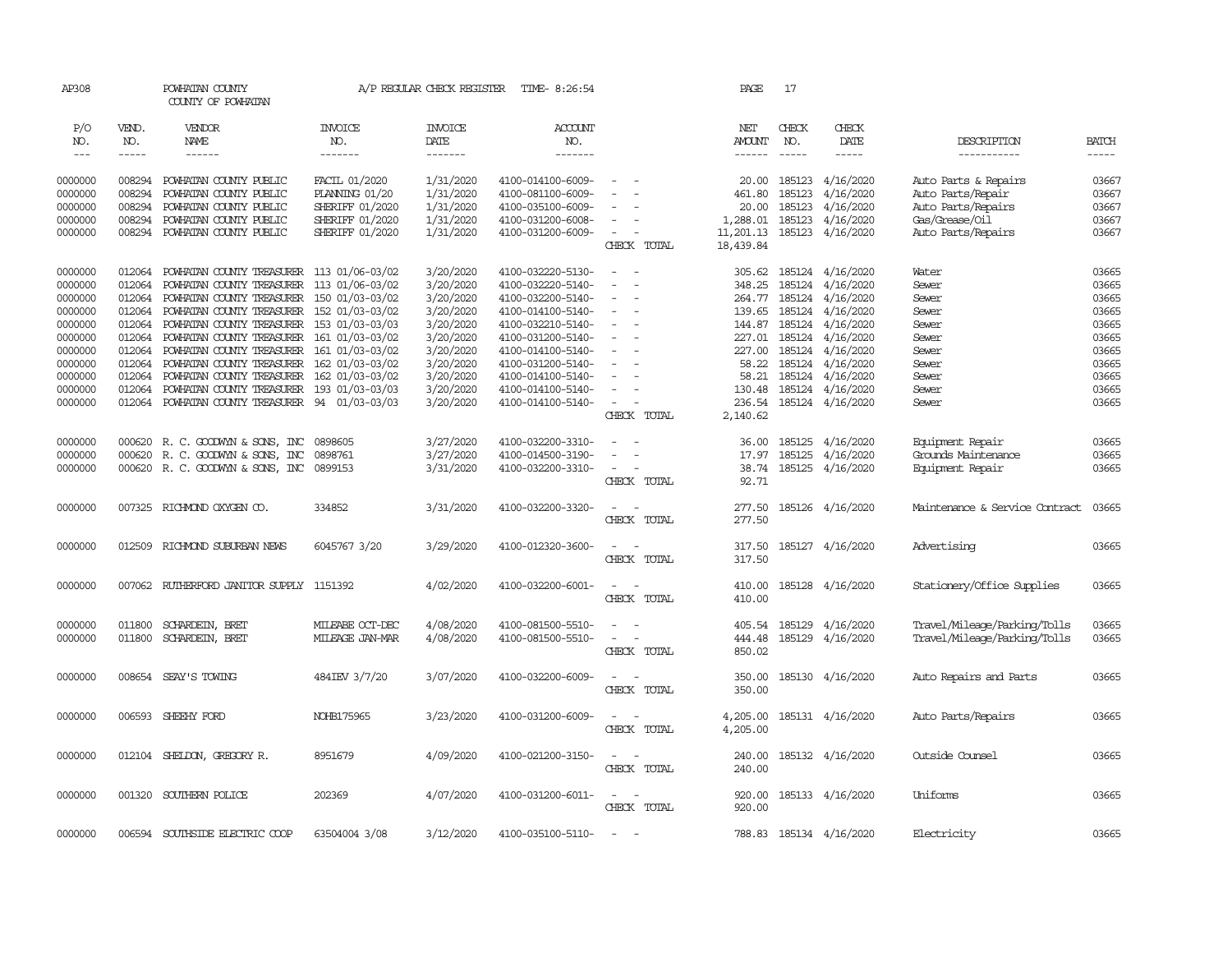AP308 POWHATAN COUNTY A/P REGULAR CHECK REGISTER TIME- 8:26:54 PAGE 17

COUNTY OF POWHATAN

| P/O NO. | VEND. NO. | VENDOR NAME | INVOICE NO. | INVOICE DATE | ACCOUNT NO. | | NET AMOUNT | CHECK NO. | CHECK DATE | DESCRIPTION | BATCH |
|---|---|---|---|---|---|---|---|---|---|---|---|
| 0000000 | 008294 | POWHATAN COUNTY PUBLIC | FACIL 01/2020 | 1/31/2020 | 4100-014100-6009- | - - | 20.00 | 185123 | 4/16/2020 | Auto Parts & Repairs | 03667 |
| 0000000 | 008294 | POWHATAN COUNTY PUBLIC | PLANNING 01/20 | 1/31/2020 | 4100-081100-6009- | - - | 461.80 | 185123 | 4/16/2020 | Auto Parts/Repair | 03667 |
| 0000000 | 008294 | POWHATAN COUNTY PUBLIC | SHERIFF 01/2020 | 1/31/2020 | 4100-035100-6009- | - - | 20.00 | 185123 | 4/16/2020 | Auto Parts/Repairs | 03667 |
| 0000000 | 008294 | POWHATAN COUNTY PUBLIC | SHERIFF 01/2020 | 1/31/2020 | 4100-031200-6008- | - - | 1,288.01 | 185123 | 4/16/2020 | Gas/Grease/Oil | 03667 |
| 0000000 | 008294 | POWHATAN COUNTY PUBLIC | SHERIFF 01/2020 | 1/31/2020 | 4100-031200-6009- | - - | 11,201.13 | 185123 | 4/16/2020 | Auto Parts/Repairs | 03667 |
| | | | | | | CHECK TOTAL | 18,439.84 | | | | |
| 0000000 | 012064 | POWHATAN COUNTY TREASURER | 113 01/06-03/02 | 3/20/2020 | 4100-032220-5130- | - - | 305.62 | 185124 | 4/16/2020 | Water | 03665 |
| 0000000 | 012064 | POWHATAN COUNTY TREASURER | 113 01/06-03/02 | 3/20/2020 | 4100-032220-5140- | - - | 348.25 | 185124 | 4/16/2020 | Sewer | 03665 |
| 0000000 | 012064 | POWHATAN COUNTY TREASURER | 150 01/03-03/02 | 3/20/2020 | 4100-032200-5140- | - - | 264.77 | 185124 | 4/16/2020 | Sewer | 03665 |
| 0000000 | 012064 | POWHATAN COUNTY TREASURER | 152 01/03-03/02 | 3/20/2020 | 4100-014100-5140- | - - | 139.65 | 185124 | 4/16/2020 | Sewer | 03665 |
| 0000000 | 012064 | POWHATAN COUNTY TREASURER | 153 01/03-03/03 | 3/20/2020 | 4100-032210-5140- | - - | 144.87 | 185124 | 4/16/2020 | Sewer | 03665 |
| 0000000 | 012064 | POWHATAN COUNTY TREASURER | 161 01/03-03/02 | 3/20/2020 | 4100-031200-5140- | - - | 227.01 | 185124 | 4/16/2020 | Sewer | 03665 |
| 0000000 | 012064 | POWHATAN COUNTY TREASURER | 161 01/03-03/02 | 3/20/2020 | 4100-014100-5140- | - - | 227.00 | 185124 | 4/16/2020 | Sewer | 03665 |
| 0000000 | 012064 | POWHATAN COUNTY TREASURER | 162 01/03-03/02 | 3/20/2020 | 4100-031200-5140- | - - | 58.22 | 185124 | 4/16/2020 | Sewer | 03665 |
| 0000000 | 012064 | POWHATAN COUNTY TREASURER | 162 01/03-03/02 | 3/20/2020 | 4100-014100-5140- | - - | 58.21 | 185124 | 4/16/2020 | Sewer | 03665 |
| 0000000 | 012064 | POWHATAN COUNTY TREASURER | 193 01/03-03/03 | 3/20/2020 | 4100-014100-5140- | - - | 130.48 | 185124 | 4/16/2020 | Sewer | 03665 |
| 0000000 | 012064 | POWHATAN COUNTY TREASURER | 94 01/03-03/03 | 3/20/2020 | 4100-014100-5140- | - - | 236.54 | 185124 | 4/16/2020 | Sewer | 03665 |
| | | | | | | CHECK TOTAL | 2,140.62 | | | | |
| 0000000 | 000620 | R. C. GOODWYN & SONS, INC | 0898605 | 3/27/2020 | 4100-032200-3310- | - - | 36.00 | 185125 | 4/16/2020 | Equipment Repair | 03665 |
| 0000000 | 000620 | R. C. GOODWYN & SONS, INC | 0898761 | 3/27/2020 | 4100-014500-3190- | - - | 17.97 | 185125 | 4/16/2020 | Grounds Maintenance | 03665 |
| 0000000 | 000620 | R. C. GOODWYN & SONS, INC | 0899153 | 3/31/2020 | 4100-032200-3310- | - - | 38.74 | 185125 | 4/16/2020 | Equipment Repair | 03665 |
| | | | | | | CHECK TOTAL | 92.71 | | | | |
| 0000000 | 007325 | RICHMOND OXYGEN CO. | 334852 | 3/31/2020 | 4100-032200-3320- | - - | 277.50 | 185126 | 4/16/2020 | Maintenance & Service Contract | 03665 |
| | | | | | | CHECK TOTAL | 277.50 | | | | |
| 0000000 | 012509 | RICHMOND SUBURBAN NEWS | 6045767 3/20 | 3/29/2020 | 4100-012320-3600- | - - | 317.50 | 185127 | 4/16/2020 | Advertising | 03665 |
| | | | | | | CHECK TOTAL | 317.50 | | | | |
| 0000000 | 007062 | RUTHERFORD JANITOR SUPPLY | 1151392 | 4/02/2020 | 4100-032200-6001- | - - | 410.00 | 185128 | 4/16/2020 | Stationery/Office Supplies | 03665 |
| | | | | | | CHECK TOTAL | 410.00 | | | | |
| 0000000 | 011800 | SCHARDEIN, BRET | MILEABE OCT-DEC | 4/08/2020 | 4100-081500-5510- | - - | 405.54 | 185129 | 4/16/2020 | Travel/Mileage/Parking/Tolls | 03665 |
| 0000000 | 011800 | SCHARDEIN, BRET | MILEAGE JAN-MAR | 4/08/2020 | 4100-081500-5510- | - - | 444.48 | 185129 | 4/16/2020 | Travel/Mileage/Parking/Tolls | 03665 |
| | | | | | | CHECK TOTAL | 850.02 | | | | |
| 0000000 | 008654 | SEAY'S TOWING | 484IEV 3/7/20 | 3/07/2020 | 4100-032200-6009- | - - | 350.00 | 185130 | 4/16/2020 | Auto Repairs and Parts | 03665 |
| | | | | | | CHECK TOTAL | 350.00 | | | | |
| 0000000 | 006593 | SHEEHY FORD | NOHB175965 | 3/23/2020 | 4100-031200-6009- | - - | 4,205.00 | 185131 | 4/16/2020 | Auto Parts/Repairs | 03665 |
| | | | | | | CHECK TOTAL | 4,205.00 | | | | |
| 0000000 | 012104 | SHELDON, GREGORY R. | 8951679 | 4/09/2020 | 4100-021200-3150- | - - | 240.00 | 185132 | 4/16/2020 | Outside Counsel | 03665 |
| | | | | | | CHECK TOTAL | 240.00 | | | | |
| 0000000 | 001320 | SOUTHERN POLICE | 202369 | 4/07/2020 | 4100-031200-6011- | - - | 920.00 | 185133 | 4/16/2020 | Uniforms | 03665 |
| | | | | | | CHECK TOTAL | 920.00 | | | | |
| 0000000 | 006594 | SOUTHSIDE ELECTRIC COOP | 63504004 3/08 | 3/12/2020 | 4100-035100-5110- | - - | 788.83 | 185134 | 4/16/2020 | Electricity | 03665 |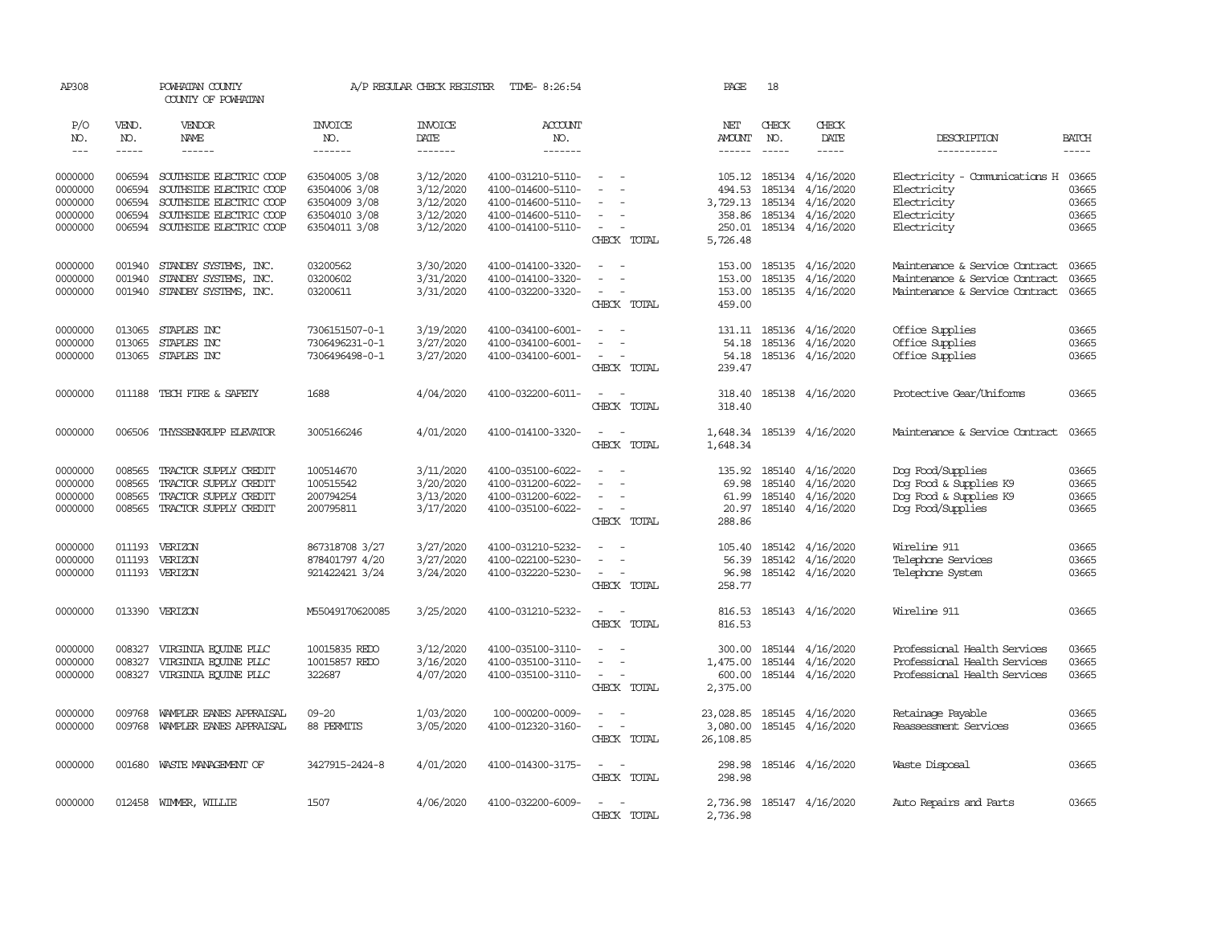AP308 POWHATAN COUNTY A/P REGULAR CHECK REGISTER TIME- 8:26:54 PAGE 18

COUNTY OF POWHATAN

| P/O NO. | VEND. NO. | VENDOR NAME | INVOICE NO. | INVOICE DATE | ACCOUNT NO. | | NET AMOUNT | CHECK NO. | CHECK DATE | DESCRIPTION | BATCH |
|---|---|---|---|---|---|---|---|---|---|---|---|
| 0000000 | 006594 | SOUTHSIDE ELECTRIC COOP | 63504005 3/08 | 3/12/2020 | 4100-031210-5110- | - - | 105.12 | 185134 | 4/16/2020 | Electricity - Communications H | 03665 |
| 0000000 | 006594 | SOUTHSIDE ELECTRIC COOP | 63504006 3/08 | 3/12/2020 | 4100-014600-5110- | - - | 494.53 | 185134 | 4/16/2020 | Electricity | 03665 |
| 0000000 | 006594 | SOUTHSIDE ELECTRIC COOP | 63504009 3/08 | 3/12/2020 | 4100-014600-5110- | - - | 3,729.13 | 185134 | 4/16/2020 | Electricity | 03665 |
| 0000000 | 006594 | SOUTHSIDE ELECTRIC COOP | 63504010 3/08 | 3/12/2020 | 4100-014600-5110- | - - | 358.86 | 185134 | 4/16/2020 | Electricity | 03665 |
| 0000000 | 006594 | SOUTHSIDE ELECTRIC COOP | 63504011 3/08 | 3/12/2020 | 4100-014100-5110- | - - | 250.01 | 185134 | 4/16/2020 | Electricity | 03665 |
| | | | | | | CHECK TOTAL | 5,726.48 | | | | |
| 0000000 | 001940 | STANDBY SYSTEMS, INC. | 03200562 | 3/30/2020 | 4100-014100-3320- | - - | 153.00 | 185135 | 4/16/2020 | Maintenance & Service Contract | 03665 |
| 0000000 | 001940 | STANDBY SYSTEMS, INC. | 03200602 | 3/31/2020 | 4100-014100-3320- | - - | 153.00 | 185135 | 4/16/2020 | Maintenance & Service Contract | 03665 |
| 0000000 | 001940 | STANDBY SYSTEMS, INC. | 03200611 | 3/31/2020 | 4100-032200-3320- | - - | 153.00 | 185135 | 4/16/2020 | Maintenance & Service Contract | 03665 |
| | | | | | | CHECK TOTAL | 459.00 | | | | |
| 0000000 | 013065 | STAPLES INC | 7306151507-0-1 | 3/19/2020 | 4100-034100-6001- | - - | 131.11 | 185136 | 4/16/2020 | Office Supplies | 03665 |
| 0000000 | 013065 | STAPLES INC | 7306496231-0-1 | 3/27/2020 | 4100-034100-6001- | - - | 54.18 | 185136 | 4/16/2020 | Office Supplies | 03665 |
| 0000000 | 013065 | STAPLES INC | 7306496498-0-1 | 3/27/2020 | 4100-034100-6001- | - - | 54.18 | 185136 | 4/16/2020 | Office Supplies | 03665 |
| | | | | | | CHECK TOTAL | 239.47 | | | | |
| 0000000 | 011188 | TECH FIRE & SAFETY | 1688 | 4/04/2020 | 4100-032200-6011- | - - | 318.40 | 185138 | 4/16/2020 | Protective Gear/Uniforms | 03665 |
| | | | | | | CHECK TOTAL | 318.40 | | | | |
| 0000000 | 006506 | THYSSENKRUPP ELEVATOR | 3005166246 | 4/01/2020 | 4100-014100-3320- | - - | 1,648.34 | 185139 | 4/16/2020 | Maintenance & Service Contract | 03665 |
| | | | | | | CHECK TOTAL | 1,648.34 | | | | |
| 0000000 | 008565 | TRACTOR SUPPLY CREDIT | 100514670 | 3/11/2020 | 4100-035100-6022- | - - | 135.92 | 185140 | 4/16/2020 | Dog Food/Supplies | 03665 |
| 0000000 | 008565 | TRACTOR SUPPLY CREDIT | 100515542 | 3/20/2020 | 4100-031200-6022- | - - | 69.98 | 185140 | 4/16/2020 | Dog Food & Supplies K9 | 03665 |
| 0000000 | 008565 | TRACTOR SUPPLY CREDIT | 200794254 | 3/13/2020 | 4100-031200-6022- | - - | 61.99 | 185140 | 4/16/2020 | Dog Food & Supplies K9 | 03665 |
| 0000000 | 008565 | TRACTOR SUPPLY CREDIT | 200795811 | 3/17/2020 | 4100-035100-6022- | - - | 20.97 | 185140 | 4/16/2020 | Dog Food/Supplies | 03665 |
| | | | | | | CHECK TOTAL | 288.86 | | | | |
| 0000000 | 011193 | VERIZON | 867318708 3/27 | 3/27/2020 | 4100-031210-5232- | - - | 105.40 | 185142 | 4/16/2020 | Wireline 911 | 03665 |
| 0000000 | 011193 | VERIZON | 878401797 4/20 | 3/27/2020 | 4100-022100-5230- | - - | 56.39 | 185142 | 4/16/2020 | Telephone Services | 03665 |
| 0000000 | 011193 | VERIZON | 921422421 3/24 | 3/24/2020 | 4100-032220-5230- | - - | 96.98 | 185142 | 4/16/2020 | Telephone System | 03665 |
| | | | | | | CHECK TOTAL | 258.77 | | | | |
| 0000000 | 013390 | VERIZON | M55049170620085 | 3/25/2020 | 4100-031210-5232- | - - | 816.53 | 185143 | 4/16/2020 | Wireline 911 | 03665 |
| | | | | | | CHECK TOTAL | 816.53 | | | | |
| 0000000 | 008327 | VIRGINIA EQUINE PLLC | 10015835 REDO | 3/12/2020 | 4100-035100-3110- | - - | 300.00 | 185144 | 4/16/2020 | Professional Health Services | 03665 |
| 0000000 | 008327 | VIRGINIA EQUINE PLLC | 10015857 REDO | 3/16/2020 | 4100-035100-3110- | - - | 1,475.00 | 185144 | 4/16/2020 | Professional Health Services | 03665 |
| 0000000 | 008327 | VIRGINIA EQUINE PLLC | 322687 | 4/07/2020 | 4100-035100-3110- | - - | 600.00 | 185144 | 4/16/2020 | Professional Health Services | 03665 |
| | | | | | | CHECK TOTAL | 2,375.00 | | | | |
| 0000000 | 009768 | WAMPLER EANES APPRAISAL | 09-20 | 1/03/2020 | 100-000200-0009- | - - | 23,028.85 | 185145 | 4/16/2020 | Retainage Payable | 03665 |
| 0000000 | 009768 | WAMPLER EANES APPRAISAL | 88 PERMITS | 3/05/2020 | 4100-012320-3160- | - - | 3,080.00 | 185145 | 4/16/2020 | Reassessment Services | 03665 |
| | | | | | | CHECK TOTAL | 26,108.85 | | | | |
| 0000000 | 001680 | WASTE MANAGEMENT OF | 3427915-2424-8 | 4/01/2020 | 4100-014300-3175- | - - | 298.98 | 185146 | 4/16/2020 | Waste Disposal | 03665 |
| | | | | | | CHECK TOTAL | 298.98 | | | | |
| 0000000 | 012458 | WIMMER, WILLIE | 1507 | 4/06/2020 | 4100-032200-6009- | - - | 2,736.98 | 185147 | 4/16/2020 | Auto Repairs and Parts | 03665 |
| | | | | | | CHECK TOTAL | 2,736.98 | | | | |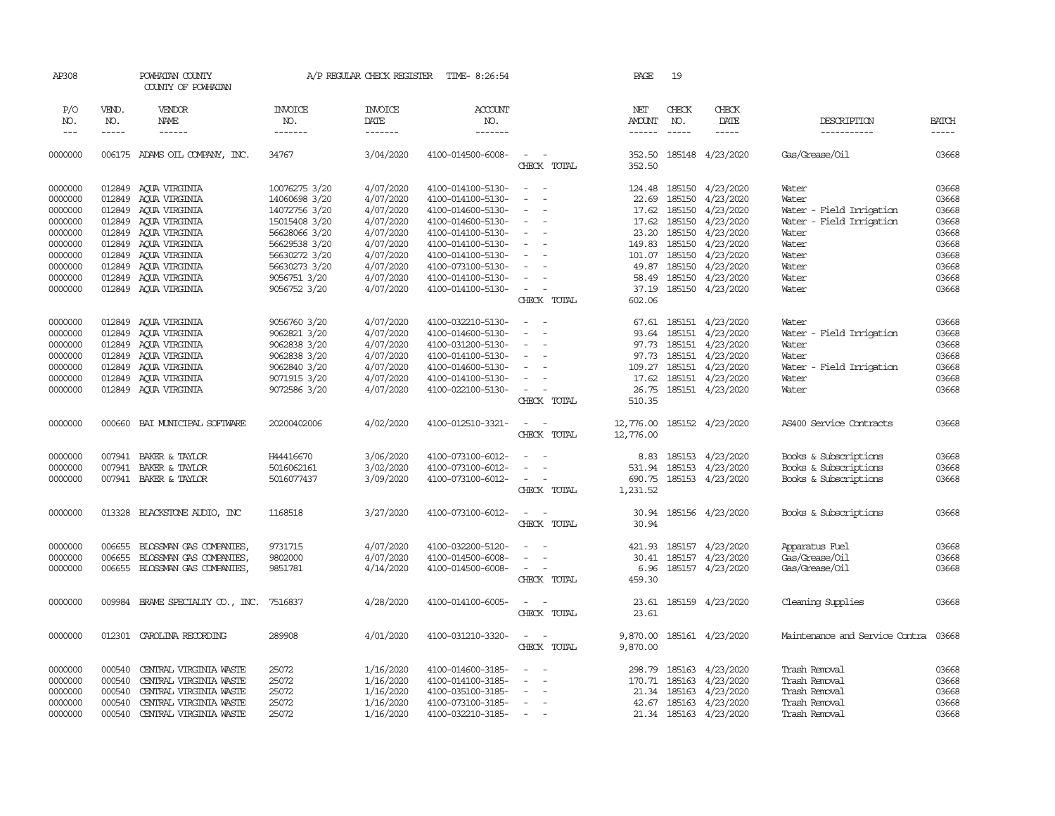AP308 POWHATAN COUNTY A/P REGULAR CHECK REGISTER TIME- 8:26:54 PAGE 19

COUNTY OF POWHATAN

| P/O NO. | VEND. NO. | VENDOR NAME | INVOICE NO. | INVOICE DATE | ACCOUNT NO. | | NET AMOUNT | CHECK NO. | CHECK DATE | DESCRIPTION | BATCH |
|---|---|---|---|---|---|---|---|---|---|---|---|
| 0000000 | 006175 | ADAMS OIL COMPANY, INC. | 34767 | 3/04/2020 | 4100-014500-6008- | - - | 352.50 | 185148 | 4/23/2020 | Gas/Grease/Oil | 03668 |
| | | | | | | CHECK TOTAL | 352.50 | | | | |
| 0000000 | 012849 | AQUA VIRGINIA | 10076275 3/20 | 4/07/2020 | 4100-014100-5130- | - - | 124.48 | 185150 | 4/23/2020 | Water | 03668 |
| 0000000 | 012849 | AQUA VIRGINIA | 14060698 3/20 | 4/07/2020 | 4100-014100-5130- | - - | 22.69 | 185150 | 4/23/2020 | Water | 03668 |
| 0000000 | 012849 | AQUA VIRGINIA | 14072756 3/20 | 4/07/2020 | 4100-014600-5130- | - - | 17.62 | 185150 | 4/23/2020 | Water - Field Irrigation | 03668 |
| 0000000 | 012849 | AQUA VIRGINIA | 15015408 3/20 | 4/07/2020 | 4100-014600-5130- | - - | 17.62 | 185150 | 4/23/2020 | Water - Field Irrigation | 03668 |
| 0000000 | 012849 | AQUA VIRGINIA | 56628066 3/20 | 4/07/2020 | 4100-014100-5130- | - - | 23.20 | 185150 | 4/23/2020 | Water | 03668 |
| 0000000 | 012849 | AQUA VIRGINIA | 56629538 3/20 | 4/07/2020 | 4100-014100-5130- | - - | 149.83 | 185150 | 4/23/2020 | Water | 03668 |
| 0000000 | 012849 | AQUA VIRGINIA | 56630272 3/20 | 4/07/2020 | 4100-014100-5130- | - - | 101.07 | 185150 | 4/23/2020 | Water | 03668 |
| 0000000 | 012849 | AQUA VIRGINIA | 56630273 3/20 | 4/07/2020 | 4100-073100-5130- | - - | 49.87 | 185150 | 4/23/2020 | Water | 03668 |
| 0000000 | 012849 | AQUA VIRGINIA | 9056751 3/20 | 4/07/2020 | 4100-014100-5130- | - - | 58.49 | 185150 | 4/23/2020 | Water | 03668 |
| 0000000 | 012849 | AQUA VIRGINIA | 9056752 3/20 | 4/07/2020 | 4100-014100-5130- | - - | 37.19 | 185150 | 4/23/2020 | Water | 03668 |
| | | | | | | CHECK TOTAL | 602.06 | | | | |
| 0000000 | 012849 | AQUA VIRGINIA | 9056760 3/20 | 4/07/2020 | 4100-032210-5130- | - - | 67.61 | 185151 | 4/23/2020 | Water | 03668 |
| 0000000 | 012849 | AQUA VIRGINIA | 9062821 3/20 | 4/07/2020 | 4100-014600-5130- | - - | 93.64 | 185151 | 4/23/2020 | Water - Field Irrigation | 03668 |
| 0000000 | 012849 | AQUA VIRGINIA | 9062838 3/20 | 4/07/2020 | 4100-031200-5130- | - - | 97.73 | 185151 | 4/23/2020 | Water | 03668 |
| 0000000 | 012849 | AQUA VIRGINIA | 9062838 3/20 | 4/07/2020 | 4100-014100-5130- | - - | 97.73 | 185151 | 4/23/2020 | Water | 03668 |
| 0000000 | 012849 | AQUA VIRGINIA | 9062840 3/20 | 4/07/2020 | 4100-014600-5130- | - - | 109.27 | 185151 | 4/23/2020 | Water - Field Irrigation | 03668 |
| 0000000 | 012849 | AQUA VIRGINIA | 9071915 3/20 | 4/07/2020 | 4100-014100-5130- | - - | 17.62 | 185151 | 4/23/2020 | Water | 03668 |
| 0000000 | 012849 | AQUA VIRGINIA | 9072586 3/20 | 4/07/2020 | 4100-022100-5130- | - - | 26.75 | 185151 | 4/23/2020 | Water | 03668 |
| | | | | | | CHECK TOTAL | 510.35 | | | | |
| 0000000 | 000660 | BAI MUNICIPAL SOFTWARE | 20200402006 | 4/02/2020 | 4100-012510-3321- | - - | 12,776.00 | 185152 | 4/23/2020 | AS400 Service Contracts | 03668 |
| | | | | | | CHECK TOTAL | 12,776.00 | | | | |
| 0000000 | 007941 | BAKER & TAYLOR | H44416670 | 3/06/2020 | 4100-073100-6012- | - - | 8.83 | 185153 | 4/23/2020 | Books & Subscriptions | 03668 |
| 0000000 | 007941 | BAKER & TAYLOR | 5016062161 | 3/02/2020 | 4100-073100-6012- | - - | 531.94 | 185153 | 4/23/2020 | Books & Subscriptions | 03668 |
| 0000000 | 007941 | BAKER & TAYLOR | 5016077437 | 3/09/2020 | 4100-073100-6012- | - - | 690.75 | 185153 | 4/23/2020 | Books & Subscriptions | 03668 |
| | | | | | | CHECK TOTAL | 1,231.52 | | | | |
| 0000000 | 013328 | BLACKSTONE AUDIO, INC | 1168518 | 3/27/2020 | 4100-073100-6012- | - - | 30.94 | 185156 | 4/23/2020 | Books & Subscriptions | 03668 |
| | | | | | | CHECK TOTAL | 30.94 | | | | |
| 0000000 | 006655 | BLOSSMAN GAS COMPANIES, | 9731715 | 4/07/2020 | 4100-032200-5120- | - - | 421.93 | 185157 | 4/23/2020 | Apparatus Fuel | 03668 |
| 0000000 | 006655 | BLOSSMAN GAS COMPANIES, | 9802000 | 4/07/2020 | 4100-014500-6008- | - - | 30.41 | 185157 | 4/23/2020 | Gas/Grease/Oil | 03668 |
| 0000000 | 006655 | BLOSSMAN GAS COMPANIES, | 9851781 | 4/14/2020 | 4100-014500-6008- | - - | 6.96 | 185157 | 4/23/2020 | Gas/Grease/Oil | 03668 |
| | | | | | | CHECK TOTAL | 459.30 | | | | |
| 0000000 | 009984 | BRAME SPECIALTY CO., INC. | 7516837 | 4/28/2020 | 4100-014100-6005- | - - | 23.61 | 185159 | 4/23/2020 | Cleaning Supplies | 03668 |
| | | | | | | CHECK TOTAL | 23.61 | | | | |
| 0000000 | 012301 | CAROLINA RECORDING | 289908 | 4/01/2020 | 4100-031210-3320- | - - | 9,870.00 | 185161 | 4/23/2020 | Maintenance and Service Contra | 03668 |
| | | | | | | CHECK TOTAL | 9,870.00 | | | | |
| 0000000 | 000540 | CENTRAL VIRGINIA WASTE | 25072 | 1/16/2020 | 4100-014600-3185- | - - | 298.79 | 185163 | 4/23/2020 | Trash Removal | 03668 |
| 0000000 | 000540 | CENTRAL VIRGINIA WASTE | 25072 | 1/16/2020 | 4100-014100-3185- | - - | 170.71 | 185163 | 4/23/2020 | Trash Removal | 03668 |
| 0000000 | 000540 | CENTRAL VIRGINIA WASTE | 25072 | 1/16/2020 | 4100-035100-3185- | - - | 21.34 | 185163 | 4/23/2020 | Trash Removal | 03668 |
| 0000000 | 000540 | CENTRAL VIRGINIA WASTE | 25072 | 1/16/2020 | 4100-073100-3185- | - - | 42.67 | 185163 | 4/23/2020 | Trash Removal | 03668 |
| 0000000 | 000540 | CENTRAL VIRGINIA WASTE | 25072 | 1/16/2020 | 4100-032210-3185- | - - | 21.34 | 185163 | 4/23/2020 | Trash Removal | 03668 |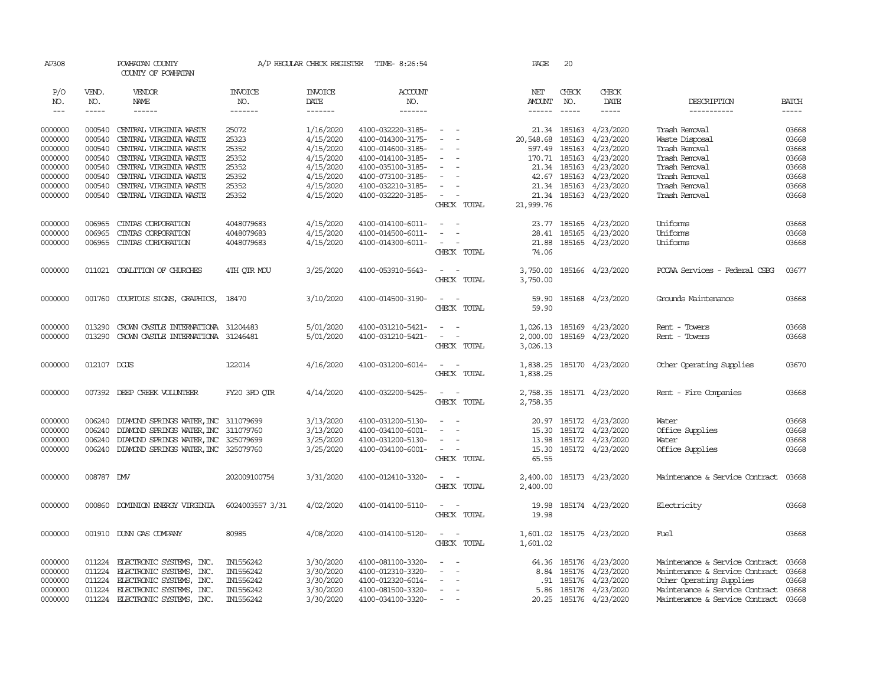AP308 POWHATAN COUNTY A/P REGULAR CHECK REGISTER TIME- 8:26:54 PAGE 20

COUNTY OF POWHATAN

| P/O NO. | VEND. NO. | VENDOR NAME | INVOICE NO. | INVOICE DATE | ACCOUNT NO. | | NET AMOUNT | CHECK NO. | CHECK DATE | DESCRIPTION | BATCH |
|---|---|---|---|---|---|---|---|---|---|---|---|
| --- | ----- | ------ | ------- | ------- | ------- | | ------ | ----- | ----- | ----------- | ----- |
| 0000000 | 000540 | CENTRAL VIRGINIA WASTE | 25072 | 1/16/2020 | 4100-032220-3185- | - - | 21.34 | 185163 | 4/23/2020 | Trash Removal | 03668 |
| 0000000 | 000540 | CENTRAL VIRGINIA WASTE | 25323 | 4/15/2020 | 4100-014300-3175- | - - | 20,548.68 | 185163 | 4/23/2020 | Waste Disposal | 03668 |
| 0000000 | 000540 | CENTRAL VIRGINIA WASTE | 25352 | 4/15/2020 | 4100-014600-3185- | - - | 597.49 | 185163 | 4/23/2020 | Trash Removal | 03668 |
| 0000000 | 000540 | CENTRAL VIRGINIA WASTE | 25352 | 4/15/2020 | 4100-014100-3185- | - - | 170.71 | 185163 | 4/23/2020 | Trash Removal | 03668 |
| 0000000 | 000540 | CENTRAL VIRGINIA WASTE | 25352 | 4/15/2020 | 4100-035100-3185- | - - | 21.34 | 185163 | 4/23/2020 | Trash Removal | 03668 |
| 0000000 | 000540 | CENTRAL VIRGINIA WASTE | 25352 | 4/15/2020 | 4100-073100-3185- | - - | 42.67 | 185163 | 4/23/2020 | Trash Removal | 03668 |
| 0000000 | 000540 | CENTRAL VIRGINIA WASTE | 25352 | 4/15/2020 | 4100-032210-3185- | - - | 21.34 | 185163 | 4/23/2020 | Trash Removal | 03668 |
| 0000000 | 000540 | CENTRAL VIRGINIA WASTE | 25352 | 4/15/2020 | 4100-032220-3185- | - - | 21.34 | 185163 | 4/23/2020 | Trash Removal | 03668 |
| | | | | | | CHECK TOTAL | 21,999.76 | | | | |
| 0000000 | 006965 | CINTAS CORPORATION | 4048079683 | 4/15/2020 | 4100-014100-6011- | - - | 23.77 | 185165 | 4/23/2020 | Uniforms | 03668 |
| 0000000 | 006965 | CINTAS CORPORATION | 4048079683 | 4/15/2020 | 4100-014500-6011- | - - | 28.41 | 185165 | 4/23/2020 | Uniforms | 03668 |
| 0000000 | 006965 | CINTAS CORPORATION | 4048079683 | 4/15/2020 | 4100-014300-6011- | - - | 21.88 | 185165 | 4/23/2020 | Uniforms | 03668 |
| | | | | | | CHECK TOTAL | 74.06 | | | | |
| 0000000 | 011021 | COALITION OF CHURCHES | 4TH QTR MOU | 3/25/2020 | 4100-053910-5643- | - - | 3,750.00 | 185166 | 4/23/2020 | PCCAA Services - Federal CSBG | 03677 |
| | | | | | | CHECK TOTAL | 3,750.00 | | | | |
| 0000000 | 001760 | COURTOIS SIGNS, GRAPHICS, | 18470 | 3/10/2020 | 4100-014500-3190- | - - | 59.90 | 185168 | 4/23/2020 | Grounds Maintenance | 03668 |
| | | | | | | CHECK TOTAL | 59.90 | | | | |
| 0000000 | 013290 | CROWN CASTLE INTERNATIONA | 31204483 | 5/01/2020 | 4100-031210-5421- | - - | 1,026.13 | 185169 | 4/23/2020 | Rent - Towers | 03668 |
| 0000000 | 013290 | CROWN CASTLE INTERNATIONA | 31246481 | 5/01/2020 | 4100-031210-5421- | - - | 2,000.00 | 185169 | 4/23/2020 | Rent - Towers | 03668 |
| | | | | | | CHECK TOTAL | 3,026.13 | | | | |
| 0000000 | 012107 | DCJS | 122014 | 4/16/2020 | 4100-031200-6014- | - - | 1,838.25 | 185170 | 4/23/2020 | Other Operating Supplies | 03670 |
| | | | | | | CHECK TOTAL | 1,838.25 | | | | |
| 0000000 | 007392 | DEEP CREEK VOLUNTEER | FY20 3RD QTR | 4/14/2020 | 4100-032200-5425- | - - | 2,758.35 | 185171 | 4/23/2020 | Rent - Fire Companies | 03668 |
| | | | | | | CHECK TOTAL | 2,758.35 | | | | |
| 0000000 | 006240 | DIAMOND SPRINGS WATER,INC | 311079699 | 3/13/2020 | 4100-031200-5130- | - - | 20.97 | 185172 | 4/23/2020 | Water | 03668 |
| 0000000 | 006240 | DIAMOND SPRINGS WATER,INC | 311079760 | 3/13/2020 | 4100-034100-6001- | - - | 15.30 | 185172 | 4/23/2020 | Office Supplies | 03668 |
| 0000000 | 006240 | DIAMOND SPRINGS WATER,INC | 325079699 | 3/25/2020 | 4100-031200-5130- | - - | 13.98 | 185172 | 4/23/2020 | Water | 03668 |
| 0000000 | 006240 | DIAMOND SPRINGS WATER,INC | 325079760 | 3/25/2020 | 4100-034100-6001- | - - | 15.30 | 185172 | 4/23/2020 | Office Supplies | 03668 |
| | | | | | | CHECK TOTAL | 65.55 | | | | |
| 0000000 | 008787 | DMV | 202009100754 | 3/31/2020 | 4100-012410-3320- | - - | 2,400.00 | 185173 | 4/23/2020 | Maintenance & Service Contract | 03668 |
| | | | | | | CHECK TOTAL | 2,400.00 | | | | |
| 0000000 | 000860 | DOMINION ENERGY VIRGINIA | 6024003557 3/31 | 4/02/2020 | 4100-014100-5110- | - - | 19.98 | 185174 | 4/23/2020 | Electricity | 03668 |
| | | | | | | CHECK TOTAL | 19.98 | | | | |
| 0000000 | 001910 | DUNN GAS COMPANY | 80985 | 4/08/2020 | 4100-014100-5120- | - - | 1,601.02 | 185175 | 4/23/2020 | Fuel | 03668 |
| | | | | | | CHECK TOTAL | 1,601.02 | | | | |
| 0000000 | 011224 | ELECTRONIC SYSTEMS, INC. | IN1556242 | 3/30/2020 | 4100-081100-3320- | - - | 64.36 | 185176 | 4/23/2020 | Maintenance & Service Contract | 03668 |
| 0000000 | 011224 | ELECTRONIC SYSTEMS, INC. | IN1556242 | 3/30/2020 | 4100-012310-3320- | - - | 8.84 | 185176 | 4/23/2020 | Maintenance & Service Contract | 03668 |
| 0000000 | 011224 | ELECTRONIC SYSTEMS, INC. | IN1556242 | 3/30/2020 | 4100-012320-6014- | - - | .91 | 185176 | 4/23/2020 | Other Operating Supplies | 03668 |
| 0000000 | 011224 | ELECTRONIC SYSTEMS, INC. | IN1556242 | 3/30/2020 | 4100-081500-3320- | - - | 5.86 | 185176 | 4/23/2020 | Maintenance & Service Contract | 03668 |
| 0000000 | 011224 | ELECTRONIC SYSTEMS, INC. | IN1556242 | 3/30/2020 | 4100-034100-3320- | - - | 20.25 | 185176 | 4/23/2020 | Maintenance & Service Contract | 03668 |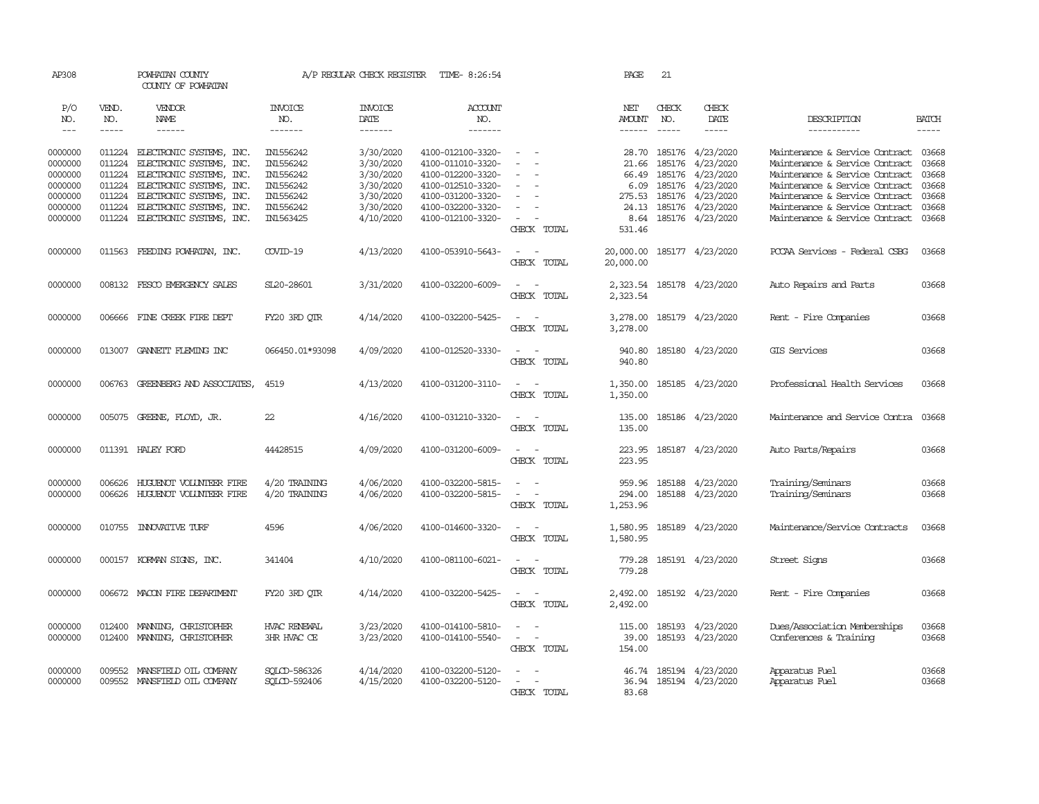AP308 POWHATAN COUNTY A/P REGULAR CHECK REGISTER TIME- 8:26:54 PAGE 21

COUNTY OF POWHATAN

| P/O NO. | VEND. NO. | VENDOR NAME | INVOICE NO. | INVOICE DATE | ACCOUNT NO. | | NET AMOUNT | CHECK NO. | CHECK DATE | DESCRIPTION | BATCH |
|---|---|---|---|---|---|---|---|---|---|---|---|
| --- | ----- | ------ | ------- | ------- | ------- | | ------ | ----- | ----- | ----------- | ----- |
| 0000000 | 011224 | ELECTRONIC SYSTEMS, INC. | IN1556242 | 3/30/2020 | 4100-012100-3320- | - - | 28.70 | 185176 | 4/23/2020 | Maintenance & Service Contract | 03668 |
| 0000000 | 011224 | ELECTRONIC SYSTEMS, INC. | IN1556242 | 3/30/2020 | 4100-011010-3320- | - - | 21.66 | 185176 | 4/23/2020 | Maintenance & Service Contract | 03668 |
| 0000000 | 011224 | ELECTRONIC SYSTEMS, INC. | IN1556242 | 3/30/2020 | 4100-012200-3320- | - - | 66.49 | 185176 | 4/23/2020 | Maintenance & Service Contract | 03668 |
| 0000000 | 011224 | ELECTRONIC SYSTEMS, INC. | IN1556242 | 3/30/2020 | 4100-012510-3320- | - - | 6.09 | 185176 | 4/23/2020 | Maintenance & Service Contract | 03668 |
| 0000000 | 011224 | ELECTRONIC SYSTEMS, INC. | IN1556242 | 3/30/2020 | 4100-031200-3320- | - - | 275.53 | 185176 | 4/23/2020 | Maintenance & Service Contract | 03668 |
| 0000000 | 011224 | ELECTRONIC SYSTEMS, INC. | IN1556242 | 3/30/2020 | 4100-032200-3320- | - - | 24.13 | 185176 | 4/23/2020 | Maintenance & Service Contract | 03668 |
| 0000000 | 011224 | ELECTRONIC SYSTEMS, INC. | IN1563425 | 4/10/2020 | 4100-012100-3320- | - - | 8.64 | 185176 | 4/23/2020 | Maintenance & Service Contract | 03668 |
| | | | | | | CHECK TOTAL | 531.46 | | | | |
| 0000000 | 011563 | FEEDING POWHATAN, INC. | COVID-19 | 4/13/2020 | 4100-053910-5643- | - - | 20,000.00 | 185177 | 4/23/2020 | PCCAA Services - Federal CSBG | 03668 |
| | | | | | | CHECK TOTAL | 20,000.00 | | | | |
| 0000000 | 008132 | FESCO EMERGENCY SALES | SL20-28601 | 3/31/2020 | 4100-032200-6009- | - - | 2,323.54 | 185178 | 4/23/2020 | Auto Repairs and Parts | 03668 |
| | | | | | | CHECK TOTAL | 2,323.54 | | | | |
| 0000000 | 006666 | FINE CREEK FIRE DEPT | FY20 3RD QTR | 4/14/2020 | 4100-032200-5425- | - - | 3,278.00 | 185179 | 4/23/2020 | Rent - Fire Companies | 03668 |
| | | | | | | CHECK TOTAL | 3,278.00 | | | | |
| 0000000 | 013007 | GANNETT FLEMING INC | 066450.01*93098 | 4/09/2020 | 4100-012520-3330- | - - | 940.80 | 185180 | 4/23/2020 | GIS Services | 03668 |
| | | | | | | CHECK TOTAL | 940.80 | | | | |
| 0000000 | 006763 | GREENBERG AND ASSOCIATES, | 4519 | 4/13/2020 | 4100-031200-3110- | - - | 1,350.00 | 185185 | 4/23/2020 | Professional Health Services | 03668 |
| | | | | | | CHECK TOTAL | 1,350.00 | | | | |
| 0000000 | 005075 | GREENE, FLOYD, JR. | 22 | 4/16/2020 | 4100-031210-3320- | - - | 135.00 | 185186 | 4/23/2020 | Maintenance and Service Contra | 03668 |
| | | | | | | CHECK TOTAL | 135.00 | | | | |
| 0000000 | 011391 | HALEY FORD | 44428515 | 4/09/2020 | 4100-031200-6009- | - - | 223.95 | 185187 | 4/23/2020 | Auto Parts/Repairs | 03668 |
| | | | | | | CHECK TOTAL | 223.95 | | | | |
| 0000000 | 006626 | HUGUENOT VOLUNTEER FIRE | 4/20 TRAINING | 4/06/2020 | 4100-032200-5815- | - - | 959.96 | 185188 | 4/23/2020 | Training/Seminars | 03668 |
| 0000000 | 006626 | HUGUENOT VOLUNTEER FIRE | 4/20 TRAINING | 4/06/2020 | 4100-032200-5815- | - - | 294.00 | 185188 | 4/23/2020 | Training/Seminars | 03668 |
| | | | | | | CHECK TOTAL | 1,253.96 | | | | |
| 0000000 | 010755 | INNOVATIVE TURF | 4596 | 4/06/2020 | 4100-014600-3320- | - - | 1,580.95 | 185189 | 4/23/2020 | Maintenance/Service Contracts | 03668 |
| | | | | | | CHECK TOTAL | 1,580.95 | | | | |
| 0000000 | 000157 | KORMAN SIGNS, INC. | 341404 | 4/10/2020 | 4100-081100-6021- | - - | 779.28 | 185191 | 4/23/2020 | Street Signs | 03668 |
| | | | | | | CHECK TOTAL | 779.28 | | | | |
| 0000000 | 006672 | MACON FIRE DEPARTMENT | FY20 3RD QTR | 4/14/2020 | 4100-032200-5425- | - - | 2,492.00 | 185192 | 4/23/2020 | Rent - Fire Companies | 03668 |
| | | | | | | CHECK TOTAL | 2,492.00 | | | | |
| 0000000 | 012400 | MANNING, CHRISTOPHER | HVAC RENEWAL | 3/23/2020 | 4100-014100-5810- | - - | 115.00 | 185193 | 4/23/2020 | Dues/Association Memberships | 03668 |
| 0000000 | 012400 | MANNING, CHRISTOPHER | 3HR HVAC CE | 3/23/2020 | 4100-014100-5540- | - - | 39.00 | 185193 | 4/23/2020 | Conferences & Training | 03668 |
| | | | | | | CHECK TOTAL | 154.00 | | | | |
| 0000000 | 009552 | MANSFIELD OIL COMPANY | SQLCD-586326 | 4/14/2020 | 4100-032200-5120- | - - | 46.74 | 185194 | 4/23/2020 | Apparatus Fuel | 03668 |
| 0000000 | 009552 | MANSFIELD OIL COMPANY | SQLCD-592406 | 4/15/2020 | 4100-032200-5120- | - - | 36.94 | 185194 | 4/23/2020 | Apparatus Fuel | 03668 |
| | | | | | | CHECK TOTAL | 83.68 | | | | |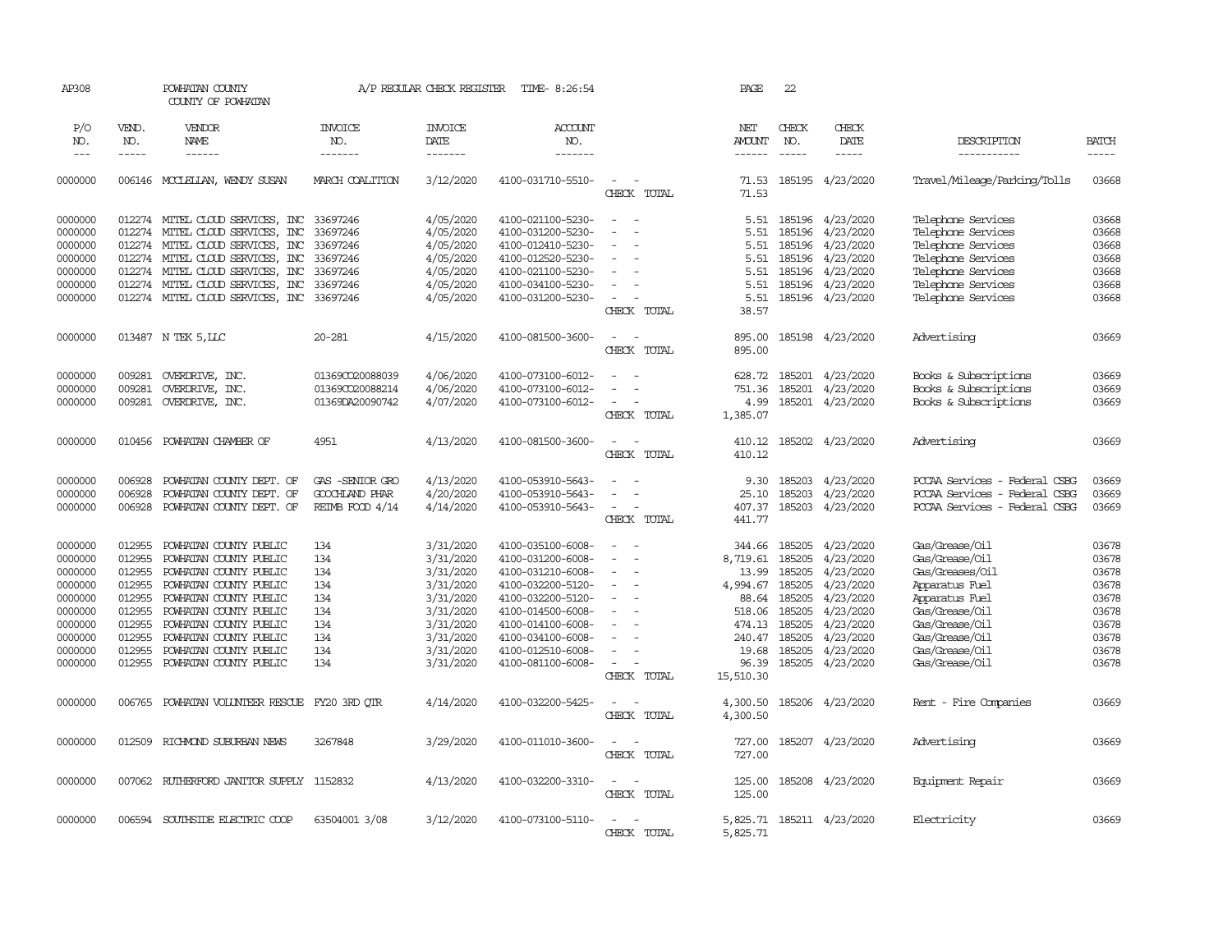AP308 POWHATAN COUNTY COUNTY OF POWHATAN A/P REGULAR CHECK REGISTER TIME- 8:26:54 PAGE 22

| P/O NO. | VEND. NO. | VENDOR NAME | INVOICE NO. | INVOICE DATE | ACCOUNT NO. | | NET AMOUNT | CHECK NO. | CHECK DATE | DESCRIPTION | BATCH |
|---|---|---|---|---|---|---|---|---|---|---|---|
| 0000000 | 006146 | MCCLELLAN, WENDY SUSAN | MARCH COALITION | 3/12/2020 | 4100-031710-5510- | - - | 71.53 | 185195 | 4/23/2020 | Travel/Mileage/Parking/Tolls | 03668 |
| | | | | | | CHECK TOTAL | 71.53 | | | | |
| 0000000 | 012274 | MITEL CLOUD SERVICES, INC | 33697246 | 4/05/2020 | 4100-021100-5230- | - - | 5.51 | 185196 | 4/23/2020 | Telephone Services | 03668 |
| 0000000 | 012274 | MITEL CLOUD SERVICES, INC | 33697246 | 4/05/2020 | 4100-031200-5230- | - - | 5.51 | 185196 | 4/23/2020 | Telephone Services | 03668 |
| 0000000 | 012274 | MITEL CLOUD SERVICES, INC | 33697246 | 4/05/2020 | 4100-012410-5230- | - - | 5.51 | 185196 | 4/23/2020 | Telephone Services | 03668 |
| 0000000 | 012274 | MITEL CLOUD SERVICES, INC | 33697246 | 4/05/2020 | 4100-012520-5230- | - - | 5.51 | 185196 | 4/23/2020 | Telephone Services | 03668 |
| 0000000 | 012274 | MITEL CLOUD SERVICES, INC | 33697246 | 4/05/2020 | 4100-021100-5230- | - - | 5.51 | 185196 | 4/23/2020 | Telephone Services | 03668 |
| 0000000 | 012274 | MITEL CLOUD SERVICES, INC | 33697246 | 4/05/2020 | 4100-034100-5230- | - - | 5.51 | 185196 | 4/23/2020 | Telephone Services | 03668 |
| 0000000 | 012274 | MITEL CLOUD SERVICES, INC | 33697246 | 4/05/2020 | 4100-031200-5230- | - - | 5.51 | 185196 | 4/23/2020 | Telephone Services | 03668 |
| | | | | | | CHECK TOTAL | 38.57 | | | | |
| 0000000 | 013487 | N TEK 5,LLC | 20-281 | 4/15/2020 | 4100-081500-3600- | - - | 895.00 | 185198 | 4/23/2020 | Advertising | 03669 |
| | | | | | | CHECK TOTAL | 895.00 | | | | |
| 0000000 | 009281 | OVERDRIVE, INC. | 01369CO20088039 | 4/06/2020 | 4100-073100-6012- | - - | 628.72 | 185201 | 4/23/2020 | Books & Subscriptions | 03669 |
| 0000000 | 009281 | OVERDRIVE, INC. | 01369CO20088214 | 4/06/2020 | 4100-073100-6012- | - - | 751.36 | 185201 | 4/23/2020 | Books & Subscriptions | 03669 |
| 0000000 | 009281 | OVERDRIVE, INC. | 01369DA20090742 | 4/07/2020 | 4100-073100-6012- | - - | 4.99 | 185201 | 4/23/2020 | Books & Subscriptions | 03669 |
| | | | | | | CHECK TOTAL | 1,385.07 | | | | |
| 0000000 | 010456 | POWHATAN CHAMBER OF | 4951 | 4/13/2020 | 4100-081500-3600- | - - | 410.12 | 185202 | 4/23/2020 | Advertising | 03669 |
| | | | | | | CHECK TOTAL | 410.12 | | | | |
| 0000000 | 006928 | POWHATAN COUNTY DEPT. OF | GAS -SENIOR GRO | 4/13/2020 | 4100-053910-5643- | - - | 9.30 | 185203 | 4/23/2020 | PCCAA Services - Federal CSBG | 03669 |
| 0000000 | 006928 | POWHATAN COUNTY DEPT. OF | GOOCHLAND PHAR | 4/20/2020 | 4100-053910-5643- | - - | 25.10 | 185203 | 4/23/2020 | PCCAA Services - Federal CSBG | 03669 |
| 0000000 | 006928 | POWHATAN COUNTY DEPT. OF | REIMB FOOD 4/14 | 4/14/2020 | 4100-053910-5643- | - - | 407.37 | 185203 | 4/23/2020 | PCCAA Services - Federal CSBG | 03669 |
| | | | | | | CHECK TOTAL | 441.77 | | | | |
| 0000000 | 012955 | POWHATAN COUNTY PUBLIC | 134 | 3/31/2020 | 4100-035100-6008- | - - | 344.66 | 185205 | 4/23/2020 | Gas/Grease/Oil | 03678 |
| 0000000 | 012955 | POWHATAN COUNTY PUBLIC | 134 | 3/31/2020 | 4100-031200-6008- | - - | 8,719.61 | 185205 | 4/23/2020 | Gas/Grease/Oil | 03678 |
| 0000000 | 012955 | POWHATAN COUNTY PUBLIC | 134 | 3/31/2020 | 4100-031210-6008- | - - | 13.99 | 185205 | 4/23/2020 | Gas/Greases/Oil | 03678 |
| 0000000 | 012955 | POWHATAN COUNTY PUBLIC | 134 | 3/31/2020 | 4100-032200-5120- | - - | 4,994.67 | 185205 | 4/23/2020 | Apparatus Fuel | 03678 |
| 0000000 | 012955 | POWHATAN COUNTY PUBLIC | 134 | 3/31/2020 | 4100-032200-5120- | - - | 88.64 | 185205 | 4/23/2020 | Apparatus Fuel | 03678 |
| 0000000 | 012955 | POWHATAN COUNTY PUBLIC | 134 | 3/31/2020 | 4100-014500-6008- | - - | 518.06 | 185205 | 4/23/2020 | Gas/Grease/Oil | 03678 |
| 0000000 | 012955 | POWHATAN COUNTY PUBLIC | 134 | 3/31/2020 | 4100-014100-6008- | - - | 474.13 | 185205 | 4/23/2020 | Gas/Grease/Oil | 03678 |
| 0000000 | 012955 | POWHATAN COUNTY PUBLIC | 134 | 3/31/2020 | 4100-034100-6008- | - - | 240.47 | 185205 | 4/23/2020 | Gas/Grease/Oil | 03678 |
| 0000000 | 012955 | POWHATAN COUNTY PUBLIC | 134 | 3/31/2020 | 4100-012510-6008- | - - | 19.68 | 185205 | 4/23/2020 | Gas/Grease/Oil | 03678 |
| 0000000 | 012955 | POWHATAN COUNTY PUBLIC | 134 | 3/31/2020 | 4100-081100-6008- | - - | 96.39 | 185205 | 4/23/2020 | Gas/Grease/Oil | 03678 |
| | | | | | | CHECK TOTAL | 15,510.30 | | | | |
| 0000000 | 006765 | POWHATAN VOLUNTEER RESCUE | FY20 3RD QTR | 4/14/2020 | 4100-032200-5425- | - - | 4,300.50 | 185206 | 4/23/2020 | Rent - Fire Companies | 03669 |
| | | | | | | CHECK TOTAL | 4,300.50 | | | | |
| 0000000 | 012509 | RICHMOND SUBURBAN NEWS | 3267848 | 3/29/2020 | 4100-011010-3600- | - - | 727.00 | 185207 | 4/23/2020 | Advertising | 03669 |
| | | | | | | CHECK TOTAL | 727.00 | | | | |
| 0000000 | 007062 | RUTHERFORD JANITOR SUPPLY | 1152832 | 4/13/2020 | 4100-032200-3310- | - - | 125.00 | 185208 | 4/23/2020 | Equipment Repair | 03669 |
| | | | | | | CHECK TOTAL | 125.00 | | | | |
| 0000000 | 006594 | SOUTHSIDE ELECTRIC COOP | 63504001 3/08 | 3/12/2020 | 4100-073100-5110- | - - | 5,825.71 | 185211 | 4/23/2020 | Electricity | 03669 |
| | | | | | | CHECK TOTAL | 5,825.71 | | | | |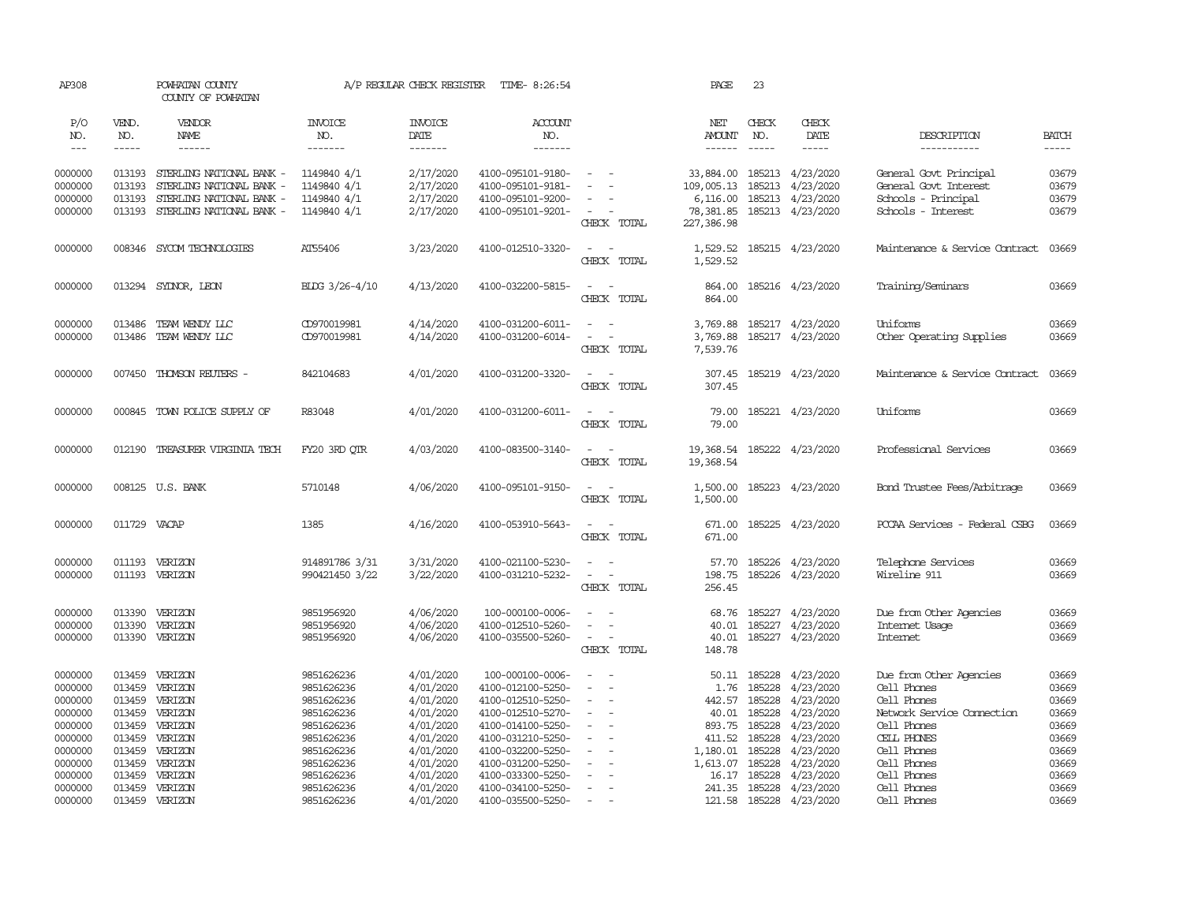AP308 POWHATAN COUNTY A/P REGULAR CHECK REGISTER TIME- 8:26:54 PAGE 23

COUNTY OF POWHATAN

| P/O NO. | VEND. NO. | VENDOR NAME | INVOICE NO. | INVOICE DATE | ACCOUNT NO. | | NET AMOUNT | CHECK NO. | CHECK DATE | DESCRIPTION | BATCH |
|---|---|---|---|---|---|---|---|---|---|---|---|
| --- | ----- | ------ | ------- | ------- | ------- | | ------ | ----- | ----- | ----------- | ----- |
| 0000000 | 013193 | STERLING NATIONAL BANK - | 1149840 4/1 | 2/17/2020 | 4100-095101-9180- | - - | 33,884.00 | 185213 | 4/23/2020 | General Govt Principal | 03679 |
| 0000000 | 013193 | STERLING NATIONAL BANK - | 1149840 4/1 | 2/17/2020 | 4100-095101-9181- | - - | 109,005.13 | 185213 | 4/23/2020 | General Govt Interest | 03679 |
| 0000000 | 013193 | STERLING NATIONAL BANK - | 1149840 4/1 | 2/17/2020 | 4100-095101-9200- | - - | 6,116.00 | 185213 | 4/23/2020 | Schools - Principal | 03679 |
| 0000000 | 013193 | STERLING NATIONAL BANK - | 1149840 4/1 | 2/17/2020 | 4100-095101-9201- | - - | 78,381.85 | 185213 | 4/23/2020 | Schools - Interest | 03679 |
| | | | | | | CHECK TOTAL | 227,386.98 | | | | |
| 0000000 | 008346 | SYCOM TECHNOLOGIES | AT55406 | 3/23/2020 | 4100-012510-3320- | - - | 1,529.52 | 185215 | 4/23/2020 | Maintenance & Service Contract | 03669 |
| | | | | | | CHECK TOTAL | 1,529.52 | | | | |
| 0000000 | 013294 | SYDNOR, LEON | BLDG 3/26-4/10 | 4/13/2020 | 4100-032200-5815- | - - | 864.00 | 185216 | 4/23/2020 | Training/Seminars | 03669 |
| | | | | | | CHECK TOTAL | 864.00 | | | | |
| 0000000 | 013486 | TEAM WENDY LLC | CD970019981 | 4/14/2020 | 4100-031200-6011- | - - | 3,769.88 | 185217 | 4/23/2020 | Uniforms | 03669 |
| 0000000 | 013486 | TEAM WENDY LLC | CD970019981 | 4/14/2020 | 4100-031200-6014- | - - | 3,769.88 | 185217 | 4/23/2020 | Other Operating Supplies | 03669 |
| | | | | | | CHECK TOTAL | 7,539.76 | | | | |
| 0000000 | 007450 | THOMSON REUTERS - | 842104683 | 4/01/2020 | 4100-031200-3320- | - - | 307.45 | 185219 | 4/23/2020 | Maintenance & Service Contract | 03669 |
| | | | | | | CHECK TOTAL | 307.45 | | | | |
| 0000000 | 000845 | TOWN POLICE SUPPLY OF | R83048 | 4/01/2020 | 4100-031200-6011- | - - | 79.00 | 185221 | 4/23/2020 | Uniforms | 03669 |
| | | | | | | CHECK TOTAL | 79.00 | | | | |
| 0000000 | 012190 | TREASURER VIRGINIA TECH | FY20 3RD QTR | 4/03/2020 | 4100-083500-3140- | - - | 19,368.54 | 185222 | 4/23/2020 | Professional Services | 03669 |
| | | | | | | CHECK TOTAL | 19,368.54 | | | | |
| 0000000 | 008125 | U.S. BANK | 5710148 | 4/06/2020 | 4100-095101-9150- | - - | 1,500.00 | 185223 | 4/23/2020 | Bond Trustee Fees/Arbitrage | 03669 |
| | | | | | | CHECK TOTAL | 1,500.00 | | | | |
| 0000000 | 011729 | VACAP | 1385 | 4/16/2020 | 4100-053910-5643- | - - | 671.00 | 185225 | 4/23/2020 | PCCAA Services - Federal CSBG | 03669 |
| | | | | | | CHECK TOTAL | 671.00 | | | | |
| 0000000 | 011193 | VERIZON | 914891786 3/31 | 3/31/2020 | 4100-021100-5230- | - - | 57.70 | 185226 | 4/23/2020 | Telephone Services | 03669 |
| 0000000 | 011193 | VERIZON | 990421450 3/22 | 3/22/2020 | 4100-031210-5232- | - - | 198.75 | 185226 | 4/23/2020 | Wireline 911 | 03669 |
| | | | | | | CHECK TOTAL | 256.45 | | | | |
| 0000000 | 013390 | VERIZON | 9851956920 | 4/06/2020 | 100-000100-0006- | - - | 68.76 | 185227 | 4/23/2020 | Due from Other Agencies | 03669 |
| 0000000 | 013390 | VERIZON | 9851956920 | 4/06/2020 | 4100-012510-5260- | - - | 40.01 | 185227 | 4/23/2020 | Internet Usage | 03669 |
| 0000000 | 013390 | VERIZON | 9851956920 | 4/06/2020 | 4100-035500-5260- | - - | 40.01 | 185227 | 4/23/2020 | Internet | 03669 |
| | | | | | | CHECK TOTAL | 148.78 | | | | |
| 0000000 | 013459 | VERIZON | 9851626236 | 4/01/2020 | 100-000100-0006- | - - | 50.11 | 185228 | 4/23/2020 | Due from Other Agencies | 03669 |
| 0000000 | 013459 | VERIZON | 9851626236 | 4/01/2020 | 4100-012100-5250- | - - | 1.76 | 185228 | 4/23/2020 | Cell Phones | 03669 |
| 0000000 | 013459 | VERIZON | 9851626236 | 4/01/2020 | 4100-012510-5250- | - - | 442.57 | 185228 | 4/23/2020 | Cell Phones | 03669 |
| 0000000 | 013459 | VERIZON | 9851626236 | 4/01/2020 | 4100-012510-5270- | - - | 40.01 | 185228 | 4/23/2020 | Network Service Connection | 03669 |
| 0000000 | 013459 | VERIZON | 9851626236 | 4/01/2020 | 4100-014100-5250- | - - | 893.75 | 185228 | 4/23/2020 | Cell Phones | 03669 |
| 0000000 | 013459 | VERIZON | 9851626236 | 4/01/2020 | 4100-031210-5250- | - - | 411.52 | 185228 | 4/23/2020 | CELL PHONES | 03669 |
| 0000000 | 013459 | VERIZON | 9851626236 | 4/01/2020 | 4100-032200-5250- | - - | 1,180.01 | 185228 | 4/23/2020 | Cell Phones | 03669 |
| 0000000 | 013459 | VERIZON | 9851626236 | 4/01/2020 | 4100-031200-5250- | - - | 1,613.07 | 185228 | 4/23/2020 | Cell Phones | 03669 |
| 0000000 | 013459 | VERIZON | 9851626236 | 4/01/2020 | 4100-033300-5250- | - - | 16.17 | 185228 | 4/23/2020 | Cell Phones | 03669 |
| 0000000 | 013459 | VERIZON | 9851626236 | 4/01/2020 | 4100-034100-5250- | - - | 241.35 | 185228 | 4/23/2020 | Cell Phones | 03669 |
| 0000000 | 013459 | VERIZON | 9851626236 | 4/01/2020 | 4100-035500-5250- | - - | 121.58 | 185228 | 4/23/2020 | Cell Phones | 03669 |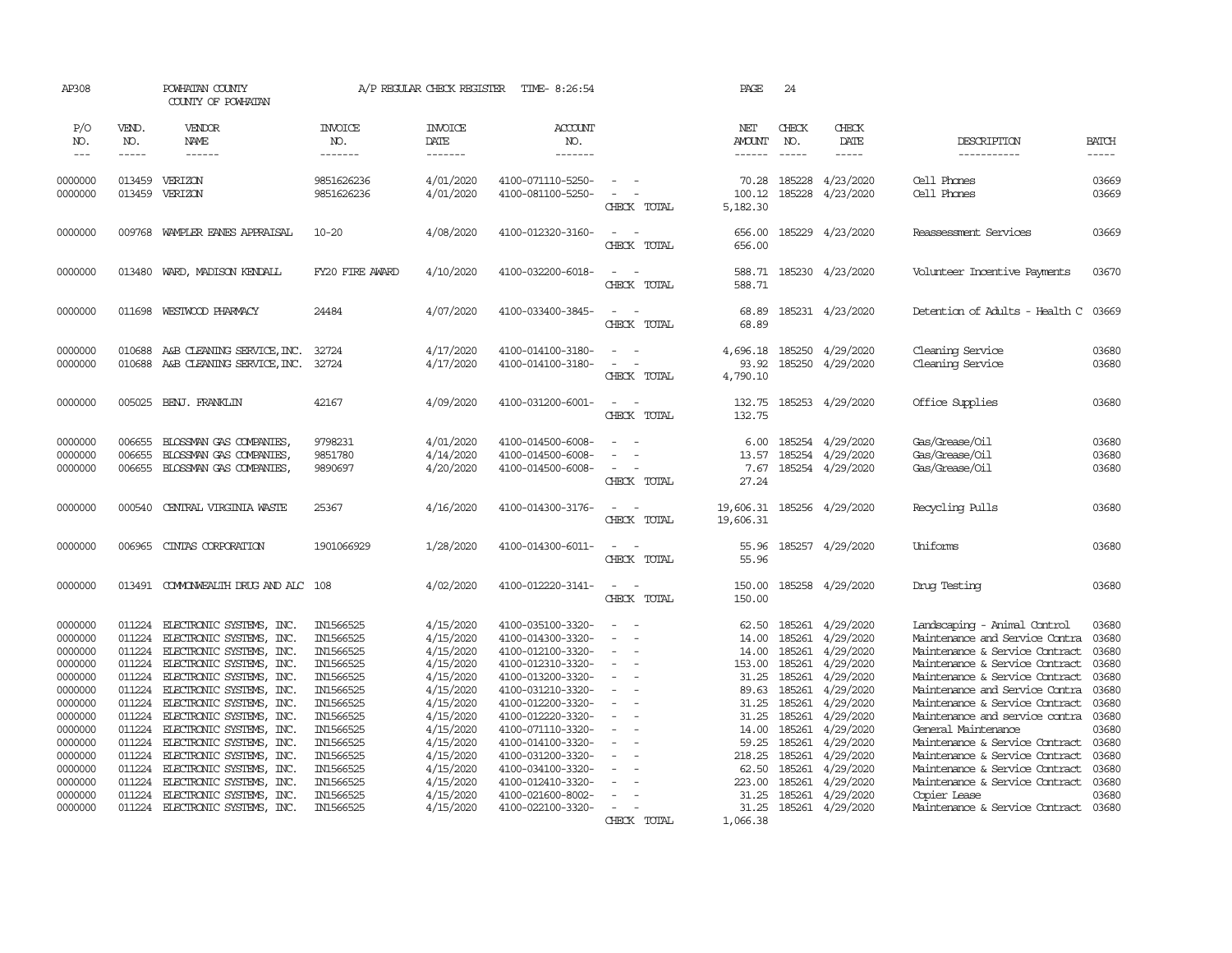AP308 POWHATAN COUNTY A/P REGULAR CHECK REGISTER TIME- 8:26:54 PAGE 24

COUNTY OF POWHATAN

| P/O NO. | VEND. NO. | VENDOR NAME | INVOICE NO. | INVOICE DATE | ACCOUNT NO. | | NET AMOUNT | CHECK NO. | CHECK DATE | DESCRIPTION | BATCH |
|---|---|---|---|---|---|---|---|---|---|---|---|
| 0000000 | 013459 | VERIZON | 9851626236 | 4/01/2020 | 4100-071110-5250- | - - | 70.28 | 185228 | 4/23/2020 | Cell Phones | 03669 |
| 0000000 | 013459 | VERIZON | 9851626236 | 4/01/2020 | 4100-081100-5250- | - - | 100.12 | 185228 | 4/23/2020 | Cell Phones | 03669 |
| | | | | | | CHECK TOTAL | 5,182.30 | | | | |
| 0000000 | 009768 | WAMPLER EANES APPRAISAL | 10-20 | 4/08/2020 | 4100-012320-3160- | - - | 656.00 | 185229 | 4/23/2020 | Reassessment Services | 03669 |
| | | | | | | CHECK TOTAL | 656.00 | | | | |
| 0000000 | 013480 | WARD, MADISON KENDALL | FY20 FIRE AWARD | 4/10/2020 | 4100-032200-6018- | - - | 588.71 | 185230 | 4/23/2020 | Volunteer Incentive Payments | 03670 |
| | | | | | | CHECK TOTAL | 588.71 | | | | |
| 0000000 | 011698 | WESTWOOD PHARMACY | 24484 | 4/07/2020 | 4100-033400-3845- | - - | 68.89 | 185231 | 4/23/2020 | Detention of Adults - Health C | 03669 |
| | | | | | | CHECK TOTAL | 68.89 | | | | |
| 0000000 | 010688 | A&B CLEANING SERVICE, INC. | 32724 | 4/17/2020 | 4100-014100-3180- | - - | 4,696.18 | 185250 | 4/29/2020 | Cleaning Service | 03680 |
| 0000000 | 010688 | A&B CLEANING SERVICE, INC. | 32724 | 4/17/2020 | 4100-014100-3180- | - - | 93.92 | 185250 | 4/29/2020 | Cleaning Service | 03680 |
| | | | | | | CHECK TOTAL | 4,790.10 | | | | |
| 0000000 | 005025 | BENJ. FRANKLIN | 42167 | 4/09/2020 | 4100-031200-6001- | - - | 132.75 | 185253 | 4/29/2020 | Office Supplies | 03680 |
| | | | | | | CHECK TOTAL | 132.75 | | | | |
| 0000000 | 006655 | BLOSSMAN GAS COMPANIES, | 9798231 | 4/01/2020 | 4100-014500-6008- | - - | 6.00 | 185254 | 4/29/2020 | Gas/Grease/Oil | 03680 |
| 0000000 | 006655 | BLOSSMAN GAS COMPANIES, | 9851780 | 4/14/2020 | 4100-014500-6008- | - - | 13.57 | 185254 | 4/29/2020 | Gas/Grease/Oil | 03680 |
| 0000000 | 006655 | BLOSSMAN GAS COMPANIES, | 9890697 | 4/20/2020 | 4100-014500-6008- | - - | 7.67 | 185254 | 4/29/2020 | Gas/Grease/Oil | 03680 |
| | | | | | | CHECK TOTAL | 27.24 | | | | |
| 0000000 | 000540 | CENTRAL VIRGINIA WASTE | 25367 | 4/16/2020 | 4100-014300-3176- | - - | 19,606.31 | 185256 | 4/29/2020 | Recycling Pulls | 03680 |
| | | | | | | CHECK TOTAL | 19,606.31 | | | | |
| 0000000 | 006965 | CINTAS CORPORATION | 1901066929 | 1/28/2020 | 4100-014300-6011- | - - | 55.96 | 185257 | 4/29/2020 | Uniforms | 03680 |
| | | | | | | CHECK TOTAL | 55.96 | | | | |
| 0000000 | 013491 | COMMONWEALTH DRUG AND ALC | 108 | 4/02/2020 | 4100-012220-3141- | - - | 150.00 | 185258 | 4/29/2020 | Drug Testing | 03680 |
| | | | | | | CHECK TOTAL | 150.00 | | | | |
| 0000000 | 011224 | ELECTRONIC SYSTEMS, INC. | IN1566525 | 4/15/2020 | 4100-035100-3320- | - - | 62.50 | 185261 | 4/29/2020 | Landscaping - Animal Control | 03680 |
| 0000000 | 011224 | ELECTRONIC SYSTEMS, INC. | IN1566525 | 4/15/2020 | 4100-014300-3320- | - - | 14.00 | 185261 | 4/29/2020 | Maintenance and Service Contra | 03680 |
| 0000000 | 011224 | ELECTRONIC SYSTEMS, INC. | IN1566525 | 4/15/2020 | 4100-012100-3320- | - - | 14.00 | 185261 | 4/29/2020 | Maintenance & Service Contract | 03680 |
| 0000000 | 011224 | ELECTRONIC SYSTEMS, INC. | IN1566525 | 4/15/2020 | 4100-012310-3320- | - - | 153.00 | 185261 | 4/29/2020 | Maintenance & Service Contract | 03680 |
| 0000000 | 011224 | ELECTRONIC SYSTEMS, INC. | IN1566525 | 4/15/2020 | 4100-013200-3320- | - - | 31.25 | 185261 | 4/29/2020 | Maintenance & Service Contract | 03680 |
| 0000000 | 011224 | ELECTRONIC SYSTEMS, INC. | IN1566525 | 4/15/2020 | 4100-031210-3320- | - - | 89.63 | 185261 | 4/29/2020 | Maintenance and Service Contra | 03680 |
| 0000000 | 011224 | ELECTRONIC SYSTEMS, INC. | IN1566525 | 4/15/2020 | 4100-012200-3320- | - - | 31.25 | 185261 | 4/29/2020 | Maintenance & Service Contract | 03680 |
| 0000000 | 011224 | ELECTRONIC SYSTEMS, INC. | IN1566525 | 4/15/2020 | 4100-012220-3320- | - - | 31.25 | 185261 | 4/29/2020 | Maintenance and service contra | 03680 |
| 0000000 | 011224 | ELECTRONIC SYSTEMS, INC. | IN1566525 | 4/15/2020 | 4100-071110-3320- | - - | 14.00 | 185261 | 4/29/2020 | General Maintenance | 03680 |
| 0000000 | 011224 | ELECTRONIC SYSTEMS, INC. | IN1566525 | 4/15/2020 | 4100-014100-3320- | - - | 59.25 | 185261 | 4/29/2020 | Maintenance & Service Contract | 03680 |
| 0000000 | 011224 | ELECTRONIC SYSTEMS, INC. | IN1566525 | 4/15/2020 | 4100-031200-3320- | - - | 218.25 | 185261 | 4/29/2020 | Maintenance & Service Contract | 03680 |
| 0000000 | 011224 | ELECTRONIC SYSTEMS, INC. | IN1566525 | 4/15/2020 | 4100-034100-3320- | - - | 62.50 | 185261 | 4/29/2020 | Maintenance & Service Contract | 03680 |
| 0000000 | 011224 | ELECTRONIC SYSTEMS, INC. | IN1566525 | 4/15/2020 | 4100-012410-3320- | - - | 223.00 | 185261 | 4/29/2020 | Maintenance & Service Contract | 03680 |
| 0000000 | 011224 | ELECTRONIC SYSTEMS, INC. | IN1566525 | 4/15/2020 | 4100-021600-8002- | - - | 31.25 | 185261 | 4/29/2020 | Copier Lease | 03680 |
| 0000000 | 011224 | ELECTRONIC SYSTEMS, INC. | IN1566525 | 4/15/2020 | 4100-022100-3320- | - - | 31.25 | 185261 | 4/29/2020 | Maintenance & Service Contract | 03680 |
| | | | | | | CHECK TOTAL | 1,066.38 | | | | |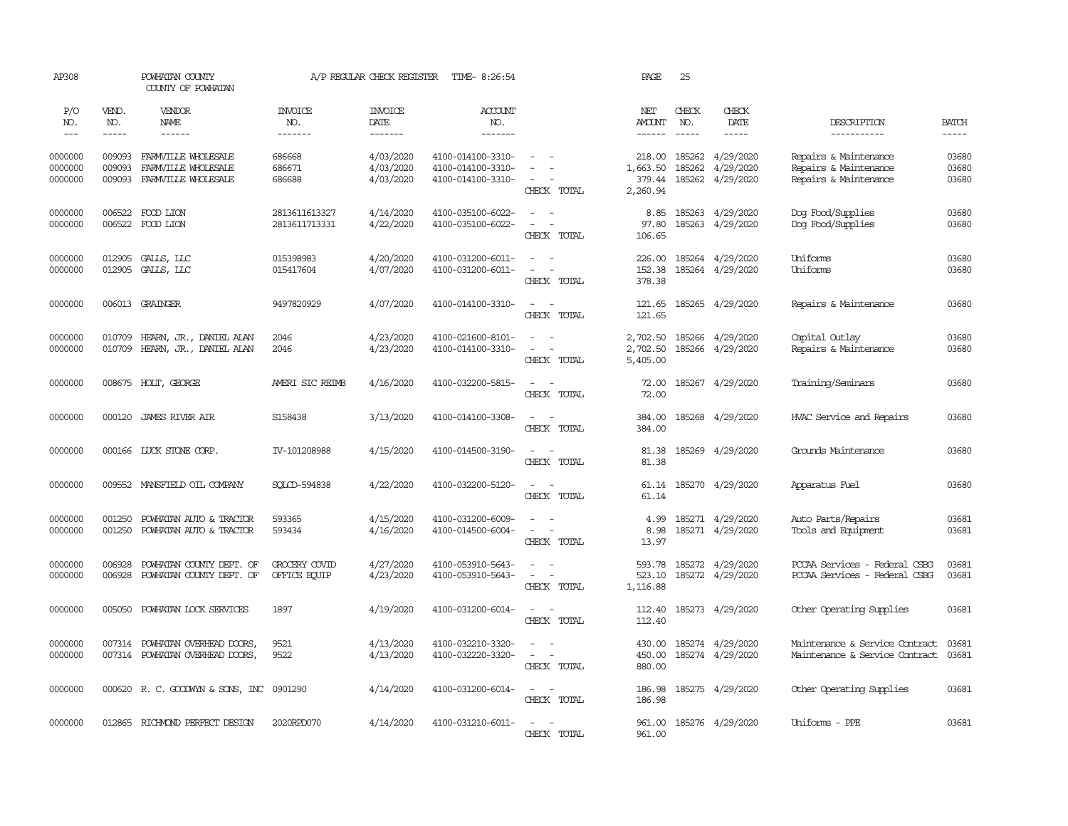AP308 POWHATAN COUNTY A/P REGULAR CHECK REGISTER TIME- 8:26:54 PAGE 25

COUNTY OF POWHATAN

| P/O NO. | VEND. NO. | VENDOR NAME | INVOICE NO. | INVOICE DATE | ACCOUNT NO. | | NET AMOUNT | CHECK NO. | CHECK DATE | DESCRIPTION | BATCH |
|---|---|---|---|---|---|---|---|---|---|---|---|
| --- | ----- | ------ | ------- | ------- | ------- | | ------ | ----- | ----- | ----------- | ----- |
| 0000000 | 009093 | FARMVILLE WHOLESALE | 686668 | 4/03/2020 | 4100-014100-3310- | - - | 218.00 | 185262 | 4/29/2020 | Repairs & Maintenance | 03680 |
| 0000000 | 009093 | FARMVILLE WHOLESALE | 686671 | 4/03/2020 | 4100-014100-3310- | - - | 1,663.50 | 185262 | 4/29/2020 | Repairs & Maintenance | 03680 |
| 0000000 | 009093 | FARMVILLE WHOLESALE | 686688 | 4/03/2020 | 4100-014100-3310- | - - | 379.44 | 185262 | 4/29/2020 | Repairs & Maintenance | 03680 |
| | | | | | | CHECK TOTAL | 2,260.94 | | | | |
| 0000000 | 006522 | FOOD LION | 2813611613327 | 4/14/2020 | 4100-035100-6022- | - - | 8.85 | 185263 | 4/29/2020 | Dog Food/Supplies | 03680 |
| 0000000 | 006522 | FOOD LION | 2813611713331 | 4/22/2020 | 4100-035100-6022- | - - | 97.80 | 185263 | 4/29/2020 | Dog Food/Supplies | 03680 |
| | | | | | | CHECK TOTAL | 106.65 | | | | |
| 0000000 | 012905 | GALLS, LLC | 015398983 | 4/20/2020 | 4100-031200-6011- | - - | 226.00 | 185264 | 4/29/2020 | Uniforms | 03680 |
| 0000000 | 012905 | GALLS, LLC | 015417604 | 4/07/2020 | 4100-031200-6011- | - - | 152.38 | 185264 | 4/29/2020 | Uniforms | 03680 |
| | | | | | | CHECK TOTAL | 378.38 | | | | |
| 0000000 | 006013 | GRAINGER | 9497820929 | 4/07/2020 | 4100-014100-3310- | - - | 121.65 | 185265 | 4/29/2020 | Repairs & Maintenance | 03680 |
| | | | | | | CHECK TOTAL | 121.65 | | | | |
| 0000000 | 010709 | HEARN, JR., DANIEL ALAN | 2046 | 4/23/2020 | 4100-021600-8101- | - - | 2,702.50 | 185266 | 4/29/2020 | Capital Outlay | 03680 |
| 0000000 | 010709 | HEARN, JR., DANIEL ALAN | 2046 | 4/23/2020 | 4100-014100-3310- | - - | 2,702.50 | 185266 | 4/29/2020 | Repairs & Maintenance | 03680 |
| | | | | | | CHECK TOTAL | 5,405.00 | | | | |
| 0000000 | 008675 | HOLT, GEORGE | AMERI SIC REIMB | 4/16/2020 | 4100-032200-5815- | - - | 72.00 | 185267 | 4/29/2020 | Training/Seminars | 03680 |
| | | | | | | CHECK TOTAL | 72.00 | | | | |
| 0000000 | 000120 | JAMES RIVER AIR | S158438 | 3/13/2020 | 4100-014100-3308- | - - | 384.00 | 185268 | 4/29/2020 | HVAC Service and Repairs | 03680 |
| | | | | | | CHECK TOTAL | 384.00 | | | | |
| 0000000 | 000166 | LUCK STONE CORP. | IV-101208988 | 4/15/2020 | 4100-014500-3190- | - - | 81.38 | 185269 | 4/29/2020 | Grounds Maintenance | 03680 |
| | | | | | | CHECK TOTAL | 81.38 | | | | |
| 0000000 | 009552 | MANSFIELD OIL COMPANY | SQLCD-594838 | 4/22/2020 | 4100-032200-5120- | - - | 61.14 | 185270 | 4/29/2020 | Apparatus Fuel | 03680 |
| | | | | | | CHECK TOTAL | 61.14 | | | | |
| 0000000 | 001250 | POWHATAN AUTO & TRACTOR | 593365 | 4/15/2020 | 4100-031200-6009- | - - | 4.99 | 185271 | 4/29/2020 | Auto Parts/Repairs | 03681 |
| 0000000 | 001250 | POWHATAN AUTO & TRACTOR | 593434 | 4/16/2020 | 4100-014500-6004- | - - | 8.98 | 185271 | 4/29/2020 | Tools and Equipment | 03681 |
| | | | | | | CHECK TOTAL | 13.97 | | | | |
| 0000000 | 006928 | POWHATAN COUNTY DEPT. OF | GROCERY COVID | 4/27/2020 | 4100-053910-5643- | - - | 593.78 | 185272 | 4/29/2020 | PCCAA Services - Federal CSBG | 03681 |
| 0000000 | 006928 | POWHATAN COUNTY DEPT. OF | OFFICE EQUIP | 4/23/2020 | 4100-053910-5643- | - - | 523.10 | 185272 | 4/29/2020 | PCCAA Services - Federal CSBG | 03681 |
| | | | | | | CHECK TOTAL | 1,116.88 | | | | |
| 0000000 | 005050 | POWHATAN LOCK SERVICES | 1897 | 4/19/2020 | 4100-031200-6014- | - - | 112.40 | 185273 | 4/29/2020 | Other Operating Supplies | 03681 |
| | | | | | | CHECK TOTAL | 112.40 | | | | |
| 0000000 | 007314 | POWHATAN OVERHEAD DOORS, | 9521 | 4/13/2020 | 4100-032210-3320- | - - | 430.00 | 185274 | 4/29/2020 | Maintenance & Service Contract | 03681 |
| 0000000 | 007314 | POWHATAN OVERHEAD DOORS, | 9522 | 4/13/2020 | 4100-032220-3320- | - - | 450.00 | 185274 | 4/29/2020 | Maintenance & Service Contract | 03681 |
| | | | | | | CHECK TOTAL | 880.00 | | | | |
| 0000000 | 000620 | R. C. GOODWYN & SONS, INC | 0901290 | 4/14/2020 | 4100-031200-6014- | - - | 186.98 | 185275 | 4/29/2020 | Other Operating Supplies | 03681 |
| | | | | | | CHECK TOTAL | 186.98 | | | | |
| 0000000 | 012865 | RICHMOND PERFECT DESIGN | 2020RPD070 | 4/14/2020 | 4100-031210-6011- | - - | 961.00 | 185276 | 4/29/2020 | Uniforms - PPE | 03681 |
| | | | | | | CHECK TOTAL | 961.00 | | | | |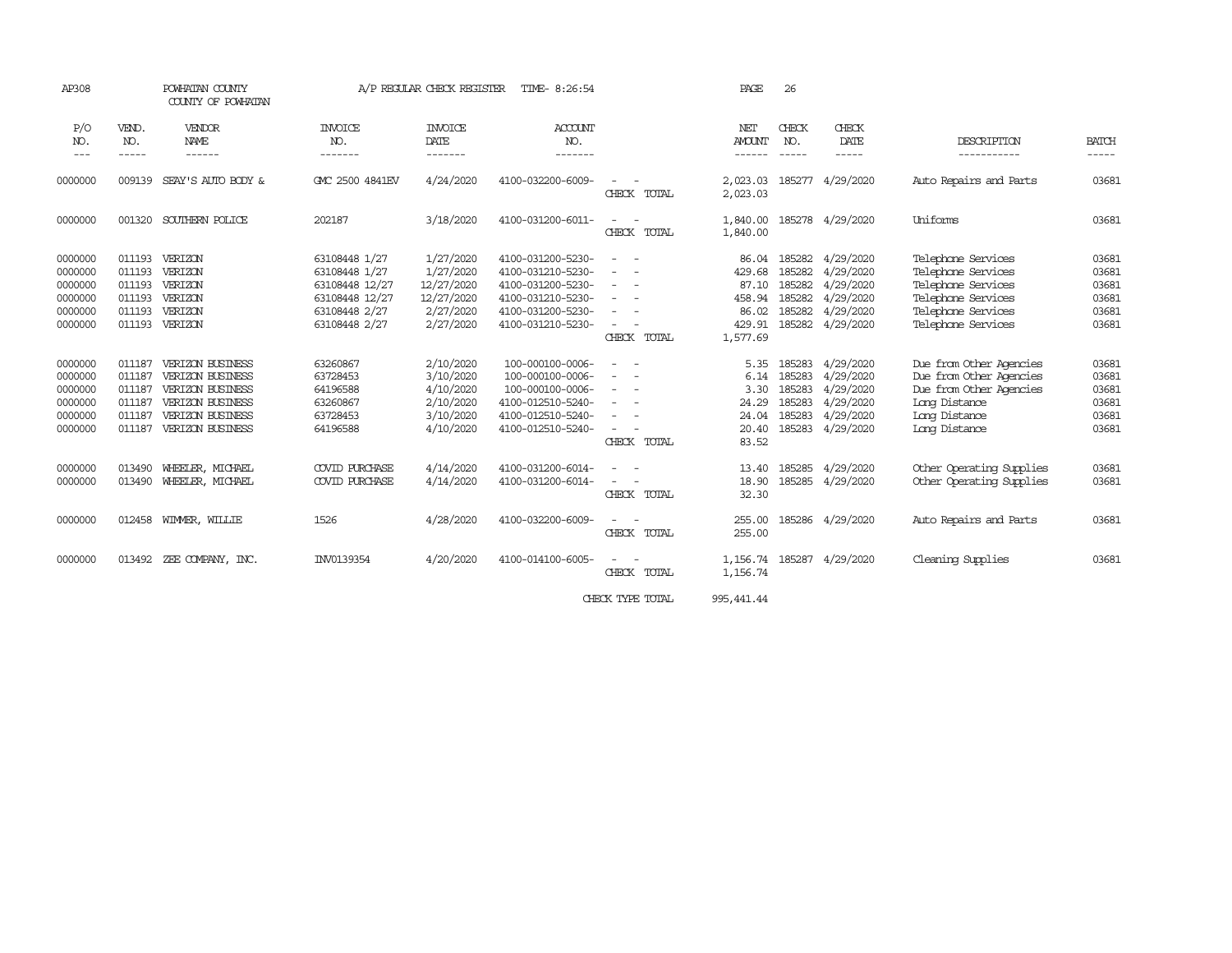AP308 POWHATAN COUNTY A/P REGULAR CHECK REGISTER TIME- 8:26:54 PAGE 26

COUNTY OF POWHATAN

| P/O NO. | VEND. NO. | VENDOR NAME | INVOICE NO. | INVOICE DATE | ACCOUNT NO. | | NET AMOUNT | CHECK NO. | CHECK DATE | DESCRIPTION | BATCH |
|---|---|---|---|---|---|---|---|---|---|---|---|
| 0000000 | 009139 | SEAY'S AUTO BODY & | GMC 2500 4841EV | 4/24/2020 | 4100-032200-6009- | - - | 2,023.03 | 185277 | 4/29/2020 | Auto Repairs and Parts | 03681 |
| | | | | | | CHECK TOTAL | 2,023.03 | | | | |
| 0000000 | 001320 | SOUTHERN POLICE | 202187 | 3/18/2020 | 4100-031200-6011- | - - | 1,840.00 | 185278 | 4/29/2020 | Uniforms | 03681 |
| | | | | | | CHECK TOTAL | 1,840.00 | | | | |
| 0000000 | 011193 | VERIZON | 63108448 1/27 | 1/27/2020 | 4100-031200-5230- | - - | 86.04 | 185282 | 4/29/2020 | Telephone Services | 03681 |
| 0000000 | 011193 | VERIZON | 63108448 1/27 | 1/27/2020 | 4100-031210-5230- | - - | 429.68 | 185282 | 4/29/2020 | Telephone Services | 03681 |
| 0000000 | 011193 | VERIZON | 63108448 12/27 | 12/27/2020 | 4100-031200-5230- | - - | 87.10 | 185282 | 4/29/2020 | Telephone Services | 03681 |
| 0000000 | 011193 | VERIZON | 63108448 12/27 | 12/27/2020 | 4100-031210-5230- | - - | 458.94 | 185282 | 4/29/2020 | Telephone Services | 03681 |
| 0000000 | 011193 | VERIZON | 63108448 2/27 | 2/27/2020 | 4100-031200-5230- | - - | 86.02 | 185282 | 4/29/2020 | Telephone Services | 03681 |
| 0000000 | 011193 | VERIZON | 63108448 2/27 | 2/27/2020 | 4100-031210-5230- | - - | 429.91 | 185282 | 4/29/2020 | Telephone Services | 03681 |
| | | | | | | CHECK TOTAL | 1,577.69 | | | | |
| 0000000 | 011187 | VERIZON BUSINESS | 63260867 | 2/10/2020 | 100-000100-0006- | - - | 5.35 | 185283 | 4/29/2020 | Due from Other Agencies | 03681 |
| 0000000 | 011187 | VERIZON BUSINESS | 63728453 | 3/10/2020 | 100-000100-0006- | - - | 6.14 | 185283 | 4/29/2020 | Due from Other Agencies | 03681 |
| 0000000 | 011187 | VERIZON BUSINESS | 64196588 | 4/10/2020 | 100-000100-0006- | - - | 3.30 | 185283 | 4/29/2020 | Due from Other Agencies | 03681 |
| 0000000 | 011187 | VERIZON BUSINESS | 63260867 | 2/10/2020 | 4100-012510-5240- | - - | 24.29 | 185283 | 4/29/2020 | Long Distance | 03681 |
| 0000000 | 011187 | VERIZON BUSINESS | 63728453 | 3/10/2020 | 4100-012510-5240- | - - | 24.04 | 185283 | 4/29/2020 | Long Distance | 03681 |
| 0000000 | 011187 | VERIZON BUSINESS | 64196588 | 4/10/2020 | 4100-012510-5240- | - - | 20.40 | 185283 | 4/29/2020 | Long Distance | 03681 |
| | | | | | | CHECK TOTAL | 83.52 | | | | |
| 0000000 | 013490 | WHEELER, MICHAEL | COVID PURCHASE | 4/14/2020 | 4100-031200-6014- | - - | 13.40 | 185285 | 4/29/2020 | Other Operating Supplies | 03681 |
| 0000000 | 013490 | WHEELER, MICHAEL | COVID PURCHASE | 4/14/2020 | 4100-031200-6014- | - - | 18.90 | 185285 | 4/29/2020 | Other Operating Supplies | 03681 |
| | | | | | | CHECK TOTAL | 32.30 | | | | |
| 0000000 | 012458 | WIMMER, WILLIE | 1526 | 4/28/2020 | 4100-032200-6009- | - - | 255.00 | 185286 | 4/29/2020 | Auto Repairs and Parts | 03681 |
| | | | | | | CHECK TOTAL | 255.00 | | | | |
| 0000000 | 013492 | ZEE COMPANY, INC. | INV0139354 | 4/20/2020 | 4100-014100-6005- | - - | 1,156.74 | 185287 | 4/29/2020 | Cleaning Supplies | 03681 |
| | | | | | | CHECK TOTAL | 1,156.74 | | | | |
| | | | | | | CHECK TYPE TOTAL | 995,441.44 | | | | |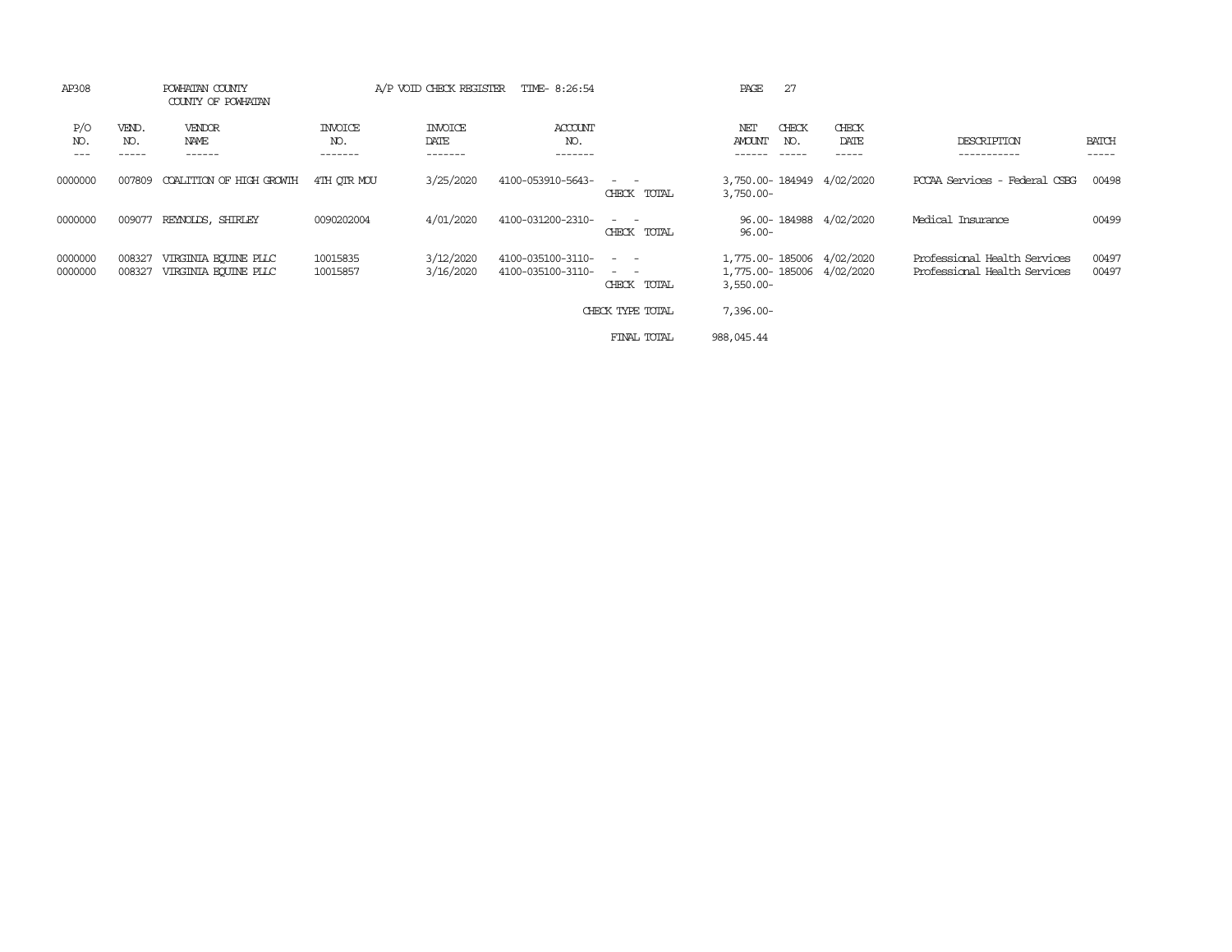AP308 POWHATAN COUNTY A/P VOID CHECK REGISTER TIME- 8:26:54

COUNTY OF POWHATAN

| P/O NO. | VEND. NO. | VENDOR NAME | INVOICE NO. | INVOICE DATE | ACCOUNT NO. | | NET AMOUNT | CHECK NO. | CHECK DATE | DESCRIPTION | BATCH |
|---|---|---|---|---|---|---|---|---|---|---|---|
| 0000000 | 007809 | COALITION OF HIGH GROWTH | 4TH QTR MOU | 3/25/2020 | 4100-053910-5643- | - - | 3,750.00- | 184949 | 4/02/2020 | PCCAA Services - Federal CSBG | 00498 |
| | | | | | | CHECK TOTAL | 3,750.00- | | | | |
| 0000000 | 009077 | REYNOLDS, SHIRLEY | 0090202004 | 4/01/2020 | 4100-031200-2310- | - - | 96.00- | 184988 | 4/02/2020 | Medical Insurance | 00499 |
| | | | | | | CHECK TOTAL | 96.00- | | | | |
| 0000000 | 008327 | VIRGINIA EQUINE PLLC | 10015835 | 3/12/2020 | 4100-035100-3110- | - - | 1,775.00- | 185006 | 4/02/2020 | Professional Health Services | 00497 |
| 0000000 | 008327 | VIRGINIA EQUINE PLLC | 10015857 | 3/16/2020 | 4100-035100-3110- | - - | 1,775.00- | 185006 | 4/02/2020 | Professional Health Services | 00497 |
| | | | | | | CHECK TOTAL | 3,550.00- | | | | |
| | | | | | | CHECK TYPE TOTAL | 7,396.00- | | | | |
| | | | | | | FINAL TOTAL | 988,045.44 | | | | |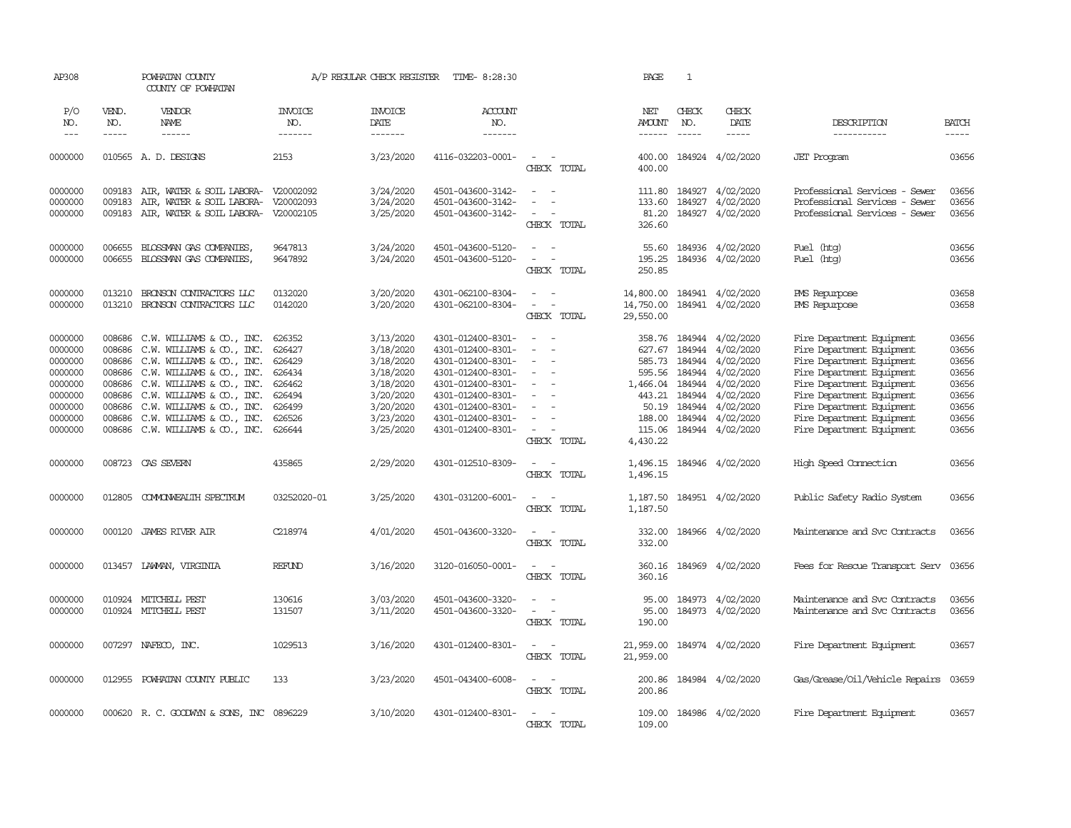AP308 POWHATAN COUNTY A/P REGULAR CHECK REGISTER TIME- 8:28:30 PAGE 1

COUNTY OF POWHATAN

| P/O NO. | VEND. NO. | VENDOR NAME | INVOICE NO. | INVOICE DATE | ACCOUNT NO. | | NET AMOUNT | CHECK NO. | CHECK DATE | DESCRIPTION | BATCH |
|---|---|---|---|---|---|---|---|---|---|---|---|
| 0000000 | 010565 | A. D. DESIGNS | 2153 | 3/23/2020 | 4116-032203-0001- | - - | 400.00 | 184924 | 4/02/2020 | JET Program | 03656 |
| | | | | | | CHECK TOTAL | 400.00 | | | | |
| 0000000 | 009183 | AIR, WATER & SOIL LABORA- | V20002092 | 3/24/2020 | 4501-043600-3142- | - - | 111.80 | 184927 | 4/02/2020 | Professional Services - Sewer | 03656 |
| 0000000 | 009183 | AIR, WATER & SOIL LABORA- | V20002093 | 3/24/2020 | 4501-043600-3142- | - - | 133.60 | 184927 | 4/02/2020 | Professional Services - Sewer | 03656 |
| 0000000 | 009183 | AIR, WATER & SOIL LABORA- | V20002105 | 3/25/2020 | 4501-043600-3142- | - - | 81.20 | 184927 | 4/02/2020 | Professional Services - Sewer | 03656 |
| | | | | | | CHECK TOTAL | 326.60 | | | | |
| 0000000 | 006655 | BLOSSMAN GAS COMPANIES, | 9647813 | 3/24/2020 | 4501-043600-5120- | - - | 55.60 | 184936 | 4/02/2020 | Fuel (htg) | 03656 |
| 0000000 | 006655 | BLOSSMAN GAS COMPANIES, | 9647892 | 3/24/2020 | 4501-043600-5120- | - - | 195.25 | 184936 | 4/02/2020 | Fuel (htg) | 03656 |
| | | | | | | CHECK TOTAL | 250.85 | | | | |
| 0000000 | 013210 | BRONSON CONTRACTORS LLC | 0132020 | 3/20/2020 | 4301-062100-8304- | - - | 14,800.00 | 184941 | 4/02/2020 | PMS Repurpose | 03658 |
| 0000000 | 013210 | BRONSON CONTRACTORS LLC | 0142020 | 3/20/2020 | 4301-062100-8304- | - - | 14,750.00 | 184941 | 4/02/2020 | PMS Repurpose | 03658 |
| | | | | | | CHECK TOTAL | 29,550.00 | | | | |
| 0000000 | 008686 | C.W. WILLIAMS & CO., INC. | 626352 | 3/13/2020 | 4301-012400-8301- | - - | 358.76 | 184944 | 4/02/2020 | Fire Department Equipment | 03656 |
| 0000000 | 008686 | C.W. WILLIAMS & CO., INC. | 626427 | 3/18/2020 | 4301-012400-8301- | - - | 627.67 | 184944 | 4/02/2020 | Fire Department Equipment | 03656 |
| 0000000 | 008686 | C.W. WILLIAMS & CO., INC. | 626429 | 3/18/2020 | 4301-012400-8301- | - - | 585.73 | 184944 | 4/02/2020 | Fire Department Equipment | 03656 |
| 0000000 | 008686 | C.W. WILLIAMS & CO., INC. | 626434 | 3/18/2020 | 4301-012400-8301- | - - | 595.56 | 184944 | 4/02/2020 | Fire Department Equipment | 03656 |
| 0000000 | 008686 | C.W. WILLIAMS & CO., INC. | 626462 | 3/18/2020 | 4301-012400-8301- | - - | 1,466.04 | 184944 | 4/02/2020 | Fire Department Equipment | 03656 |
| 0000000 | 008686 | C.W. WILLIAMS & CO., INC. | 626494 | 3/20/2020 | 4301-012400-8301- | - - | 443.21 | 184944 | 4/02/2020 | Fire Department Equipment | 03656 |
| 0000000 | 008686 | C.W. WILLIAMS & CO., INC. | 626499 | 3/20/2020 | 4301-012400-8301- | - - | 50.19 | 184944 | 4/02/2020 | Fire Department Equipment | 03656 |
| 0000000 | 008686 | C.W. WILLIAMS & CO., INC. | 626526 | 3/23/2020 | 4301-012400-8301- | - - | 188.00 | 184944 | 4/02/2020 | Fire Department Equipment | 03656 |
| 0000000 | 008686 | C.W. WILLIAMS & CO., INC. | 626644 | 3/25/2020 | 4301-012400-8301- | - - | 115.06 | 184944 | 4/02/2020 | Fire Department Equipment | 03656 |
| | | | | | | CHECK TOTAL | 4,430.22 | | | | |
| 0000000 | 008723 | CAS SEVERN | 435865 | 2/29/2020 | 4301-012510-8309- | - - | 1,496.15 | 184946 | 4/02/2020 | High Speed Connection | 03656 |
| | | | | | | CHECK TOTAL | 1,496.15 | | | | |
| 0000000 | 012805 | COMMONWEALTH SPECTRUM | 03252020-01 | 3/25/2020 | 4301-031200-6001- | - - | 1,187.50 | 184951 | 4/02/2020 | Public Safety Radio System | 03656 |
| | | | | | | CHECK TOTAL | 1,187.50 | | | | |
| 0000000 | 000120 | JAMES RIVER AIR | C218974 | 4/01/2020 | 4501-043600-3320- | - - | 332.00 | 184966 | 4/02/2020 | Maintenance and Svc Contracts | 03656 |
| | | | | | | CHECK TOTAL | 332.00 | | | | |
| 0000000 | 013457 | LAWMAN, VIRGINIA | REFUND | 3/16/2020 | 3120-016050-0001- | - - | 360.16 | 184969 | 4/02/2020 | Fees for Rescue Transport Serv | 03656 |
| | | | | | | CHECK TOTAL | 360.16 | | | | |
| 0000000 | 010924 | MITCHELL PEST | 130616 | 3/03/2020 | 4501-043600-3320- | - - | 95.00 | 184973 | 4/02/2020 | Maintenance and Svc Contracts | 03656 |
| 0000000 | 010924 | MITCHELL PEST | 131507 | 3/11/2020 | 4501-043600-3320- | - - | 95.00 | 184973 | 4/02/2020 | Maintenance and Svc Contracts | 03656 |
| | | | | | | CHECK TOTAL | 190.00 | | | | |
| 0000000 | 007297 | NAFECO, INC. | 1029513 | 3/16/2020 | 4301-012400-8301- | - - | 21,959.00 | 184974 | 4/02/2020 | Fire Department Equipment | 03657 |
| | | | | | | CHECK TOTAL | 21,959.00 | | | | |
| 0000000 | 012955 | POWHATAN COUNTY PUBLIC | 133 | 3/23/2020 | 4501-043400-6008- | - - | 200.86 | 184984 | 4/02/2020 | Gas/Grease/Oil/Vehicle Repairs | 03659 |
| | | | | | | CHECK TOTAL | 200.86 | | | | |
| 0000000 | 000620 | R. C. GOODWYN & SONS, INC | 0896229 | 3/10/2020 | 4301-012400-8301- | - - | 109.00 | 184986 | 4/02/2020 | Fire Department Equipment | 03657 |
| | | | | | | CHECK TOTAL | 109.00 | | | | |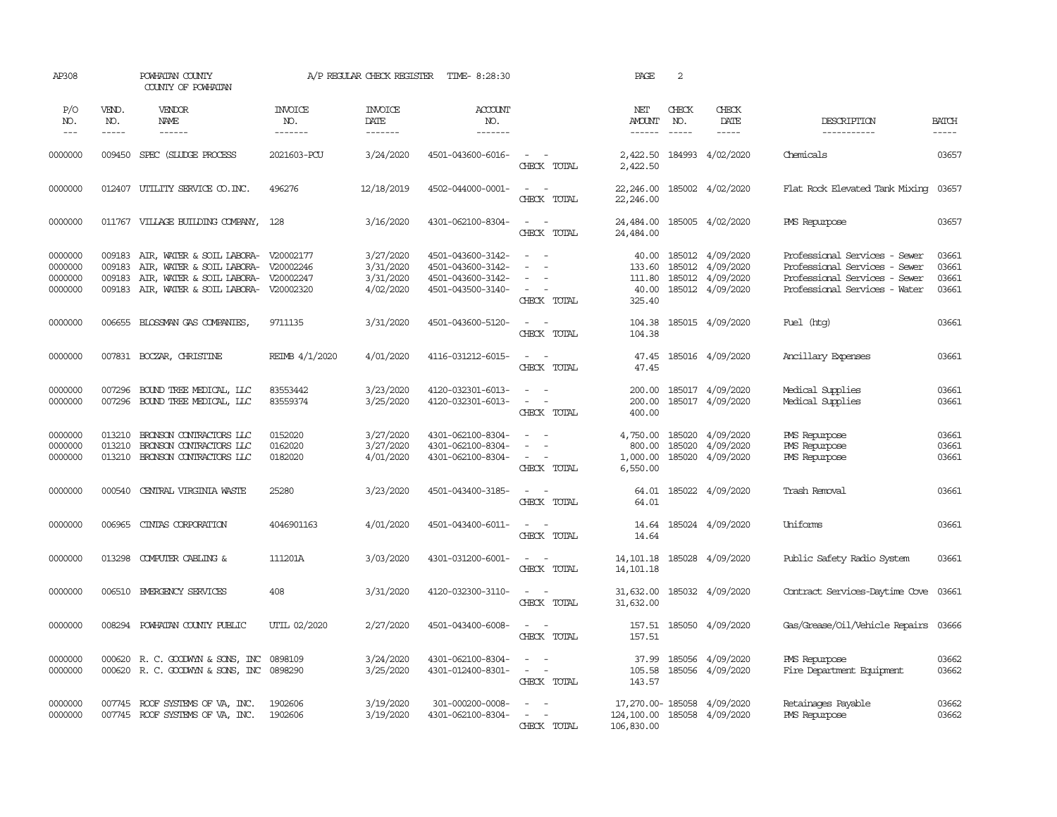AP308 POWHATAN COUNTY A/P REGULAR CHECK REGISTER TIME- 8:28:30 PAGE 2
COUNTY OF POWHATAN

| P/O NO. | VEND. NO. | VENDOR NAME | INVOICE NO. | INVOICE DATE | ACCOUNT NO. | | NET AMOUNT | CHECK NO. | CHECK DATE | DESCRIPTION | BATCH |
|---|---|---|---|---|---|---|---|---|---|---|---|
| 0000000 | 009450 | SPEC (SLUDGE PROCESS | 2021603-PCU | 3/24/2020 | 4501-043600-6016- | - - | 2,422.50 | 184993 | 4/02/2020 | Chemicals | 03657 |
| | | | | | | CHECK TOTAL | 2,422.50 | | | | |
| 0000000 | 012407 | UTILITY SERVICE CO.INC. | 496276 | 12/18/2019 | 4502-044000-0001- | - - | 22,246.00 | 185002 | 4/02/2020 | Flat Rock Elevated Tank Mixing | 03657 |
| | | | | | | CHECK TOTAL | 22,246.00 | | | | |
| 0000000 | 011767 | VILLAGE BUILDING COMPANY, | 128 | 3/16/2020 | 4301-062100-8304- | - - | 24,484.00 | 185005 | 4/02/2020 | PMS Repurpose | 03657 |
| | | | | | | CHECK TOTAL | 24,484.00 | | | | |
| 0000000 | 009183 | AIR, WATER & SOIL LABORA- | V20002177 | 3/27/2020 | 4501-043600-3142- | - - | 40.00 | 185012 | 4/09/2020 | Professional Services - Sewer | 03661 |
| 0000000 | 009183 | AIR, WATER & SOIL LABORA- | V20002246 | 3/31/2020 | 4501-043600-3142- | - - | 133.60 | 185012 | 4/09/2020 | Professional Services - Sewer | 03661 |
| 0000000 | 009183 | AIR, WATER & SOIL LABORA- | V20002247 | 3/31/2020 | 4501-043600-3142- | - - | 111.80 | 185012 | 4/09/2020 | Professional Services - Sewer | 03661 |
| 0000000 | 009183 | AIR, WATER & SOIL LABORA- | V20002320 | 4/02/2020 | 4501-043500-3140- | - - | 40.00 | 185012 | 4/09/2020 | Professional Services - Water | 03661 |
| | | | | | | CHECK TOTAL | 325.40 | | | | |
| 0000000 | 006655 | BLOSSMAN GAS COMPANIES, | 9711135 | 3/31/2020 | 4501-043600-5120- | - - | 104.38 | 185015 | 4/09/2020 | Fuel (htg) | 03661 |
| | | | | | | CHECK TOTAL | 104.38 | | | | |
| 0000000 | 007831 | BOCZAR, CHRISTINE | REIMB 4/1/2020 | 4/01/2020 | 4116-031212-6015- | - - | 47.45 | 185016 | 4/09/2020 | Ancillary Expenses | 03661 |
| | | | | | | CHECK TOTAL | 47.45 | | | | |
| 0000000 | 007296 | BOUND TREE MEDICAL, LLC | 83553442 | 3/23/2020 | 4120-032301-6013- | - - | 200.00 | 185017 | 4/09/2020 | Medical Supplies | 03661 |
| 0000000 | 007296 | BOUND TREE MEDICAL, LLC | 83559374 | 3/25/2020 | 4120-032301-6013- | - - | 200.00 | 185017 | 4/09/2020 | Medical Supplies | 03661 |
| | | | | | | CHECK TOTAL | 400.00 | | | | |
| 0000000 | 013210 | BRONSON CONTRACTORS LLC | 0152020 | 3/27/2020 | 4301-062100-8304- | - - | 4,750.00 | 185020 | 4/09/2020 | PMS Repurpose | 03661 |
| 0000000 | 013210 | BRONSON CONTRACTORS LLC | 0162020 | 3/27/2020 | 4301-062100-8304- | - - | 800.00 | 185020 | 4/09/2020 | PMS Repurpose | 03661 |
| 0000000 | 013210 | BRONSON CONTRACTORS LLC | 0182020 | 4/01/2020 | 4301-062100-8304- | - - | 1,000.00 | 185020 | 4/09/2020 | PMS Repurpose | 03661 |
| | | | | | | CHECK TOTAL | 6,550.00 | | | | |
| 0000000 | 000540 | CENTRAL VIRGINIA WASTE | 25280 | 3/23/2020 | 4501-043400-3185- | - - | 64.01 | 185022 | 4/09/2020 | Trash Removal | 03661 |
| | | | | | | CHECK TOTAL | 64.01 | | | | |
| 0000000 | 006965 | CINTAS CORPORATION | 4046901163 | 4/01/2020 | 4501-043400-6011- | - - | 14.64 | 185024 | 4/09/2020 | Uniforms | 03661 |
| | | | | | | CHECK TOTAL | 14.64 | | | | |
| 0000000 | 013298 | COMPUTER CABLING & | 111201A | 3/03/2020 | 4301-031200-6001- | - - | 14,101.18 | 185028 | 4/09/2020 | Public Safety Radio System | 03661 |
| | | | | | | CHECK TOTAL | 14,101.18 | | | | |
| 0000000 | 006510 | EMERGENCY SERVICES | 408 | 3/31/2020 | 4120-032300-3110- | - - | 31,632.00 | 185032 | 4/09/2020 | Contract Services-Daytime Cove | 03661 |
| | | | | | | CHECK TOTAL | 31,632.00 | | | | |
| 0000000 | 008294 | POWHATAN COUNTY PUBLIC | UTIL 02/2020 | 2/27/2020 | 4501-043400-6008- | - - | 157.51 | 185050 | 4/09/2020 | Gas/Grease/Oil/Vehicle Repairs | 03666 |
| | | | | | | CHECK TOTAL | 157.51 | | | | |
| 0000000 | 000620 | R. C. GOODWYN & SONS, INC | 0898109 | 3/24/2020 | 4301-062100-8304- | - - | 37.99 | 185056 | 4/09/2020 | PMS Repurpose | 03662 |
| 0000000 | 000620 | R. C. GOODWYN & SONS, INC | 0898290 | 3/25/2020 | 4301-012400-8301- | - - | 105.58 | 185056 | 4/09/2020 | Fire Department Equipment | 03662 |
| | | | | | | CHECK TOTAL | 143.57 | | | | |
| 0000000 | 007745 | ROOF SYSTEMS OF VA, INC. | 1902606 | 3/19/2020 | 301-000200-0008- | - - | 17,270.00- | 185058 | 4/09/2020 | Retainages Payable | 03662 |
| 0000000 | 007745 | ROOF SYSTEMS OF VA, INC. | 1902606 | 3/19/2020 | 4301-062100-8304- | - - | 124,100.00 | 185058 | 4/09/2020 | PMS Repurpose | 03662 |
| | | | | | | CHECK TOTAL | 106,830.00 | | | | |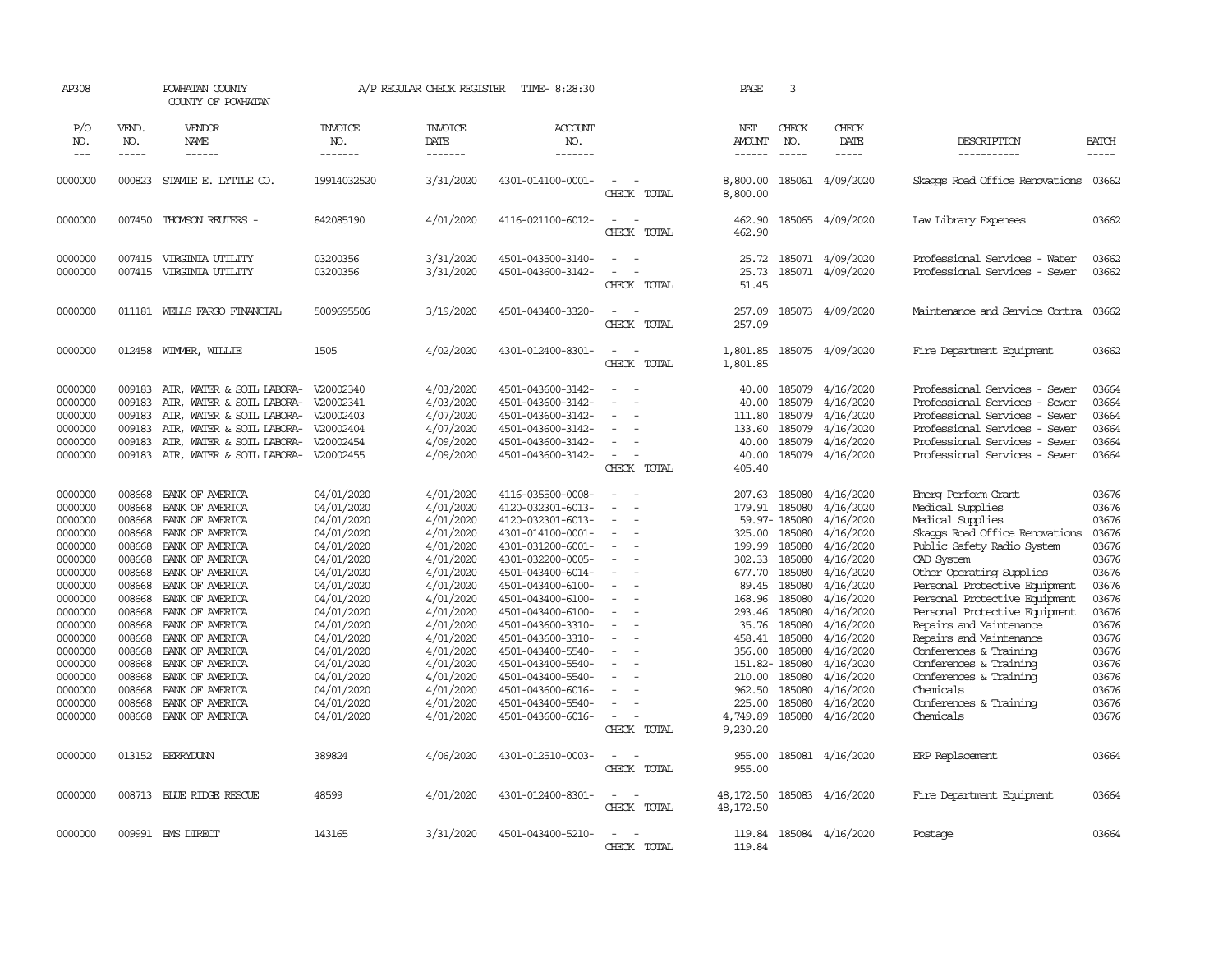AP308 POWHATAN COUNTY A/P REGULAR CHECK REGISTER TIME- 8:28:30 PAGE 3

COUNTY OF POWHATAN

| P/O NO. | VEND. NO. | VENDOR NAME | INVOICE NO. | INVOICE DATE | ACCOUNT NO. | | NET AMOUNT | CHECK NO. | CHECK DATE | DESCRIPTION | BATCH |
|---|---|---|---|---|---|---|---|---|---|---|---|
| 0000000 | 000823 | STAMIE E. LYTTLE CO. | 19914032520 | 3/31/2020 | 4301-014100-0001- | - - | 8,800.00 | 185061 | 4/09/2020 | Skaggs Road Office Renovations | 03662 |
| | | | | | | CHECK TOTAL | 8,800.00 | | | | |
| 0000000 | 007450 | THOMSON REUTERS - | 842085190 | 4/01/2020 | 4116-021100-6012- | - - | 462.90 | 185065 | 4/09/2020 | Law Library Expenses | 03662 |
| | | | | | | CHECK TOTAL | 462.90 | | | | |
| 0000000 | 007415 | VIRGINIA UTILITY | 03200356 | 3/31/2020 | 4501-043500-3140- | - - | 25.72 | 185071 | 4/09/2020 | Professional Services - Water | 03662 |
| 0000000 | 007415 | VIRGINIA UTILITY | 03200356 | 3/31/2020 | 4501-043600-3142- | - - | 25.73 | 185071 | 4/09/2020 | Professional Services - Sewer | 03662 |
| | | | | | | CHECK TOTAL | 51.45 | | | | |
| 0000000 | 011181 | WELLS FARGO FINANCIAL | 5009695506 | 3/19/2020 | 4501-043400-3320- | - - | 257.09 | 185073 | 4/09/2020 | Maintenance and Service Contra | 03662 |
| | | | | | | CHECK TOTAL | 257.09 | | | | |
| 0000000 | 012458 | WIMMER, WILLIE | 1505 | 4/02/2020 | 4301-012400-8301- | - - | 1,801.85 | 185075 | 4/09/2020 | Fire Department Equipment | 03662 |
| | | | | | | CHECK TOTAL | 1,801.85 | | | | |
| 0000000 | 009183 | AIR, WATER & SOIL LABORA- | V20002340 | 4/03/2020 | 4501-043600-3142- | - - | 40.00 | 185079 | 4/16/2020 | Professional Services - Sewer | 03664 |
| 0000000 | 009183 | AIR, WATER & SOIL LABORA- | V20002341 | 4/03/2020 | 4501-043600-3142- | - - | 40.00 | 185079 | 4/16/2020 | Professional Services - Sewer | 03664 |
| 0000000 | 009183 | AIR, WATER & SOIL LABORA- | V20002403 | 4/07/2020 | 4501-043600-3142- | - - | 111.80 | 185079 | 4/16/2020 | Professional Services - Sewer | 03664 |
| 0000000 | 009183 | AIR, WATER & SOIL LABORA- | V20002404 | 4/07/2020 | 4501-043600-3142- | - - | 133.60 | 185079 | 4/16/2020 | Professional Services - Sewer | 03664 |
| 0000000 | 009183 | AIR, WATER & SOIL LABORA- | V20002454 | 4/09/2020 | 4501-043600-3142- | - - | 40.00 | 185079 | 4/16/2020 | Professional Services - Sewer | 03664 |
| 0000000 | 009183 | AIR, WATER & SOIL LABORA- | V20002455 | 4/09/2020 | 4501-043600-3142- | - - | 40.00 | 185079 | 4/16/2020 | Professional Services - Sewer | 03664 |
| | | | | | | CHECK TOTAL | 405.40 | | | | |
| 0000000 | 008668 | BANK OF AMERICA | 04/01/2020 | 4/01/2020 | 4116-035500-0008- | - - | 207.63 | 185080 | 4/16/2020 | Emerg Perform Grant | 03676 |
| 0000000 | 008668 | BANK OF AMERICA | 04/01/2020 | 4/01/2020 | 4120-032301-6013- | - - | 179.91 | 185080 | 4/16/2020 | Medical Supplies | 03676 |
| 0000000 | 008668 | BANK OF AMERICA | 04/01/2020 | 4/01/2020 | 4120-032301-6013- | - - | 59.97- | 185080 | 4/16/2020 | Medical Supplies | 03676 |
| 0000000 | 008668 | BANK OF AMERICA | 04/01/2020 | 4/01/2020 | 4301-014100-0001- | - - | 325.00 | 185080 | 4/16/2020 | Skaggs Road Office Renovations | 03676 |
| 0000000 | 008668 | BANK OF AMERICA | 04/01/2020 | 4/01/2020 | 4301-031200-6001- | - - | 199.99 | 185080 | 4/16/2020 | Public Safety Radio System | 03676 |
| 0000000 | 008668 | BANK OF AMERICA | 04/01/2020 | 4/01/2020 | 4301-032200-0005- | - - | 302.33 | 185080 | 4/16/2020 | CAD System | 03676 |
| 0000000 | 008668 | BANK OF AMERICA | 04/01/2020 | 4/01/2020 | 4501-043400-6014- | - - | 677.70 | 185080 | 4/16/2020 | Other Operating Supplies | 03676 |
| 0000000 | 008668 | BANK OF AMERICA | 04/01/2020 | 4/01/2020 | 4501-043400-6100- | - - | 89.45 | 185080 | 4/16/2020 | Personal Protective Equipment | 03676 |
| 0000000 | 008668 | BANK OF AMERICA | 04/01/2020 | 4/01/2020 | 4501-043400-6100- | - - | 168.96 | 185080 | 4/16/2020 | Personal Protective Equipment | 03676 |
| 0000000 | 008668 | BANK OF AMERICA | 04/01/2020 | 4/01/2020 | 4501-043400-6100- | - - | 293.46 | 185080 | 4/16/2020 | Personal Protective Equipment | 03676 |
| 0000000 | 008668 | BANK OF AMERICA | 04/01/2020 | 4/01/2020 | 4501-043600-3310- | - - | 35.76 | 185080 | 4/16/2020 | Repairs and Maintenance | 03676 |
| 0000000 | 008668 | BANK OF AMERICA | 04/01/2020 | 4/01/2020 | 4501-043600-3310- | - - | 458.41 | 185080 | 4/16/2020 | Repairs and Maintenance | 03676 |
| 0000000 | 008668 | BANK OF AMERICA | 04/01/2020 | 4/01/2020 | 4501-043400-5540- | - - | 356.00 | 185080 | 4/16/2020 | Conferences & Training | 03676 |
| 0000000 | 008668 | BANK OF AMERICA | 04/01/2020 | 4/01/2020 | 4501-043400-5540- | - - | 151.82- | 185080 | 4/16/2020 | Conferences & Training | 03676 |
| 0000000 | 008668 | BANK OF AMERICA | 04/01/2020 | 4/01/2020 | 4501-043600-5540- | - - | 210.00 | 185080 | 4/16/2020 | Conferences & Training | 03676 |
| 0000000 | 008668 | BANK OF AMERICA | 04/01/2020 | 4/01/2020 | 4501-043600-6016- | - - | 962.50 | 185080 | 4/16/2020 | Chemicals | 03676 |
| 0000000 | 008668 | BANK OF AMERICA | 04/01/2020 | 4/01/2020 | 4501-043600-5540- | - - | 225.00 | 185080 | 4/16/2020 | Conferences & Training | 03676 |
| 0000000 | 008668 | BANK OF AMERICA | 04/01/2020 | 4/01/2020 | 4501-043600-6016- | - - | 4,749.89 | 185080 | 4/16/2020 | Chemicals | 03676 |
| | | | | | | CHECK TOTAL | 9,230.20 | | | | |
| 0000000 | 013152 | BERRYDUNN | 389824 | 4/06/2020 | 4301-012510-0003- | - - | 955.00 | 185081 | 4/16/2020 | ERP Replacement | 03664 |
| | | | | | | CHECK TOTAL | 955.00 | | | | |
| 0000000 | 008713 | BLUE RIDGE RESCUE | 48599 | 4/01/2020 | 4301-012400-8301- | - - | 48,172.50 | 185083 | 4/16/2020 | Fire Department Equipment | 03664 |
| | | | | | | CHECK TOTAL | 48,172.50 | | | | |
| 0000000 | 009991 | BMS DIRECT | 143165 | 3/31/2020 | 4501-043400-5210- | - - | 119.84 | 185084 | 4/16/2020 | Postage | 03664 |
| | | | | | | CHECK TOTAL | 119.84 | | | | |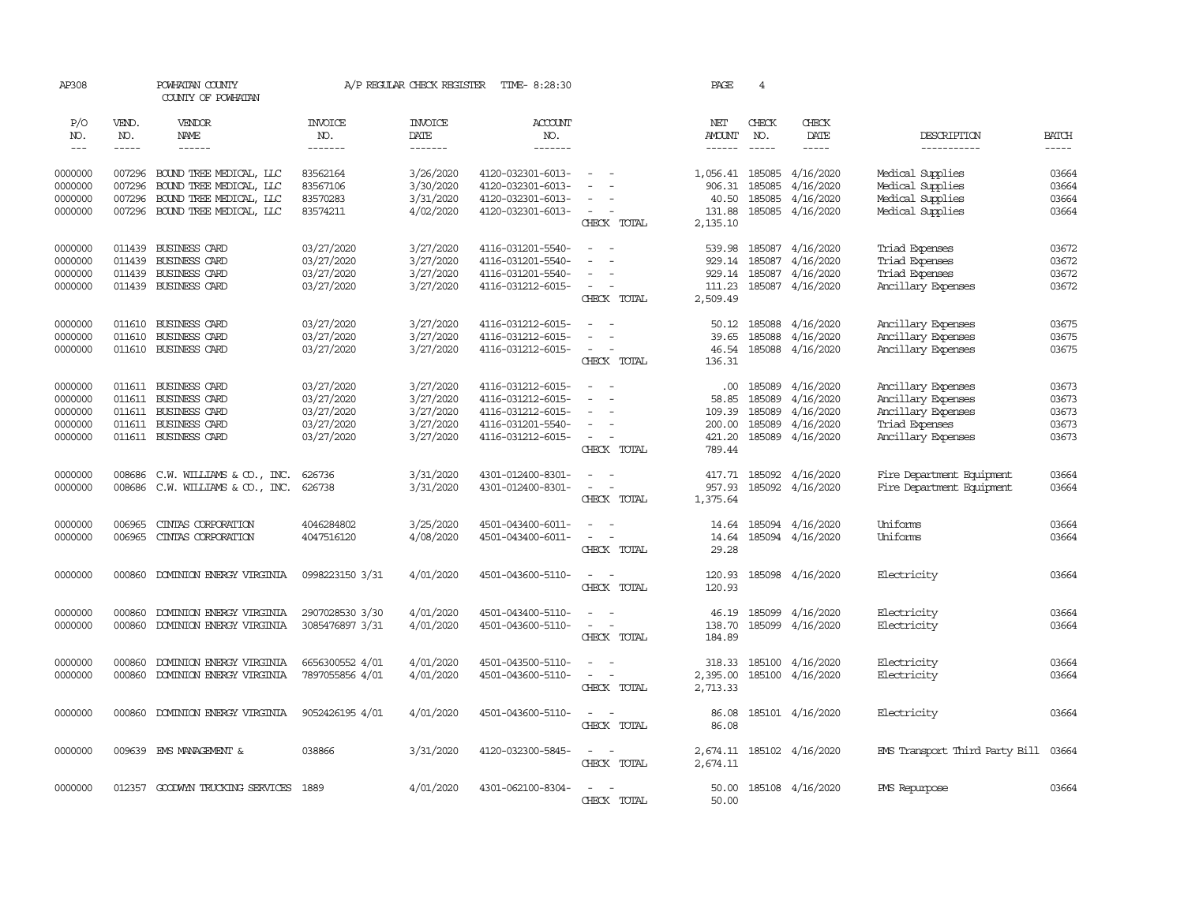AP308 POWHATAN COUNTY A/P REGULAR CHECK REGISTER TIME- 8:28:30 PAGE 4

COUNTY OF POWHATAN

| P/O NO. | VEND. NO. | VENDOR NAME | INVOICE NO. | INVOICE DATE | ACCOUNT NO. | | NET AMOUNT | CHECK NO. | CHECK DATE | DESCRIPTION | BATCH |
|---|---|---|---|---|---|---|---|---|---|---|---|
| 0000000 | 007296 | BOUND TREE MEDICAL, LLC | 83562164 | 3/26/2020 | 4120-032301-6013- | - - | 1,056.41 | 185085 | 4/16/2020 | Medical Supplies | 03664 |
| 0000000 | 007296 | BOUND TREE MEDICAL, LLC | 83567106 | 3/30/2020 | 4120-032301-6013- | - - | 906.31 | 185085 | 4/16/2020 | Medical Supplies | 03664 |
| 0000000 | 007296 | BOUND TREE MEDICAL, LLC | 83570283 | 3/31/2020 | 4120-032301-6013- | - - | 40.50 | 185085 | 4/16/2020 | Medical Supplies | 03664 |
| 0000000 | 007296 | BOUND TREE MEDICAL, LLC | 83574211 | 4/02/2020 | 4120-032301-6013- | - - | 131.88 | 185085 | 4/16/2020 | Medical Supplies | 03664 |
| | | | | | | CHECK TOTAL | 2,135.10 | | | | |
| 0000000 | 011439 | BUSINESS CARD | 03/27/2020 | 3/27/2020 | 4116-031201-5540- | - - | 539.98 | 185087 | 4/16/2020 | Triad Expenses | 03672 |
| 0000000 | 011439 | BUSINESS CARD | 03/27/2020 | 3/27/2020 | 4116-031201-5540- | - - | 929.14 | 185087 | 4/16/2020 | Triad Expenses | 03672 |
| 0000000 | 011439 | BUSINESS CARD | 03/27/2020 | 3/27/2020 | 4116-031201-5540- | - - | 929.14 | 185087 | 4/16/2020 | Triad Expenses | 03672 |
| 0000000 | 011439 | BUSINESS CARD | 03/27/2020 | 3/27/2020 | 4116-031212-6015- | - - | 111.23 | 185087 | 4/16/2020 | Ancillary Expenses | 03672 |
| | | | | | | CHECK TOTAL | 2,509.49 | | | | |
| 0000000 | 011610 | BUSINESS CARD | 03/27/2020 | 3/27/2020 | 4116-031212-6015- | - - | 50.12 | 185088 | 4/16/2020 | Ancillary Expenses | 03675 |
| 0000000 | 011610 | BUSINESS CARD | 03/27/2020 | 3/27/2020 | 4116-031212-6015- | - - | 39.65 | 185088 | 4/16/2020 | Ancillary Expenses | 03675 |
| 0000000 | 011610 | BUSINESS CARD | 03/27/2020 | 3/27/2020 | 4116-031212-6015- | - - | 46.54 | 185088 | 4/16/2020 | Ancillary Expenses | 03675 |
| | | | | | | CHECK TOTAL | 136.31 | | | | |
| 0000000 | 011611 | BUSINESS CARD | 03/27/2020 | 3/27/2020 | 4116-031212-6015- | - - | .00 | 185089 | 4/16/2020 | Ancillary Expenses | 03673 |
| 0000000 | 011611 | BUSINESS CARD | 03/27/2020 | 3/27/2020 | 4116-031212-6015- | - - | 58.85 | 185089 | 4/16/2020 | Ancillary Expenses | 03673 |
| 0000000 | 011611 | BUSINESS CARD | 03/27/2020 | 3/27/2020 | 4116-031212-6015- | - - | 109.39 | 185089 | 4/16/2020 | Ancillary Expenses | 03673 |
| 0000000 | 011611 | BUSINESS CARD | 03/27/2020 | 3/27/2020 | 4116-031201-5540- | - - | 200.00 | 185089 | 4/16/2020 | Triad Expenses | 03673 |
| 0000000 | 011611 | BUSINESS CARD | 03/27/2020 | 3/27/2020 | 4116-031212-6015- | - - | 421.20 | 185089 | 4/16/2020 | Ancillary Expenses | 03673 |
| | | | | | | CHECK TOTAL | 789.44 | | | | |
| 0000000 | 008686 | C.W. WILLIAMS & CO., INC. | 626736 | 3/31/2020 | 4301-012400-8301- | - - | 417.71 | 185092 | 4/16/2020 | Fire Department Equipment | 03664 |
| 0000000 | 008686 | C.W. WILLIAMS & CO., INC. | 626738 | 3/31/2020 | 4301-012400-8301- | - - | 957.93 | 185092 | 4/16/2020 | Fire Department Equipment | 03664 |
| | | | | | | CHECK TOTAL | 1,375.64 | | | | |
| 0000000 | 006965 | CINTAS CORPORATION | 4046284802 | 3/25/2020 | 4501-043400-6011- | - - | 14.64 | 185094 | 4/16/2020 | Uniforms | 03664 |
| 0000000 | 006965 | CINTAS CORPORATION | 4047516120 | 4/08/2020 | 4501-043400-6011- | - - | 14.64 | 185094 | 4/16/2020 | Uniforms | 03664 |
| | | | | | | CHECK TOTAL | 29.28 | | | | |
| 0000000 | 000860 | DOMINION ENERGY VIRGINIA | 0998223150 3/31 | 4/01/2020 | 4501-043600-5110- | - - | 120.93 | 185098 | 4/16/2020 | Electricity | 03664 |
| | | | | | | CHECK TOTAL | 120.93 | | | | |
| 0000000 | 000860 | DOMINION ENERGY VIRGINIA | 2907028530 3/30 | 4/01/2020 | 4501-043400-5110- | - - | 46.19 | 185099 | 4/16/2020 | Electricity | 03664 |
| 0000000 | 000860 | DOMINION ENERGY VIRGINIA | 3085476897 3/31 | 4/01/2020 | 4501-043600-5110- | - - | 138.70 | 185099 | 4/16/2020 | Electricity | 03664 |
| | | | | | | CHECK TOTAL | 184.89 | | | | |
| 0000000 | 000860 | DOMINION ENERGY VIRGINIA | 6656300552 4/01 | 4/01/2020 | 4501-043500-5110- | - - | 318.33 | 185100 | 4/16/2020 | Electricity | 03664 |
| 0000000 | 000860 | DOMINION ENERGY VIRGINIA | 7897055856 4/01 | 4/01/2020 | 4501-043600-5110- | - - | 2,395.00 | 185100 | 4/16/2020 | Electricity | 03664 |
| | | | | | | CHECK TOTAL | 2,713.33 | | | | |
| 0000000 | 000860 | DOMINION ENERGY VIRGINIA | 9052426195 4/01 | 4/01/2020 | 4501-043600-5110- | - - | 86.08 | 185101 | 4/16/2020 | Electricity | 03664 |
| | | | | | | CHECK TOTAL | 86.08 | | | | |
| 0000000 | 009639 | EMS MANAGEMENT & | 038866 | 3/31/2020 | 4120-032300-5845- | - - | 2,674.11 | 185102 | 4/16/2020 | EMS Transport Third Party Bill | 03664 |
| | | | | | | CHECK TOTAL | 2,674.11 | | | | |
| 0000000 | 012357 | GOODWYN TRUCKING SERVICES | 1889 | 4/01/2020 | 4301-062100-8304- | - - | 50.00 | 185108 | 4/16/2020 | PMS Repurpose | 03664 |
| | | | | | | CHECK TOTAL | 50.00 | | | | |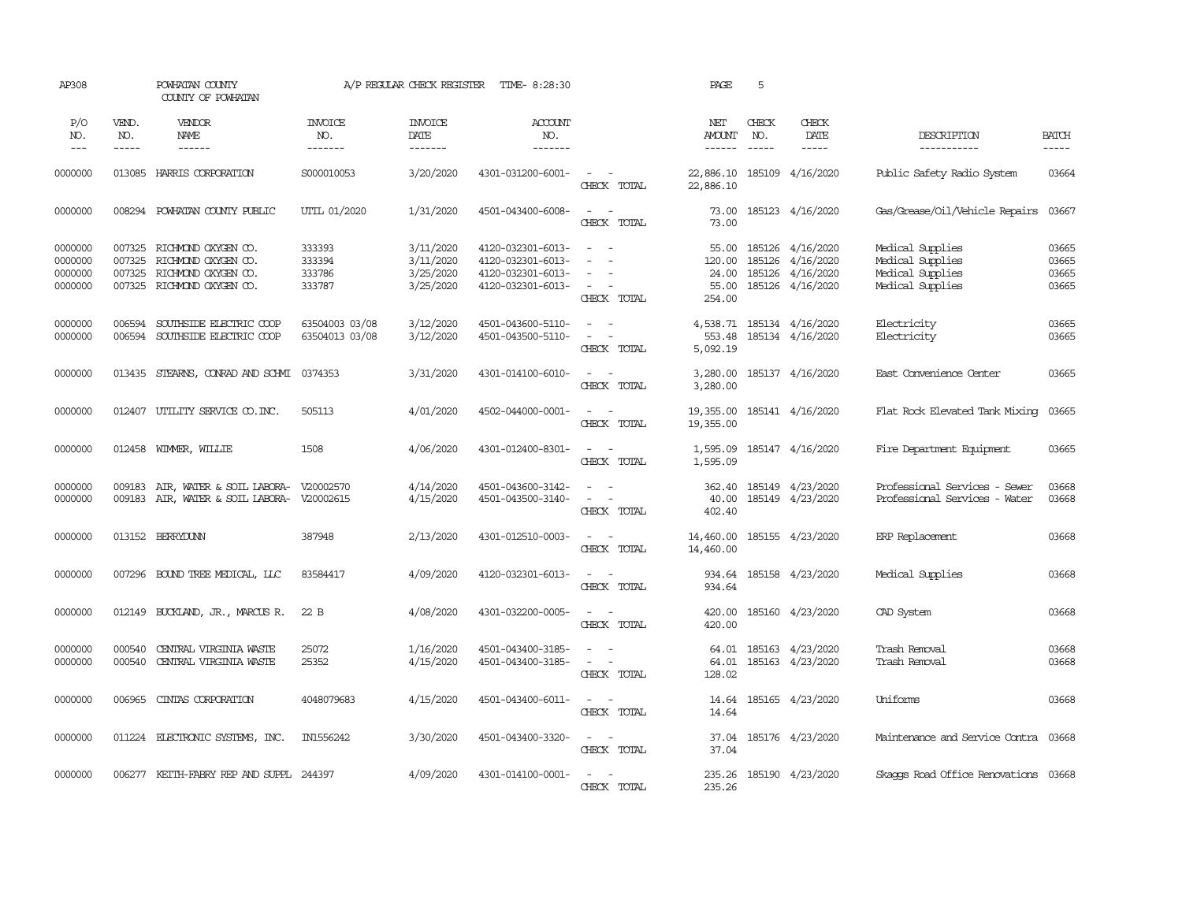AP308 POWHATAN COUNTY A/P REGULAR CHECK REGISTER TIME- 8:28:30 PAGE 5

COUNTY OF POWHATAN

| P/O NO. | VEND. NO. | VENDOR NAME | INVOICE NO. | INVOICE DATE | ACCOUNT NO. | | NET AMOUNT | CHECK NO. | CHECK DATE | DESCRIPTION | BATCH |
|---|---|---|---|---|---|---|---|---|---|---|---|
| --- | ----- | ------ | ------- | ------- | ------- | | ------ | ----- | ----- | ----------- | ----- |
| 0000000 | 013085 | HARRIS CORPORATION | S000010053 | 3/20/2020 | 4301-031200-6001- | - - | 22,886.10 | 185109 | 4/16/2020 | Public Safety Radio System | 03664 |
| | | | | | | CHECK TOTAL | 22,886.10 | | | | |
| 0000000 | 008294 | POWHATAN COUNTY PUBLIC | UTIL 01/2020 | 1/31/2020 | 4501-043400-6008- | - - | 73.00 | 185123 | 4/16/2020 | Gas/Grease/Oil/Vehicle Repairs | 03667 |
| | | | | | | CHECK TOTAL | 73.00 | | | | |
| 0000000 | 007325 | RICHMOND OXYGEN CO. | 333393 | 3/11/2020 | 4120-032301-6013- | - - | 55.00 | 185126 | 4/16/2020 | Medical Supplies | 03665 |
| 0000000 | 007325 | RICHMOND OXYGEN CO. | 333394 | 3/11/2020 | 4120-032301-6013- | - - | 120.00 | 185126 | 4/16/2020 | Medical Supplies | 03665 |
| 0000000 | 007325 | RICHMOND OXYGEN CO. | 333786 | 3/25/2020 | 4120-032301-6013- | - - | 24.00 | 185126 | 4/16/2020 | Medical Supplies | 03665 |
| 0000000 | 007325 | RICHMOND OXYGEN CO. | 333787 | 3/25/2020 | 4120-032301-6013- | - - | 55.00 | 185126 | 4/16/2020 | Medical Supplies | 03665 |
| | | | | | | CHECK TOTAL | 254.00 | | | | |
| 0000000 | 006594 | SOUTHSIDE ELECTRIC COOP | 63504003 03/08 | 3/12/2020 | 4501-043600-5110- | - - | 4,538.71 | 185134 | 4/16/2020 | Electricity | 03665 |
| 0000000 | 006594 | SOUTHSIDE ELECTRIC COOP | 63504013 03/08 | 3/12/2020 | 4501-043500-5110- | - - | 553.48 | 185134 | 4/16/2020 | Electricity | 03665 |
| | | | | | | CHECK TOTAL | 5,092.19 | | | | |
| 0000000 | 013435 | STEARNS, CONRAD AND SCHMI | 0374353 | 3/31/2020 | 4301-014100-6010- | - - | 3,280.00 | 185137 | 4/16/2020 | East Convenience Center | 03665 |
| | | | | | | CHECK TOTAL | 3,280.00 | | | | |
| 0000000 | 012407 | UTILITY SERVICE CO.INC. | 505113 | 4/01/2020 | 4502-044000-0001- | - - | 19,355.00 | 185141 | 4/16/2020 | Flat Rock Elevated Tank Mixing | 03665 |
| | | | | | | CHECK TOTAL | 19,355.00 | | | | |
| 0000000 | 012458 | WIMMER, WILLIE | 1508 | 4/06/2020 | 4301-012400-8301- | - - | 1,595.09 | 185147 | 4/16/2020 | Fire Department Equipment | 03665 |
| | | | | | | CHECK TOTAL | 1,595.09 | | | | |
| 0000000 | 009183 | AIR, WATER & SOIL LABORA- | V20002570 | 4/14/2020 | 4501-043600-3142- | - - | 362.40 | 185149 | 4/23/2020 | Professional Services - Sewer | 03668 |
| 0000000 | 009183 | AIR, WATER & SOIL LABORA- | V20002615 | 4/15/2020 | 4501-043500-3140- | - - | 40.00 | 185149 | 4/23/2020 | Professional Services - Water | 03668 |
| | | | | | | CHECK TOTAL | 402.40 | | | | |
| 0000000 | 013152 | BERRYDUNN | 387948 | 2/13/2020 | 4301-012510-0003- | - - | 14,460.00 | 185155 | 4/23/2020 | ERP Replacement | 03668 |
| | | | | | | CHECK TOTAL | 14,460.00 | | | | |
| 0000000 | 007296 | BOUND TREE MEDICAL, LLC | 83584417 | 4/09/2020 | 4120-032301-6013- | - - | 934.64 | 185158 | 4/23/2020 | Medical Supplies | 03668 |
| | | | | | | CHECK TOTAL | 934.64 | | | | |
| 0000000 | 012149 | BUCKLAND, JR., MARCUS R. | 22 B | 4/08/2020 | 4301-032200-0005- | - - | 420.00 | 185160 | 4/23/2020 | CAD System | 03668 |
| | | | | | | CHECK TOTAL | 420.00 | | | | |
| 0000000 | 000540 | CENTRAL VIRGINIA WASTE | 25072 | 1/16/2020 | 4501-043400-3185- | - - | 64.01 | 185163 | 4/23/2020 | Trash Removal | 03668 |
| 0000000 | 000540 | CENTRAL VIRGINIA WASTE | 25352 | 4/15/2020 | 4501-043400-3185- | - - | 64.01 | 185163 | 4/23/2020 | Trash Removal | 03668 |
| | | | | | | CHECK TOTAL | 128.02 | | | | |
| 0000000 | 006965 | CINTAS CORPORATION | 4048079683 | 4/15/2020 | 4501-043400-6011- | - - | 14.64 | 185165 | 4/23/2020 | Uniforms | 03668 |
| | | | | | | CHECK TOTAL | 14.64 | | | | |
| 0000000 | 011224 | ELECTRONIC SYSTEMS, INC. | IN1556242 | 3/30/2020 | 4501-043400-3320- | - - | 37.04 | 185176 | 4/23/2020 | Maintenance and Service Contra | 03668 |
| | | | | | | CHECK TOTAL | 37.04 | | | | |
| 0000000 | 006277 | KEITH-FABRY REP AND SUPPL | 244397 | 4/09/2020 | 4301-014100-0001- | - - | 235.26 | 185190 | 4/23/2020 | Skaggs Road Office Renovations | 03668 |
| | | | | | | CHECK TOTAL | 235.26 | | | | |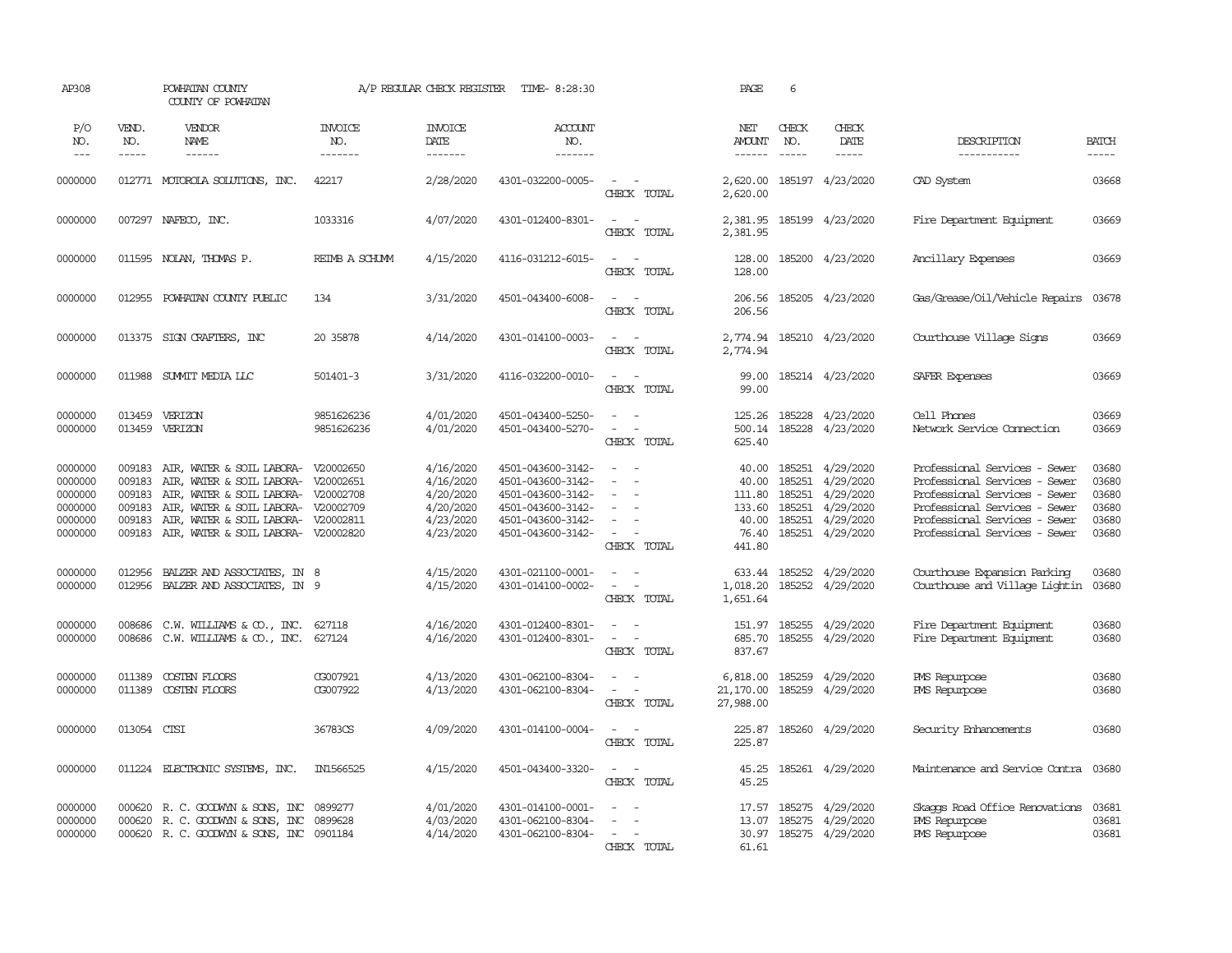AP308 POWHATAN COUNTY A/P REGULAR CHECK REGISTER TIME- 8:28:30 PAGE 6

COUNTY OF POWHATAN

| P/O NO. | VEND. NO. | VENDOR NAME | INVOICE NO. | INVOICE DATE | ACCOUNT NO. | | NET AMOUNT | CHECK NO. | CHECK DATE | DESCRIPTION | BATCH |
|---|---|---|---|---|---|---|---|---|---|---|---|
| --- | ----- | ------ | ------- | ------- | ------- | | ------ | ----- | ----- | ----------- | ----- |
| 0000000 | 012771 | MOTOROLA SOLUTIONS, INC. | 42217 | 2/28/2020 | 4301-032200-0005- | - - | 2,620.00 | 185197 | 4/23/2020 | CAD System | 03668 |
| | | | | | | CHECK TOTAL | 2,620.00 | | | | |
| 0000000 | 007297 | NAFECO, INC. | 1033316 | 4/07/2020 | 4301-012400-8301- | - - | 2,381.95 | 185199 | 4/23/2020 | Fire Department Equipment | 03669 |
| | | | | | | CHECK TOTAL | 2,381.95 | | | | |
| 0000000 | 011595 | NOLAN, THOMAS P. | REIMB A SCHUMM | 4/15/2020 | 4116-031212-6015- | - - | 128.00 | 185200 | 4/23/2020 | Ancillary Expenses | 03669 |
| | | | | | | CHECK TOTAL | 128.00 | | | | |
| 0000000 | 012955 | POWHATAN COUNTY PUBLIC | 134 | 3/31/2020 | 4501-043400-6008- | - - | 206.56 | 185205 | 4/23/2020 | Gas/Grease/Oil/Vehicle Repairs | 03678 |
| | | | | | | CHECK TOTAL | 206.56 | | | | |
| 0000000 | 013375 | SIGN CRAFTERS, INC | 20 35878 | 4/14/2020 | 4301-014100-0003- | - - | 2,774.94 | 185210 | 4/23/2020 | Courthouse Village Signs | 03669 |
| | | | | | | CHECK TOTAL | 2,774.94 | | | | |
| 0000000 | 011988 | SUMMIT MEDIA LLC | 501401-3 | 3/31/2020 | 4116-032200-0010- | - - | 99.00 | 185214 | 4/23/2020 | SAFER Expenses | 03669 |
| | | | | | | CHECK TOTAL | 99.00 | | | | |
| 0000000 | 013459 | VERIZON | 9851626236 | 4/01/2020 | 4501-043400-5250- | - - | 125.26 | 185228 | 4/23/2020 | Cell Phones | 03669 |
| 0000000 | 013459 | VERIZON | 9851626236 | 4/01/2020 | 4501-043400-5270- | - - | 500.14 | 185228 | 4/23/2020 | Network Service Connection | 03669 |
| | | | | | | CHECK TOTAL | 625.40 | | | | |
| 0000000 | 009183 | AIR, WATER & SOIL LABORA- | V20002650 | 4/16/2020 | 4501-043600-3142- | - - | 40.00 | 185251 | 4/29/2020 | Professional Services - Sewer | 03680 |
| 0000000 | 009183 | AIR, WATER & SOIL LABORA- | V20002651 | 4/16/2020 | 4501-043600-3142- | - - | 40.00 | 185251 | 4/29/2020 | Professional Services - Sewer | 03680 |
| 0000000 | 009183 | AIR, WATER & SOIL LABORA- | V20002708 | 4/20/2020 | 4501-043600-3142- | - - | 111.80 | 185251 | 4/29/2020 | Professional Services - Sewer | 03680 |
| 0000000 | 009183 | AIR, WATER & SOIL LABORA- | V20002709 | 4/20/2020 | 4501-043600-3142- | - - | 133.60 | 185251 | 4/29/2020 | Professional Services - Sewer | 03680 |
| 0000000 | 009183 | AIR, WATER & SOIL LABORA- | V20002811 | 4/23/2020 | 4501-043600-3142- | - - | 40.00 | 185251 | 4/29/2020 | Professional Services - Sewer | 03680 |
| 0000000 | 009183 | AIR, WATER & SOIL LABORA- | V20002820 | 4/23/2020 | 4501-043600-3142- | - - | 76.40 | 185251 | 4/29/2020 | Professional Services - Sewer | 03680 |
| | | | | | | CHECK TOTAL | 441.80 | | | | |
| 0000000 | 012956 | BALZER AND ASSOCIATES, IN | 8 | 4/15/2020 | 4301-021100-0001- | - - | 633.44 | 185252 | 4/29/2020 | Courthouse Expansion Parking | 03680 |
| 0000000 | 012956 | BALZER AND ASSOCIATES, IN | 9 | 4/15/2020 | 4301-014100-0002- | - - | 1,018.20 | 185252 | 4/29/2020 | Courthouse and Village Lightin | 03680 |
| | | | | | | CHECK TOTAL | 1,651.64 | | | | |
| 0000000 | 008686 | C.W. WILLIAMS & CO., INC. | 627118 | 4/16/2020 | 4301-012400-8301- | - - | 151.97 | 185255 | 4/29/2020 | Fire Department Equipment | 03680 |
| 0000000 | 008686 | C.W. WILLIAMS & CO., INC. | 627124 | 4/16/2020 | 4301-012400-8301- | - - | 685.70 | 185255 | 4/29/2020 | Fire Department Equipment | 03680 |
| | | | | | | CHECK TOTAL | 837.67 | | | | |
| 0000000 | 011389 | COSTEN FLOORS | CG007921 | 4/13/2020 | 4301-062100-8304- | - - | 6,818.00 | 185259 | 4/29/2020 | PMS Repurpose | 03680 |
| 0000000 | 011389 | COSTEN FLOORS | CG007922 | 4/13/2020 | 4301-062100-8304- | - - | 21,170.00 | 185259 | 4/29/2020 | PMS Repurpose | 03680 |
| | | | | | | CHECK TOTAL | 27,988.00 | | | | |
| 0000000 | 013054 | CTSI | 36783CS | 4/09/2020 | 4301-014100-0004- | - - | 225.87 | 185260 | 4/29/2020 | Security Enhancements | 03680 |
| | | | | | | CHECK TOTAL | 225.87 | | | | |
| 0000000 | 011224 | ELECTRONIC SYSTEMS, INC. | IN1566525 | 4/15/2020 | 4501-043400-3320- | - - | 45.25 | 185261 | 4/29/2020 | Maintenance and Service Contra | 03680 |
| | | | | | | CHECK TOTAL | 45.25 | | | | |
| 0000000 | 000620 | R. C. GOODWYN & SONS, INC | 0899277 | 4/01/2020 | 4301-014100-0001- | - - | 17.57 | 185275 | 4/29/2020 | Skaggs Road Office Renovations | 03681 |
| 0000000 | 000620 | R. C. GOODWYN & SONS, INC | 0899628 | 4/03/2020 | 4301-062100-8304- | - - | 13.07 | 185275 | 4/29/2020 | PMS Repurpose | 03681 |
| 0000000 | 000620 | R. C. GOODWYN & SONS, INC | 0901184 | 4/14/2020 | 4301-062100-8304- | - - | 30.97 | 185275 | 4/29/2020 | PMS Repurpose | 03681 |
| | | | | | | CHECK TOTAL | 61.61 | | | | |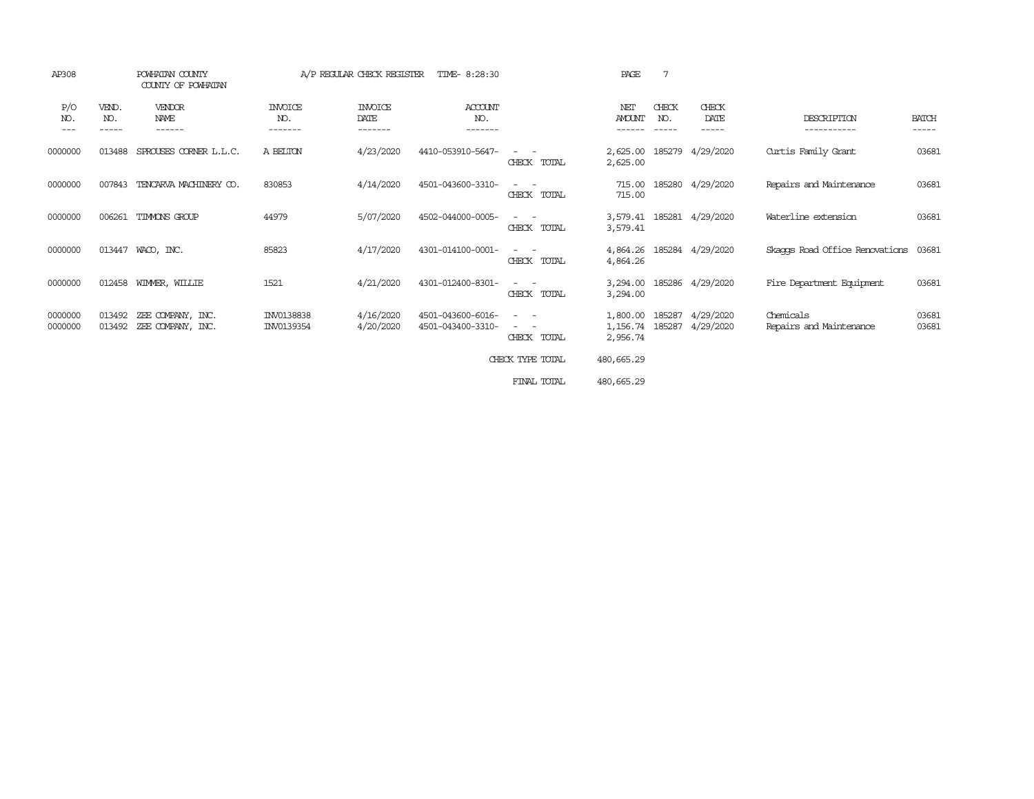AP308 POWHATAN COUNTY A/P REGULAR CHECK REGISTER TIME- 8:28:30 PAGE 7

COUNTY OF POWHATAN

| P/O NO. | VEND. NO. | VENDOR NAME | INVOICE NO. | INVOICE DATE | ACCOUNT NO. | | NET AMOUNT | CHECK NO. | CHECK DATE | DESCRIPTION | BATCH |
|---|---|---|---|---|---|---|---|---|---|---|---|
| 0000000 | 013488 | SPROUSES CORNER L.L.C. | A BELTON | 4/23/2020 | 4410-053910-5647- | - - | 2,625.00 | 185279 | 4/29/2020 | Curtis Family Grant | 03681 |
| | | | | | | CHECK TOTAL | 2,625.00 | | | | |
| 0000000 | 007843 | TENCARVA MACHINERY CO. | 830853 | 4/14/2020 | 4501-043600-3310- | - - | 715.00 | 185280 | 4/29/2020 | Repairs and Maintenance | 03681 |
| | | | | | | CHECK TOTAL | 715.00 | | | | |
| 0000000 | 006261 | TIMMONS GROUP | 44979 | 5/07/2020 | 4502-044000-0005- | - - | 3,579.41 | 185281 | 4/29/2020 | Waterline extension | 03681 |
| | | | | | | CHECK TOTAL | 3,579.41 | | | | |
| 0000000 | 013447 | WACO, INC. | 85823 | 4/17/2020 | 4301-014100-0001- | - - | 4,864.26 | 185284 | 4/29/2020 | Skaggs Road Office Renovations | 03681 |
| | | | | | | CHECK TOTAL | 4,864.26 | | | | |
| 0000000 | 012458 | WIMMER, WILLIE | 1521 | 4/21/2020 | 4301-012400-8301- | - - | 3,294.00 | 185286 | 4/29/2020 | Fire Department Equipment | 03681 |
| | | | | | | CHECK TOTAL | 3,294.00 | | | | |
| 0000000 | 013492 | ZEE COMPANY, INC. | INV0138838 | 4/16/2020 | 4501-043600-6016- | - - | 1,800.00 | 185287 | 4/29/2020 | Chemicals | 03681 |
| 0000000 | 013492 | ZEE COMPANY, INC. | INV0139354 | 4/20/2020 | 4501-043400-3310- | - - | 1,156.74 | 185287 | 4/29/2020 | Repairs and Maintenance | 03681 |
| | | | | | | CHECK TOTAL | 2,956.74 | | | | |
| | | | | | | CHECK TYPE TOTAL | 480,665.29 | | | | |
| | | | | | | FINAL TOTAL | 480,665.29 | | | | |